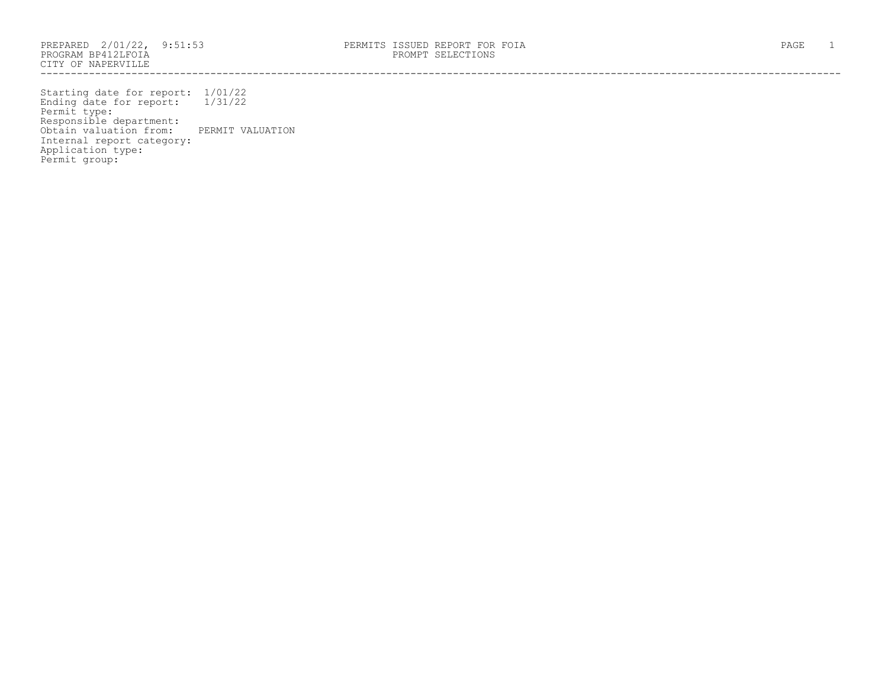PREPARED 2/01/22, 9:51:53
PROGRAM BP412LFOIA
CITY OF NAPERVILLE

# PERMITS ISSUED REPORT FOR FOIA
## PROMPT SELECTIONS

Starting date for report: 1/01/22
Ending date for report: 1/31/22
Permit type:
Responsible department:
Obtain valuation from: PERMIT VALUATION
Internal report category:
Application type:
Permit group: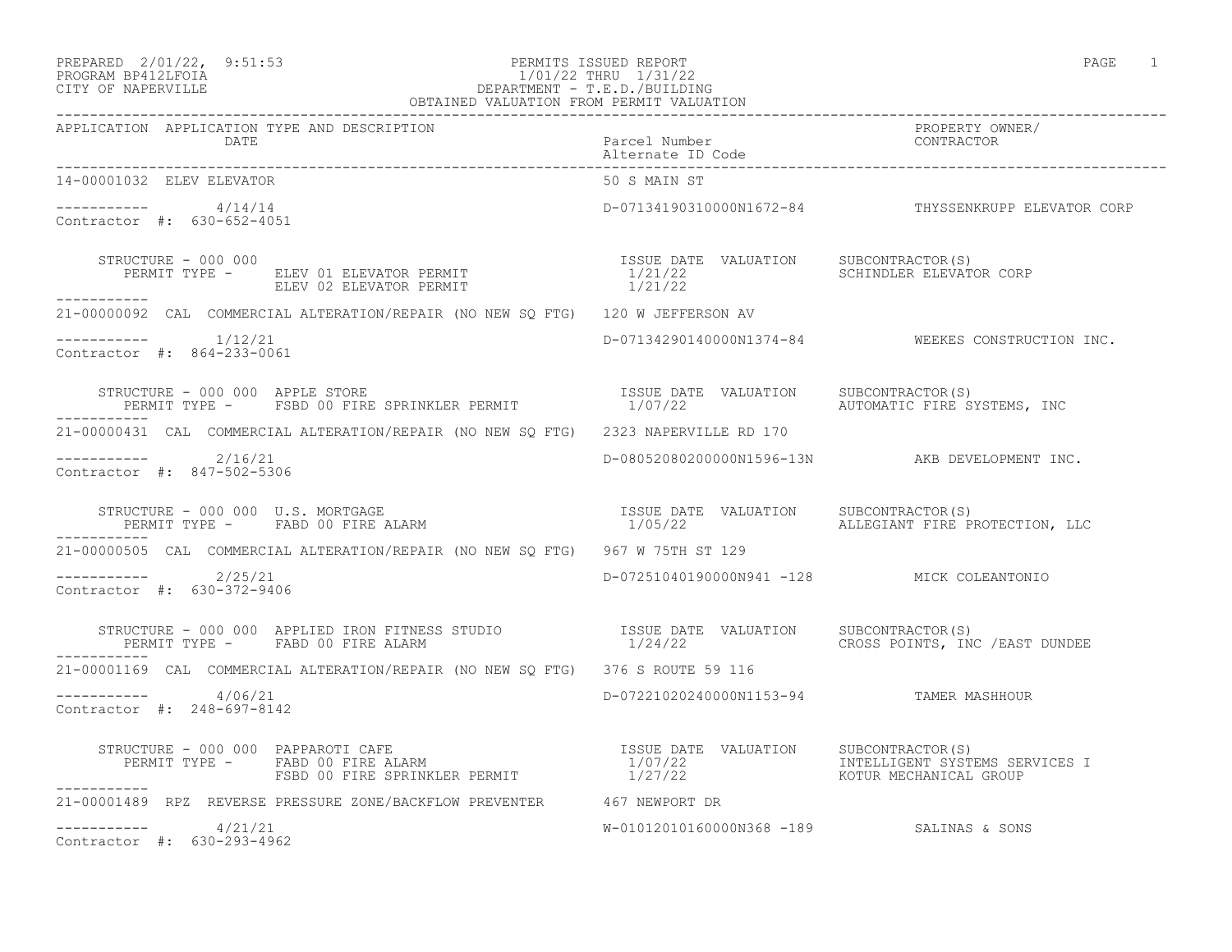PREPARED 2/01/22, 9:51:53 PERMITS ISSUED REPORT
PROGRAM BP412LFOIA 1/01/22 THRU 1/31/22
CITY OF NAPERVILLE DEPARTMENT - T.E.D./BUILDING
OBTAINED VALUATION FROM PERMIT VALUATION

| APPLICATION | APPLICATION TYPE AND DESCRIPTION / DATE | Parcel Number / Alternate ID Code | PROPERTY OWNER/ CONTRACTOR |
|---|---|---|---|

**14-00001032 ELEV ELEVATOR** — 50 S MAIN ST

----------- 4/14/14 — D-07134190310000N1672-84 — THYSSENKRUPP ELEVATOR CORP
Contractor #: 630-652-4051

STRUCTURE - 000 000

| PERMIT TYPE | ISSUE DATE | VALUATION | SUBCONTRACTOR(S) |
|---|---|---|---|
| ELEV 01 ELEVATOR PERMIT | 1/21/22 | | SCHINDLER ELEVATOR CORP |
| ELEV 02 ELEVATOR PERMIT | 1/21/22 | | |

-----------

**21-00000092 CAL COMMERCIAL ALTERATION/REPAIR (NO NEW SQ FTG)** — 120 W JEFFERSON AV

----------- 1/12/21 — D-07134290140000N1374-84 — WEEKES CONSTRUCTION INC.
Contractor #: 864-233-0061

STRUCTURE - 000 000 APPLE STORE

| PERMIT TYPE | ISSUE DATE | VALUATION | SUBCONTRACTOR(S) |
|---|---|---|---|
| FSBD 00 FIRE SPRINKLER PERMIT | 1/07/22 | | AUTOMATIC FIRE SYSTEMS, INC |

-----------

**21-00000431 CAL COMMERCIAL ALTERATION/REPAIR (NO NEW SQ FTG)** — 2323 NAPERVILLE RD 170

----------- 2/16/21 — D-08052080200000N1596-13N — AKB DEVELOPMENT INC.
Contractor #: 847-502-5306

STRUCTURE - 000 000 U.S. MORTGAGE

| PERMIT TYPE | ISSUE DATE | VALUATION | SUBCONTRACTOR(S) |
|---|---|---|---|
| FABD 00 FIRE ALARM | 1/05/22 | | ALLEGIANT FIRE PROTECTION, LLC |

-----------

**21-00000505 CAL COMMERCIAL ALTERATION/REPAIR (NO NEW SQ FTG)** — 967 W 75TH ST 129

----------- 2/25/21 — D-07251040190000N941 -128 — MICK COLEANTONIO
Contractor #: 630-372-9406

STRUCTURE - 000 000 APPLIED IRON FITNESS STUDIO

| PERMIT TYPE | ISSUE DATE | VALUATION | SUBCONTRACTOR(S) |
|---|---|---|---|
| FABD 00 FIRE ALARM | 1/24/22 | | CROSS POINTS, INC /EAST DUNDEE |

-----------

**21-00001169 CAL COMMERCIAL ALTERATION/REPAIR (NO NEW SQ FTG)** — 376 S ROUTE 59 116

----------- 4/06/21 — D-07221020240000N1153-94 — TAMER MASHHOUR
Contractor #: 248-697-8142

STRUCTURE - 000 000 PAPPAROTI CAFE

| PERMIT TYPE | ISSUE DATE | VALUATION | SUBCONTRACTOR(S) |
|---|---|---|---|
| FABD 00 FIRE ALARM | 1/07/22 | | INTELLIGENT SYSTEMS SERVICES I |
| FSBD 00 FIRE SPRINKLER PERMIT | 1/27/22 | | KOTUR MECHANICAL GROUP |

-----------

**21-00001489 RPZ REVERSE PRESSURE ZONE/BACKFLOW PREVENTER** — 467 NEWPORT DR

----------- 4/21/21 — W-01012010160000N368 -189 — SALINAS & SONS
Contractor #: 630-293-4962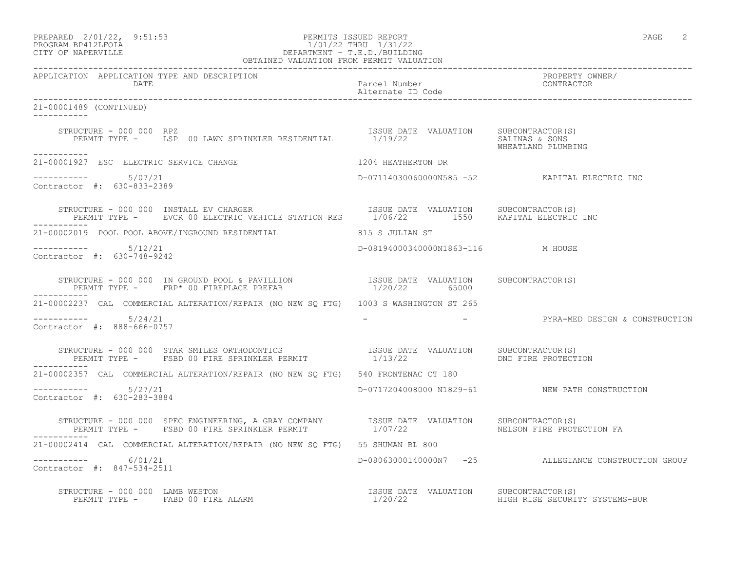PREPARED 2/01/22, 9:51:53 — PERMITS ISSUED REPORT — PAGE 2
PROGRAM BP412LFOIA — 1/01/22 THRU 1/31/22
CITY OF NAPERVILLE — DEPARTMENT - T.E.D./BUILDING
OBTAINED VALUATION FROM PERMIT VALUATION

| APPLICATION | APPLICATION TYPE AND DESCRIPTION / DATE | Parcel Number / Alternate ID Code | PROPERTY OWNER/ CONTRACTOR |
|---|---|---|---|

**21-00001489 (CONTINUED)**

STRUCTURE - 000 000 RPZ
PERMIT TYPE - LSP 00 LAWN SPRINKLER RESIDENTIAL — ISSUE DATE 1/19/22 — VALUATION: — SUBCONTRACTOR(S): SALINAS & SONS, WHEATLAND PLUMBING

---

**21-00001927** ESC ELECTRIC SERVICE CHANGE — 1204 HEATHERTON DR
5/07/21 — D-07114030060000N585 -52 — KAPITAL ELECTRIC INC
Contractor #: 630-833-2389

STRUCTURE - 000 000 INSTALL EV CHARGER
PERMIT TYPE - EVCR 00 ELECTRIC VEHICLE STATION RES — ISSUE DATE 1/06/22 — VALUATION 1550 — SUBCONTRACTOR(S): KAPITAL ELECTRIC INC

---

**21-00002019** POOL POOL ABOVE/INGROUND RESIDENTIAL — 815 S JULIAN ST
5/12/21 — D-08194000340000N1863-116 — M HOUSE
Contractor #: 630-748-9242

STRUCTURE - 000 000 IN GROUND POOL & PAVILLION
PERMIT TYPE - FRP* 00 FIREPLACE PREFAB — ISSUE DATE 1/20/22 — VALUATION 65000 — SUBCONTRACTOR(S):

---

**21-00002237** CAL COMMERCIAL ALTERATION/REPAIR (NO NEW SQ FTG) — 1003 S WASHINGTON ST 265
5/24/21 — - - — PYRA-MED DESIGN & CONSTRUCTION
Contractor #: 888-666-0757

STRUCTURE - 000 000 STAR SMILES ORTHODONTICS
PERMIT TYPE - FSBD 00 FIRE SPRINKLER PERMIT — ISSUE DATE 1/13/22 — VALUATION: — SUBCONTRACTOR(S): DND FIRE PROTECTION

---

**21-00002357** CAL COMMERCIAL ALTERATION/REPAIR (NO NEW SQ FTG) — 540 FRONTENAC CT 180
5/27/21 — D-0717204008000 N1829-61 — NEW PATH CONSTRUCTION
Contractor #: 630-283-3884

STRUCTURE - 000 000 SPEC ENGINEERING, A GRAY COMPANY
PERMIT TYPE - FSBD 00 FIRE SPRINKLER PERMIT — ISSUE DATE 1/07/22 — VALUATION: — SUBCONTRACTOR(S): NELSON FIRE PROTECTION FA

---

**21-00002414** CAL COMMERCIAL ALTERATION/REPAIR (NO NEW SQ FTG) — 55 SHUMAN BL 800
6/01/21 — D-08063000140000N7 -25 — ALLEGIANCE CONSTRUCTION GROUP
Contractor #: 847-534-2511

STRUCTURE - 000 000 LAMB WESTON
PERMIT TYPE - FABD 00 FIRE ALARM — ISSUE DATE 1/20/22 — VALUATION: — SUBCONTRACTOR(S): HIGH RISE SECURITY SYSTEMS-BUR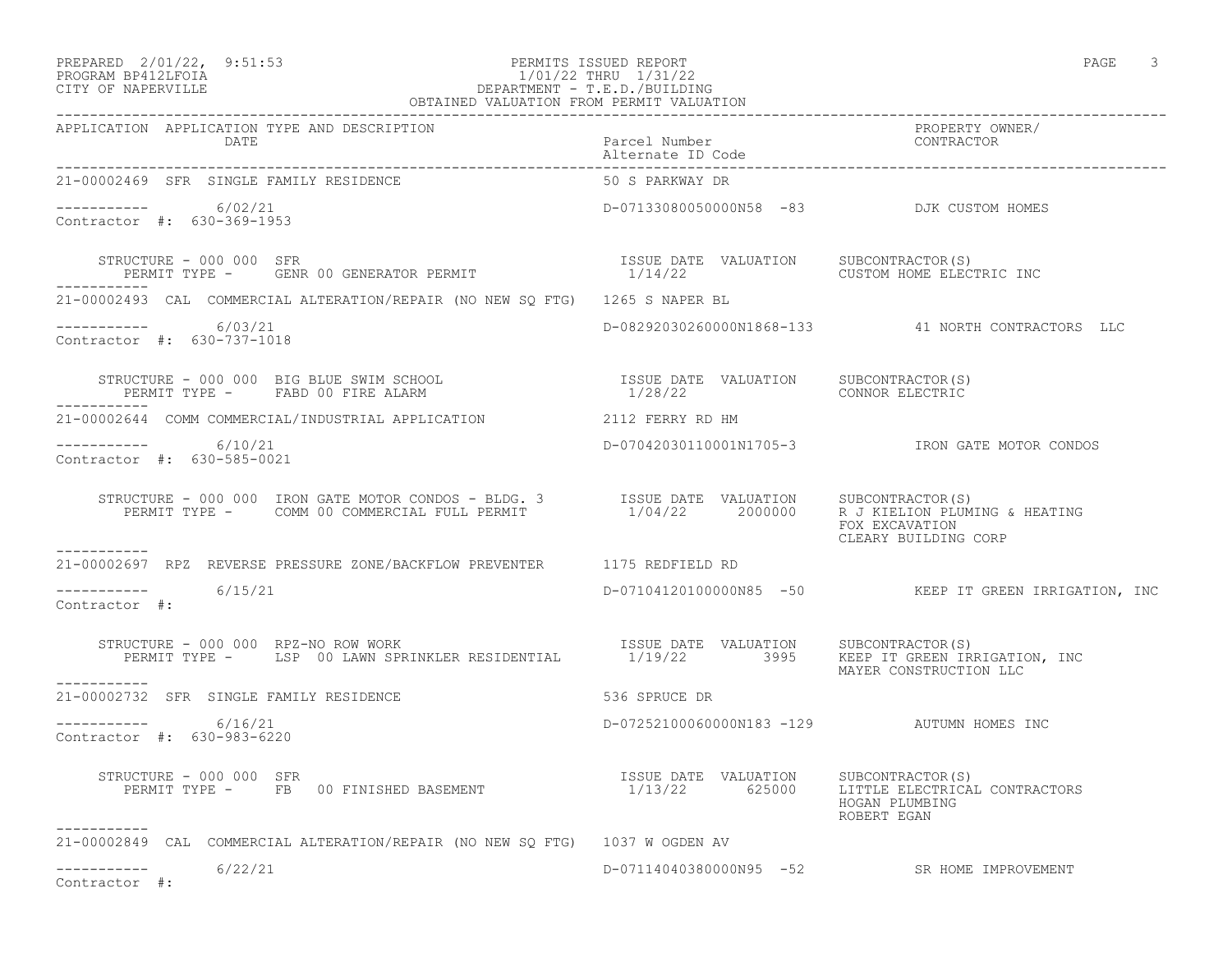PREPARED 2/01/22, 9:51:53
PROGRAM BP412LFOIA
CITY OF NAPERVILLE

PERMITS ISSUED REPORT
1/01/22 THRU 1/31/22
DEPARTMENT - T.E.D./BUILDING
OBTAINED VALUATION FROM PERMIT VALUATION

| APPLICATION | APPLICATION TYPE AND DESCRIPTION / DATE | Parcel Number / Alternate ID Code | PROPERTY OWNER/ CONTRACTOR |
|---|---|---|---|

**21-00002469 SFR SINGLE FAMILY RESIDENCE** — 50 S PARKWAY DR

----------- 6/02/21 — D-07133080050000N58 -83 — DJK CUSTOM HOMES
Contractor #: 630-369-1953

STRUCTURE - 000 000 SFR
PERMIT TYPE - GENR 00 GENERATOR PERMIT — ISSUE DATE 1/14/22 — VALUATION — SUBCONTRACTOR(S): CUSTOM HOME ELECTRIC INC

-----------

**21-00002493 CAL COMMERCIAL ALTERATION/REPAIR (NO NEW SQ FTG)** — 1265 S NAPER BL

----------- 6/03/21 — D-08292030260000N1868-133 — 41 NORTH CONTRACTORS LLC
Contractor #: 630-737-1018

STRUCTURE - 000 000 BIG BLUE SWIM SCHOOL
PERMIT TYPE - FABD 00 FIRE ALARM — ISSUE DATE 1/28/22 — VALUATION — SUBCONTRACTOR(S): CONNOR ELECTRIC

-----------

**21-00002644 COMM COMMERCIAL/INDUSTRIAL APPLICATION** — 2112 FERRY RD HM

----------- 6/10/21 — D-07042030110001N1705-3 — IRON GATE MOTOR CONDOS
Contractor #: 630-585-0021

STRUCTURE - 000 000 IRON GATE MOTOR CONDOS - BLDG. 3
PERMIT TYPE - COMM 00 COMMERCIAL FULL PERMIT — ISSUE DATE 1/04/22 — VALUATION 2000000 — SUBCONTRACTOR(S): R J KIELION PLUMING & HEATING; FOX EXCAVATION; CLEARY BUILDING CORP

-----------

**21-00002697 RPZ REVERSE PRESSURE ZONE/BACKFLOW PREVENTER** — 1175 REDFIELD RD

----------- 6/15/21 — D-07104120100000N85 -50 — KEEP IT GREEN IRRIGATION, INC
Contractor #:

STRUCTURE - 000 000 RPZ-NO ROW WORK
PERMIT TYPE - LSP 00 LAWN SPRINKLER RESIDENTIAL — ISSUE DATE 1/19/22 — VALUATION 3995 — SUBCONTRACTOR(S): KEEP IT GREEN IRRIGATION, INC; MAYER CONSTRUCTION LLC

-----------

**21-00002732 SFR SINGLE FAMILY RESIDENCE** — 536 SPRUCE DR

----------- 6/16/21 — D-07252100060000N183 -129 — AUTUMN HOMES INC
Contractor #: 630-983-6220

STRUCTURE - 000 000 SFR
PERMIT TYPE - FB 00 FINISHED BASEMENT — ISSUE DATE 1/13/22 — VALUATION 625000 — SUBCONTRACTOR(S): LITTLE ELECTRICAL CONTRACTORS; HOGAN PLUMBING; ROBERT EGAN

-----------

**21-00002849 CAL COMMERCIAL ALTERATION/REPAIR (NO NEW SQ FTG)** — 1037 W OGDEN AV

----------- 6/22/21 — D-07114040380000N95 -52 — SR HOME IMPROVEMENT
Contractor #: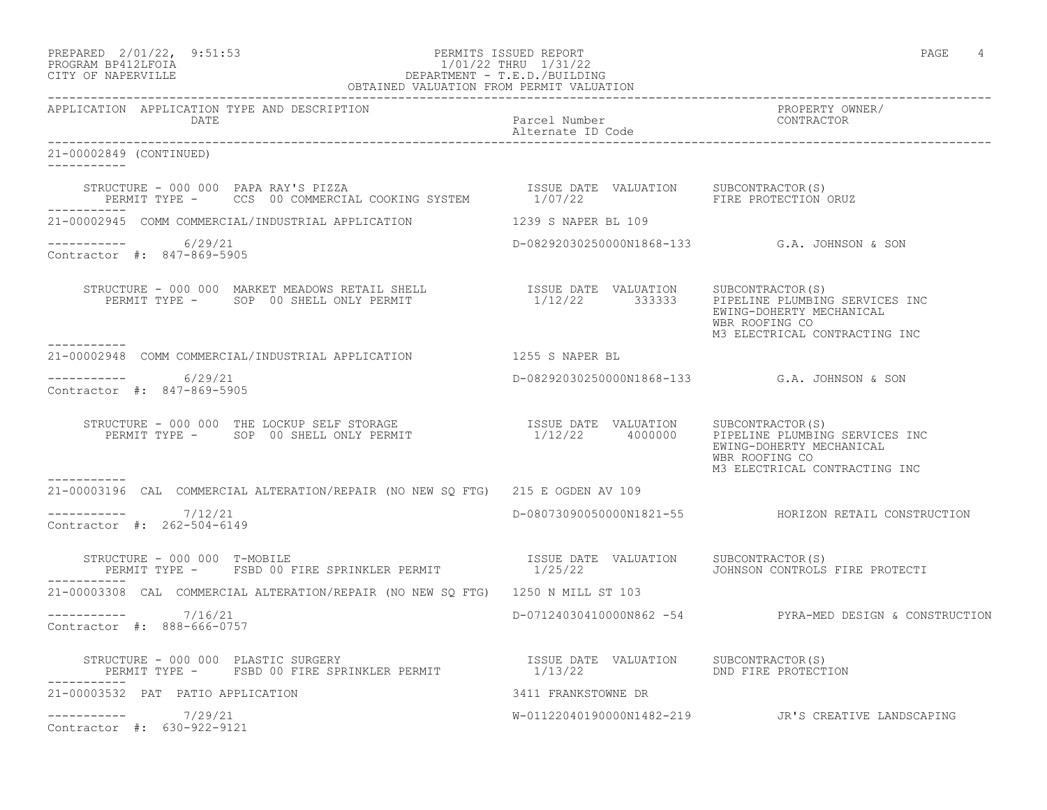PREPARED 2/01/22, 9:51:53 PERMITS ISSUED REPORT
PROGRAM BP412LFOIA 1/01/22 THRU 1/31/22
CITY OF NAPERVILLE DEPARTMENT - T.E.D./BUILDING
OBTAINED VALUATION FROM PERMIT VALUATION

| APPLICATION | APPLICATION TYPE AND DESCRIPTION / DATE | Parcel Number / Alternate ID Code | PROPERTY OWNER/ CONTRACTOR |
|---|---|---|---|

**21-00002849 (CONTINUED)**

STRUCTURE - 000 000 PAPA RAY'S PIZZA
PERMIT TYPE - CCS 00 COMMERCIAL COOKING SYSTEM
ISSUE DATE 1/07/22 VALUATION
SUBCONTRACTOR(S): FIRE PROTECTION ORUZ

---

**21-00002945** COMM COMMERCIAL/INDUSTRIAL APPLICATION — 1239 S NAPER BL 109
Date: 6/29/21 — D-08292030250000N1868-133 — G.A. JOHNSON & SON
Contractor #: 847-869-5905

STRUCTURE - 000 000 MARKET MEADOWS RETAIL SHELL
PERMIT TYPE - SOP 00 SHELL ONLY PERMIT
ISSUE DATE 1/12/22 VALUATION 333333
SUBCONTRACTOR(S):
PIPELINE PLUMBING SERVICES INC
EWING-DOHERTY MECHANICAL
WBR ROOFING CO
M3 ELECTRICAL CONTRACTING INC

---

**21-00002948** COMM COMMERCIAL/INDUSTRIAL APPLICATION — 1255 S NAPER BL
Date: 6/29/21 — D-08292030250000N1868-133 — G.A. JOHNSON & SON
Contractor #: 847-869-5905

STRUCTURE - 000 000 THE LOCKUP SELF STORAGE
PERMIT TYPE - SOP 00 SHELL ONLY PERMIT
ISSUE DATE 1/12/22 VALUATION 4000000
SUBCONTRACTOR(S):
PIPELINE PLUMBING SERVICES INC
EWING-DOHERTY MECHANICAL
WBR ROOFING CO
M3 ELECTRICAL CONTRACTING INC

---

**21-00003196** CAL COMMERCIAL ALTERATION/REPAIR (NO NEW SQ FTG) — 215 E OGDEN AV 109
Date: 7/12/21 — D-08073090050000N1821-55 — HORIZON RETAIL CONSTRUCTION
Contractor #: 262-504-6149

STRUCTURE - 000 000 T-MOBILE
PERMIT TYPE - FSBD 00 FIRE SPRINKLER PERMIT
ISSUE DATE 1/25/22 VALUATION
SUBCONTRACTOR(S): JOHNSON CONTROLS FIRE PROTECTI

---

**21-00003308** CAL COMMERCIAL ALTERATION/REPAIR (NO NEW SQ FTG) — 1250 N MILL ST 103
Date: 7/16/21 — D-07124030410000N862 -54 — PYRA-MED DESIGN & CONSTRUCTION
Contractor #: 888-666-0757

STRUCTURE - 000 000 PLASTIC SURGERY
PERMIT TYPE - FSBD 00 FIRE SPRINKLER PERMIT
ISSUE DATE 1/13/22 VALUATION
SUBCONTRACTOR(S): DND FIRE PROTECTION

---

**21-00003532** PAT PATIO APPLICATION — 3411 FRANKSTOWNE DR
Date: 7/29/21 — W-01122040190000N1482-219 — JR'S CREATIVE LANDSCAPING
Contractor #: 630-922-9121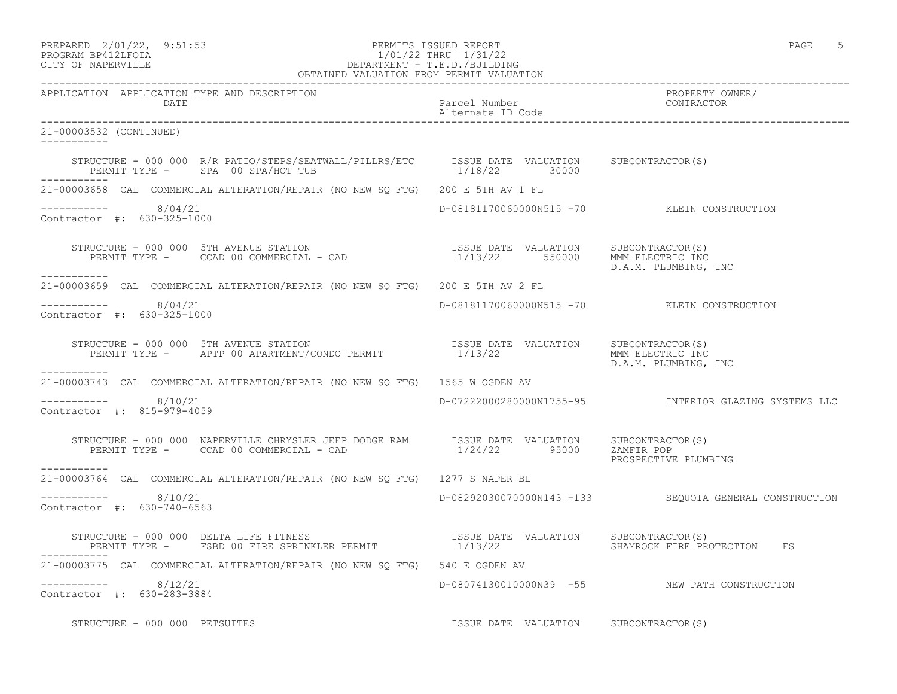PREPARED 2/01/22, 9:51:53 PERMITS ISSUED REPORT
PROGRAM BP412LFOIA 1/01/22 THRU 1/31/22
CITY OF NAPERVILLE DEPARTMENT - T.E.D./BUILDING
OBTAINED VALUATION FROM PERMIT VALUATION

| APPLICATION | APPLICATION TYPE AND DESCRIPTION / DATE | Parcel Number / Alternate ID Code | PROPERTY OWNER/ CONTRACTOR |
|---|---|---|---|

21-00003532 (CONTINUED)

STRUCTURE - 000 000 R/R PATIO/STEPS/SEATWALL/PILLRS/ETC — ISSUE DATE 1/18/22 — VALUATION 30000 — SUBCONTRACTOR(S)
PERMIT TYPE - SPA 00 SPA/HOT TUB

---

21-00003658 CAL COMMERCIAL ALTERATION/REPAIR (NO NEW SQ FTG) 200 E 5TH AV 1 FL

8/04/21 — D-08181170060000N515 -70 — KLEIN CONSTRUCTION
Contractor #: 630-325-1000

STRUCTURE - 000 000 5TH AVENUE STATION — ISSUE DATE 1/13/22 — VALUATION 550000 — SUBCONTRACTOR(S): MMM ELECTRIC INC; D.A.M. PLUMBING, INC
PERMIT TYPE - CCAD 00 COMMERCIAL - CAD

---

21-00003659 CAL COMMERCIAL ALTERATION/REPAIR (NO NEW SQ FTG) 200 E 5TH AV 2 FL

8/04/21 — D-08181170060000N515 -70 — KLEIN CONSTRUCTION
Contractor #: 630-325-1000

STRUCTURE - 000 000 5TH AVENUE STATION — ISSUE DATE 1/13/22 — VALUATION — SUBCONTRACTOR(S): MMM ELECTRIC INC; D.A.M. PLUMBING, INC
PERMIT TYPE - APTP 00 APARTMENT/CONDO PERMIT

---

21-00003743 CAL COMMERCIAL ALTERATION/REPAIR (NO NEW SQ FTG) 1565 W OGDEN AV

8/10/21 — D-07222000280000N1755-95 — INTERIOR GLAZING SYSTEMS LLC
Contractor #: 815-979-4059

STRUCTURE - 000 000 NAPERVILLE CHRYSLER JEEP DODGE RAM — ISSUE DATE 1/24/22 — VALUATION 95000 — SUBCONTRACTOR(S): ZAMFIR POP; PROSPECTIVE PLUMBING
PERMIT TYPE - CCAD 00 COMMERCIAL - CAD

---

21-00003764 CAL COMMERCIAL ALTERATION/REPAIR (NO NEW SQ FTG) 1277 S NAPER BL

8/10/21 — D-08292030070000N143 -133 — SEQUOIA GENERAL CONSTRUCTION
Contractor #: 630-740-6563

STRUCTURE - 000 000 DELTA LIFE FITNESS — ISSUE DATE 1/13/22 — VALUATION — SUBCONTRACTOR(S): SHAMROCK FIRE PROTECTION FS
PERMIT TYPE - FSBD 00 FIRE SPRINKLER PERMIT

---

21-00003775 CAL COMMERCIAL ALTERATION/REPAIR (NO NEW SQ FTG) 540 E OGDEN AV

8/12/21 — D-08074130010000N39 -55 — NEW PATH CONSTRUCTION
Contractor #: 630-283-3884

STRUCTURE - 000 000 PETSUITES — ISSUE DATE — VALUATION — SUBCONTRACTOR(S)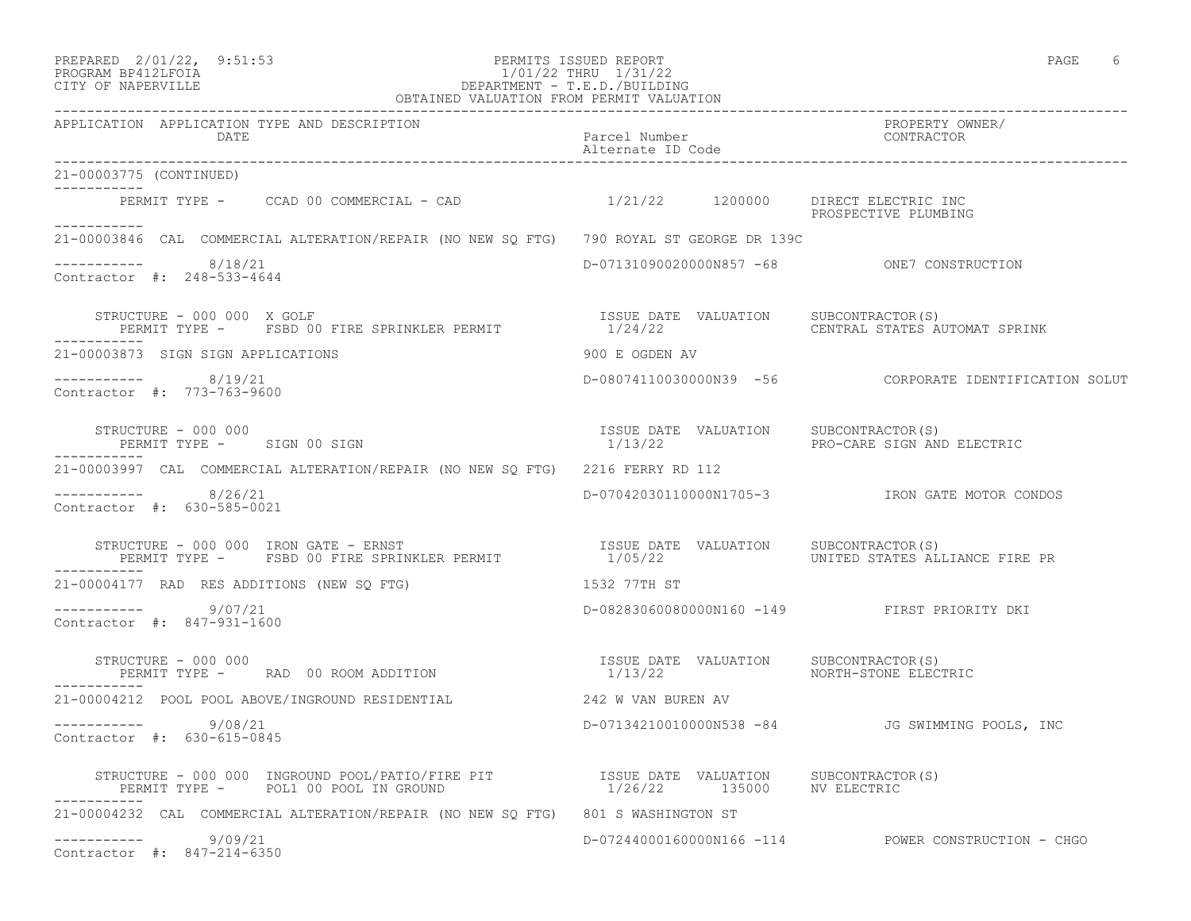PREPARED 2/01/22, 9:51:53 PERMITS ISSUED REPORT
PROGRAM BP412LFOIA 1/01/22 THRU 1/31/22
CITY OF NAPERVILLE DEPARTMENT - T.E.D./BUILDING
OBTAINED VALUATION FROM PERMIT VALUATION

| APPLICATION | APPLICATION TYPE AND DESCRIPTION / DATE | Parcel Number / Alternate ID Code | PROPERTY OWNER/ CONTRACTOR |
|---|---|---|---|

21-00003775 (CONTINUED)

PERMIT TYPE - CCAD 00 COMMERCIAL - CAD 1/21/22 1200000 DIRECT ELECTRIC INC
PROSPECTIVE PLUMBING

---

21-00003846 CAL COMMERCIAL ALTERATION/REPAIR (NO NEW SQ FTG) 790 ROYAL ST GEORGE DR 139C

8/18/21 D-07131090020000N857 -68 ONE7 CONSTRUCTION
Contractor #: 248-533-4644

STRUCTURE - 000 000 X GOLF ISSUE DATE VALUATION SUBCONTRACTOR(S)
PERMIT TYPE - FSBD 00 FIRE SPRINKLER PERMIT 1/24/22 CENTRAL STATES AUTOMAT SPRINK

---

21-00003873 SIGN SIGN APPLICATIONS 900 E OGDEN AV

8/19/21 D-08074110030000N39 -56 CORPORATE IDENTIFICATION SOLUT
Contractor #: 773-763-9600

STRUCTURE - 000 000 ISSUE DATE VALUATION SUBCONTRACTOR(S)
PERMIT TYPE - SIGN 00 SIGN 1/13/22 PRO-CARE SIGN AND ELECTRIC

---

21-00003997 CAL COMMERCIAL ALTERATION/REPAIR (NO NEW SQ FTG) 2216 FERRY RD 112

8/26/21 D-07042030110000N1705-3 IRON GATE MOTOR CONDOS
Contractor #: 630-585-0021

STRUCTURE - 000 000 IRON GATE - ERNST ISSUE DATE VALUATION SUBCONTRACTOR(S)
PERMIT TYPE - FSBD 00 FIRE SPRINKLER PERMIT 1/05/22 UNITED STATES ALLIANCE FIRE PR

---

21-00004177 RAD RES ADDITIONS (NEW SQ FTG) 1532 77TH ST

9/07/21 D-08283060080000N160 -149 FIRST PRIORITY DKI
Contractor #: 847-931-1600

STRUCTURE - 000 000 ISSUE DATE VALUATION SUBCONTRACTOR(S)
PERMIT TYPE - RAD 00 ROOM ADDITION 1/13/22 NORTH-STONE ELECTRIC

---

21-00004212 POOL POOL ABOVE/INGROUND RESIDENTIAL 242 W VAN BUREN AV

9/08/21 D-07134210010000N538 -84 JG SWIMMING POOLS, INC
Contractor #: 630-615-0845

STRUCTURE - 000 000 INGROUND POOL/PATIO/FIRE PIT ISSUE DATE VALUATION SUBCONTRACTOR(S)
PERMIT TYPE - POL1 00 POOL IN GROUND 1/26/22 135000 NV ELECTRIC

---

21-00004232 CAL COMMERCIAL ALTERATION/REPAIR (NO NEW SQ FTG) 801 S WASHINGTON ST

9/09/21 D-07244000160000N166 -114 POWER CONSTRUCTION - CHGO
Contractor #: 847-214-6350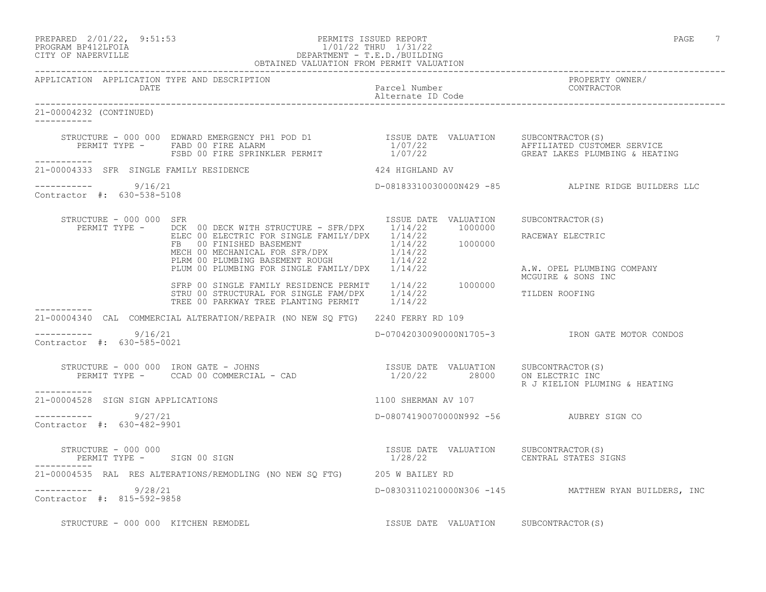PREPARED 2/01/22, 9:51:53 — PERMITS ISSUED REPORT
PROGRAM BP412LFOIA — 1/01/22 THRU 1/31/22
CITY OF NAPERVILLE — DEPARTMENT - T.E.D./BUILDING
OBTAINED VALUATION FROM PERMIT VALUATION

| APPLICATION | APPLICATION TYPE AND DESCRIPTION / DATE | Parcel Number / Alternate ID Code | PROPERTY OWNER/ CONTRACTOR |
|---|---|---|---|

**21-00004232 (CONTINUED)**

STRUCTURE - 000 000 EDWARD EMERGENCY PH1 POD D1

| PERMIT TYPE | ISSUE DATE | VALUATION | SUBCONTRACTOR(S) |
|---|---|---|---|
| FABD 00 FIRE ALARM | 1/07/22 | | AFFILIATED CUSTOMER SERVICE |
| FSBD 00 FIRE SPRINKLER PERMIT | 1/07/22 | | GREAT LAKES PLUMBING & HEATING |

---

**21-00004333 SFR SINGLE FAMILY RESIDENCE** — 424 HIGHLAND AV

9/16/21 — D-08183310030000N429 -85 — ALPINE RIDGE BUILDERS LLC

Contractor #: 630-538-5108

STRUCTURE - 000 000 SFR

| PERMIT TYPE | ISSUE DATE | VALUATION | SUBCONTRACTOR(S) |
|---|---|---|---|
| DCK 00 DECK WITH STRUCTURE - SFR/DPX | 1/14/22 | 1000000 | |
| ELEC 00 ELECTRIC FOR SINGLE FAMILY/DPX | 1/14/22 | | RACEWAY ELECTRIC |
| FB 00 FINISHED BASEMENT | 1/14/22 | 1000000 | |
| MECH 00 MECHANICAL FOR SFR/DPX | 1/14/22 | | |
| PLRM 00 PLUMBING BASEMENT ROUGH | 1/14/22 | | |
| PLUM 00 PLUMBING FOR SINGLE FAMILY/DPX | 1/14/22 | | A.W. OPEL PLUMBING COMPANY |
| | | | MCGUIRE & SONS INC |
| SFRP 00 SINGLE FAMILY RESIDENCE PERMIT | 1/14/22 | 1000000 | |
| STRU 00 STRUCTURAL FOR SINGLE FAM/DPX | 1/14/22 | | TILDEN ROOFING |
| TREE 00 PARKWAY TREE PLANTING PERMIT | 1/14/22 | | |

---

**21-00004340 CAL COMMERCIAL ALTERATION/REPAIR (NO NEW SQ FTG)** — 2240 FERRY RD 109

9/16/21 — D-07042030090000N1705-3 — IRON GATE MOTOR CONDOS

Contractor #: 630-585-0021

STRUCTURE - 000 000 IRON GATE - JOHNS

| PERMIT TYPE | ISSUE DATE | VALUATION | SUBCONTRACTOR(S) |
|---|---|---|---|
| CCAD 00 COMMERCIAL - CAD | 1/20/22 | 28000 | ON ELECTRIC INC |
| | | | R J KIELION PLUMING & HEATING |

---

**21-00004528 SIGN SIGN APPLICATIONS** — 1100 SHERMAN AV 107

9/27/21 — D-08074190070000N992 -56 — AUBREY SIGN CO

Contractor #: 630-482-9901

STRUCTURE - 000 000

| PERMIT TYPE | ISSUE DATE | VALUATION | SUBCONTRACTOR(S) |
|---|---|---|---|
| SIGN 00 SIGN | 1/28/22 | | CENTRAL STATES SIGNS |

---

**21-00004535 RAL RES ALTERATIONS/REMODLING (NO NEW SQ FTG)** — 205 W BAILEY RD

9/28/21 — D-08303110210000N306 -145 — MATTHEW RYAN BUILDERS, INC

Contractor #: 815-592-9858

STRUCTURE - 000 000 KITCHEN REMODEL — ISSUE DATE VALUATION SUBCONTRACTOR(S)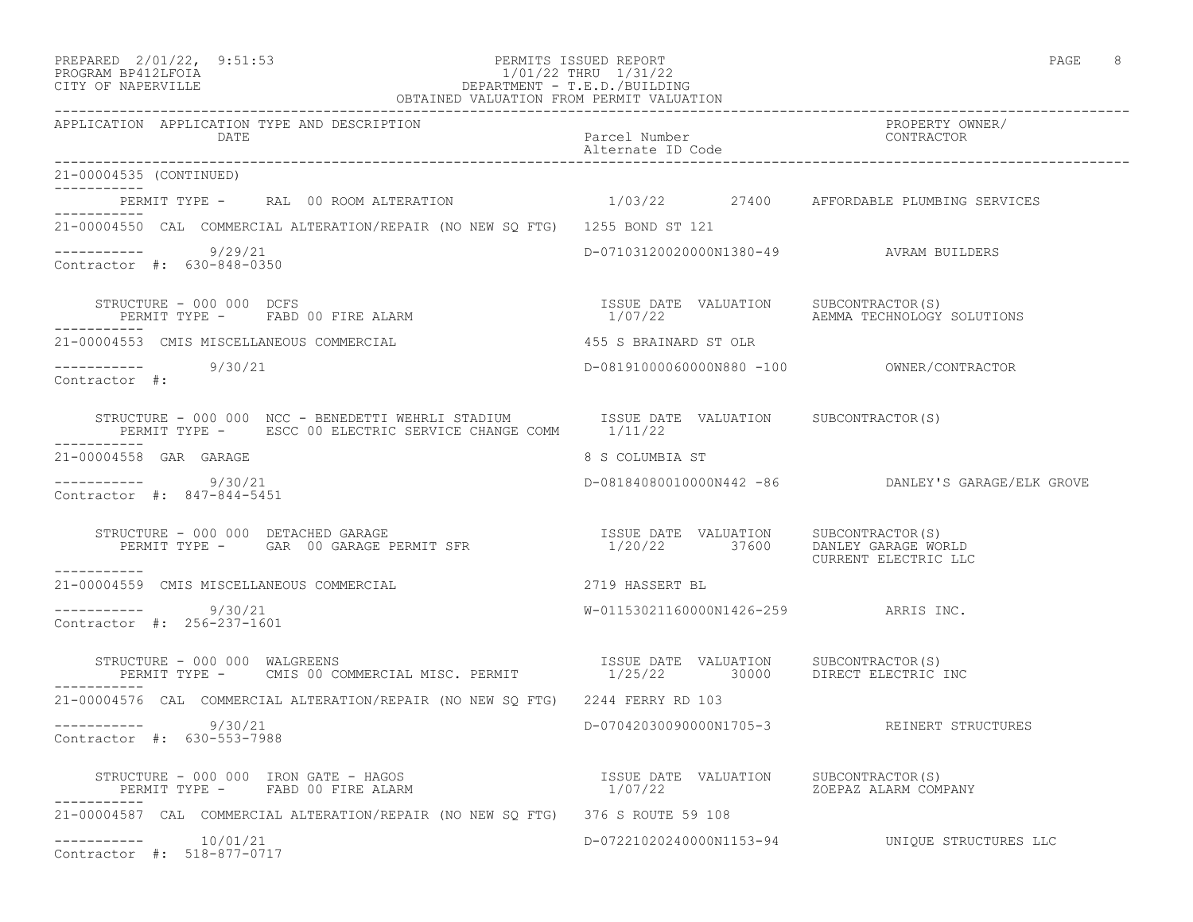PREPARED 2/01/22, 9:51:53 PERMITS ISSUED REPORT
PROGRAM BP412LFOIA 1/01/22 THRU 1/31/22
CITY OF NAPERVILLE DEPARTMENT - T.E.D./BUILDING
OBTAINED VALUATION FROM PERMIT VALUATION

| APPLICATION | APPLICATION TYPE AND DESCRIPTION / DATE | Parcel Number / Alternate ID Code | PROPERTY OWNER/ CONTRACTOR |
|---|---|---|---|

21-00004535 (CONTINUED)

PERMIT TYPE - RAL 00 ROOM ALTERATION 1/03/22 27400 AFFORDABLE PLUMBING SERVICES

---

21-00004550 CAL COMMERCIAL ALTERATION/REPAIR (NO NEW SQ FTG) 1255 BOND ST 121

----------- 9/29/21 D-07103120020000N1380-49 AVRAM BUILDERS
Contractor #: 630-848-0350

STRUCTURE - 000 000 DCFS — ISSUE DATE VALUATION SUBCONTRACTOR(S)
PERMIT TYPE - FABD 00 FIRE ALARM 1/07/22 AEMMA TECHNOLOGY SOLUTIONS

---

21-00004553 CMIS MISCELLANEOUS COMMERCIAL 455 S BRAINARD ST OLR

----------- 9/30/21 D-08191000060000N880 -100 OWNER/CONTRACTOR
Contractor #:

STRUCTURE - 000 000 NCC - BENEDETTI WEHRLI STADIUM — ISSUE DATE VALUATION SUBCONTRACTOR(S)
PERMIT TYPE - ESCC 00 ELECTRIC SERVICE CHANGE COMM 1/11/22

---

21-00004558 GAR GARAGE 8 S COLUMBIA ST

----------- 9/30/21 D-08184080010000N442 -86 DANLEY'S GARAGE/ELK GROVE
Contractor #: 847-844-5451

STRUCTURE - 000 000 DETACHED GARAGE — ISSUE DATE VALUATION SUBCONTRACTOR(S)
PERMIT TYPE - GAR 00 GARAGE PERMIT SFR 1/20/22 37600 DANLEY GARAGE WORLD
CURRENT ELECTRIC LLC

---

21-00004559 CMIS MISCELLANEOUS COMMERCIAL 2719 HASSERT BL

----------- 9/30/21 W-01153021160000N1426-259 ARRIS INC.
Contractor #: 256-237-1601

STRUCTURE - 000 000 WALGREENS — ISSUE DATE VALUATION SUBCONTRACTOR(S)
PERMIT TYPE - CMIS 00 COMMERCIAL MISC. PERMIT 1/25/22 30000 DIRECT ELECTRIC INC

---

21-00004576 CAL COMMERCIAL ALTERATION/REPAIR (NO NEW SQ FTG) 2244 FERRY RD 103

----------- 9/30/21 D-07042030090000N1705-3 REINERT STRUCTURES
Contractor #: 630-553-7988

STRUCTURE - 000 000 IRON GATE - HAGOS — ISSUE DATE VALUATION SUBCONTRACTOR(S)
PERMIT TYPE - FABD 00 FIRE ALARM 1/07/22 ZOEPAZ ALARM COMPANY

---

21-00004587 CAL COMMERCIAL ALTERATION/REPAIR (NO NEW SQ FTG) 376 S ROUTE 59 108

----------- 10/01/21 D-07221020240000N1153-94 UNIQUE STRUCTURES LLC
Contractor #: 518-877-0717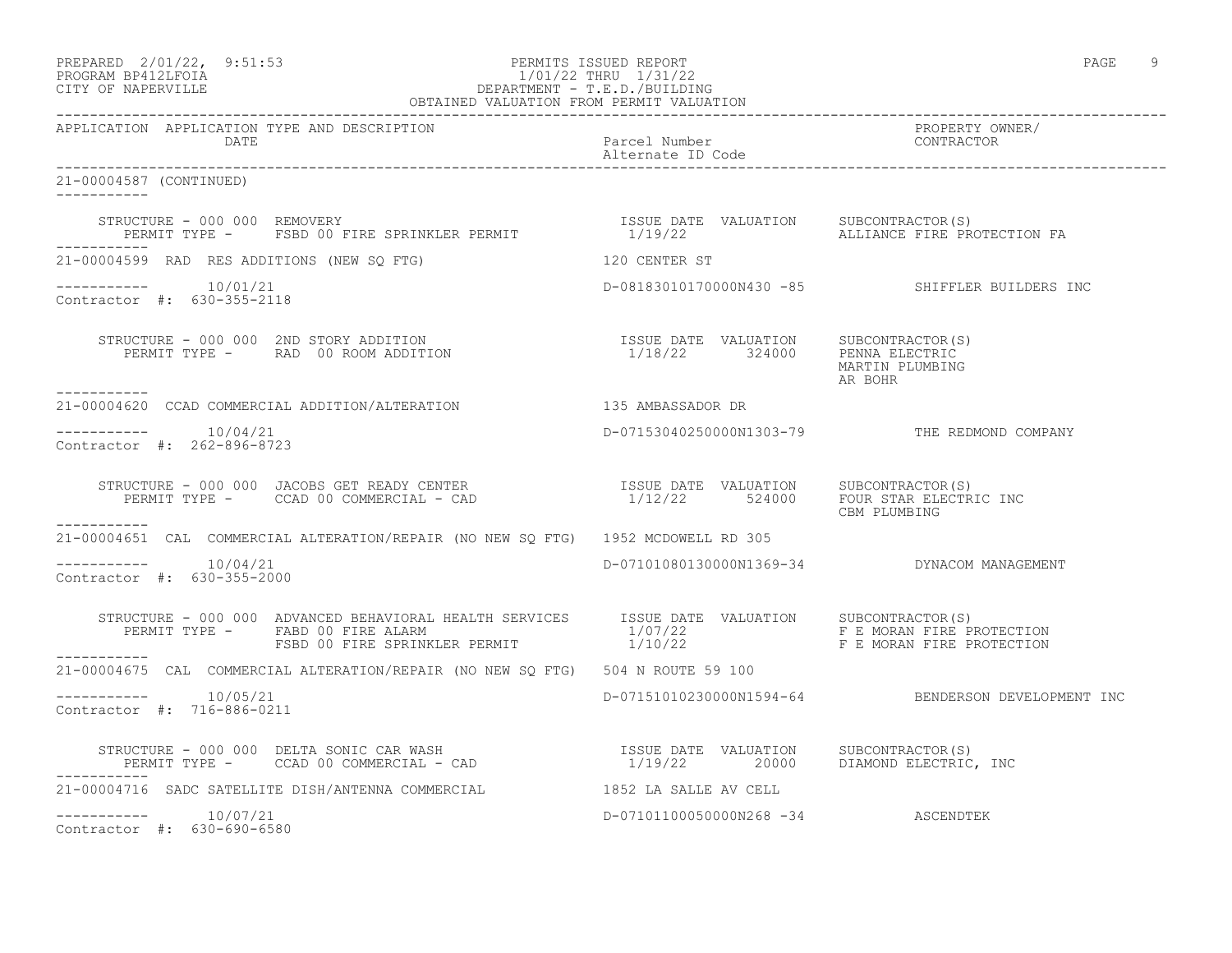PREPARED 2/01/22, 9:51:53 PERMITS ISSUED REPORT
PROGRAM BP412LFOIA 1/01/22 THRU 1/31/22
CITY OF NAPERVILLE DEPARTMENT - T.E.D./BUILDING
OBTAINED VALUATION FROM PERMIT VALUATION

| APPLICATION | APPLICATION TYPE AND DESCRIPTION / DATE | Parcel Number / Alternate ID Code | PROPERTY OWNER/ CONTRACTOR |
|---|---|---|---|

**21-00004587 (CONTINUED)**

STRUCTURE - 000 000 REMOVERY
PERMIT TYPE - FSBD 00 FIRE SPRINKLER PERMIT — ISSUE DATE 1/19/22 — VALUATION — SUBCONTRACTOR(S): ALLIANCE FIRE PROTECTION FA

---

**21-00004599** RAD RES ADDITIONS (NEW SQ FTG) — 120 CENTER ST
10/01/21 — D-08183010170000N430 -85 — SHIFFLER BUILDERS INC
Contractor #: 630-355-2118

STRUCTURE - 000 000 2ND STORY ADDITION
PERMIT TYPE - RAD 00 ROOM ADDITION — ISSUE DATE 1/18/22 — VALUATION 324000 — SUBCONTRACTOR(S): PENNA ELECTRIC, MARTIN PLUMBING, AR BOHR

---

**21-00004620** CCAD COMMERCIAL ADDITION/ALTERATION — 135 AMBASSADOR DR
10/04/21 — D-07153040250000N1303-79 — THE REDMOND COMPANY
Contractor #: 262-896-8723

STRUCTURE - 000 000 JACOBS GET READY CENTER
PERMIT TYPE - CCAD 00 COMMERCIAL - CAD — ISSUE DATE 1/12/22 — VALUATION 524000 — SUBCONTRACTOR(S): FOUR STAR ELECTRIC INC, CBM PLUMBING

---

**21-00004651** CAL COMMERCIAL ALTERATION/REPAIR (NO NEW SQ FTG) — 1952 MCDOWELL RD 305
10/04/21 — D-07101080130000N1369-34 — DYNACOM MANAGEMENT
Contractor #: 630-355-2000

STRUCTURE - 000 000 ADVANCED BEHAVIORAL HEALTH SERVICES
PERMIT TYPE - FABD 00 FIRE ALARM — ISSUE DATE 1/07/22 — VALUATION — SUBCONTRACTOR(S): F E MORAN FIRE PROTECTION
FSBD 00 FIRE SPRINKLER PERMIT — ISSUE DATE 1/10/22 — VALUATION — SUBCONTRACTOR(S): F E MORAN FIRE PROTECTION

---

**21-00004675** CAL COMMERCIAL ALTERATION/REPAIR (NO NEW SQ FTG) — 504 N ROUTE 59 100
10/05/21 — D-07151010230000N1594-64 — BENDERSON DEVELOPMENT INC
Contractor #: 716-886-0211

STRUCTURE - 000 000 DELTA SONIC CAR WASH
PERMIT TYPE - CCAD 00 COMMERCIAL - CAD — ISSUE DATE 1/19/22 — VALUATION 20000 — SUBCONTRACTOR(S): DIAMOND ELECTRIC, INC

---

**21-00004716** SADC SATELLITE DISH/ANTENNA COMMERCIAL — 1852 LA SALLE AV CELL
10/07/21 — D-07101100050000N268 -34 — ASCENDTEK
Contractor #: 630-690-6580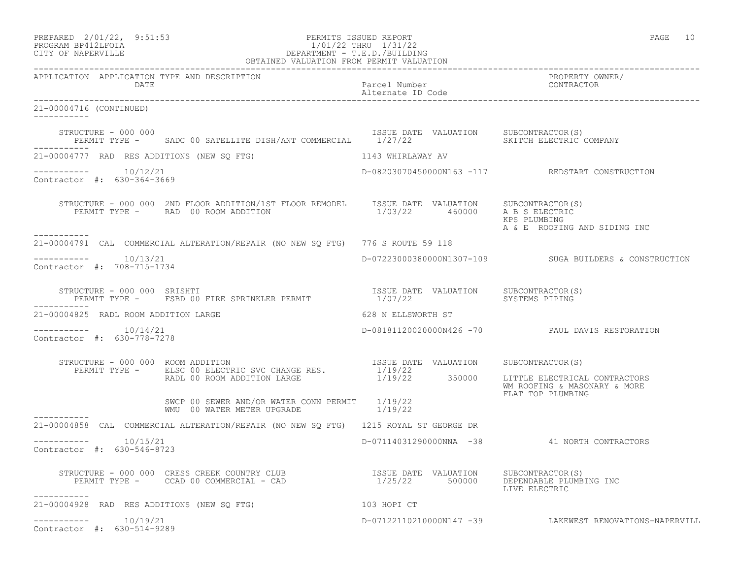PREPARED 2/01/22, 9:51:53 — PERMITS ISSUED REPORT
PROGRAM BP412LFOIA — 1/01/22 THRU 1/31/22
CITY OF NAPERVILLE — DEPARTMENT - T.E.D./BUILDING
OBTAINED VALUATION FROM PERMIT VALUATION

| APPLICATION | APPLICATION TYPE AND DESCRIPTION / DATE | Parcel Number / Alternate ID Code | PROPERTY OWNER/ CONTRACTOR |
|---|---|---|---|

**21-00004716 (CONTINUED)**

STRUCTURE - 000 000
PERMIT TYPE - SADC 00 SATELLITE DISH/ANT COMMERCIAL — ISSUE DATE 1/27/22 — VALUATION — SUBCONTRACTOR(S): SKITCH ELECTRIC COMPANY

---

**21-00004777** RAD RES ADDITIONS (NEW SQ FTG) — 1143 WHIRLAWAY AV
10/12/21 — D-08203070450000N163 -117 — REDSTART CONSTRUCTION
Contractor #: 630-364-3669

STRUCTURE - 000 000 2ND FLOOR ADDITION/1ST FLOOR REMODEL
PERMIT TYPE - RAD 00 ROOM ADDITION — ISSUE DATE 1/03/22 — VALUATION 460000
SUBCONTRACTOR(S): A B S ELECTRIC; KPS PLUMBING; A & E ROOFING AND SIDING INC

---

**21-00004791** CAL COMMERCIAL ALTERATION/REPAIR (NO NEW SQ FTG) — 776 S ROUTE 59 118
10/13/21 — D-07223000380000N1307-109 — SUGA BUILDERS & CONSTRUCTION
Contractor #: 708-715-1734

STRUCTURE - 000 000 SRISHTI
PERMIT TYPE - FSBD 00 FIRE SPRINKLER PERMIT — ISSUE DATE 1/07/22 — VALUATION
SUBCONTRACTOR(S): SYSTEMS PIPING

---

**21-00004825** RADL ROOM ADDITION LARGE — 628 N ELLSWORTH ST
10/14/21 — D-08181120020000N426 -70 — PAUL DAVIS RESTORATION
Contractor #: 630-778-7278

STRUCTURE - 000 000 ROOM ADDITION

| PERMIT TYPE | ISSUE DATE | VALUATION | SUBCONTRACTOR(S) |
|---|---|---|---|
| ELSC 00 ELECTRIC SVC CHANGE RES. | 1/19/22 | | |
| RADL 00 ROOM ADDITION LARGE | 1/19/22 | 350000 | LITTLE ELECTRICAL CONTRACTORS; WM ROOFING & MASONARY & MORE; FLAT TOP PLUMBING |
| SWCP 00 SEWER AND/OR WATER CONN PERMIT | 1/19/22 | | |
| WMU 00 WATER METER UPGRADE | 1/19/22 | | |

---

**21-00004858** CAL COMMERCIAL ALTERATION/REPAIR (NO NEW SQ FTG) — 1215 ROYAL ST GEORGE DR
10/15/21 — D-07114031290000NNA -38 — 41 NORTH CONTRACTORS
Contractor #: 630-546-8723

STRUCTURE - 000 000 CRESS CREEK COUNTRY CLUB
PERMIT TYPE - CCAD 00 COMMERCIAL - CAD — ISSUE DATE 1/25/22 — VALUATION 500000
SUBCONTRACTOR(S): DEPENDABLE PLUMBING INC; LIVE ELECTRIC

---

**21-00004928** RAD RES ADDITIONS (NEW SQ FTG) — 103 HOPI CT
10/19/21 — D-07122110210000N147 -39 — LAKEWEST RENOVATIONS-NAPERVILL
Contractor #: 630-514-9289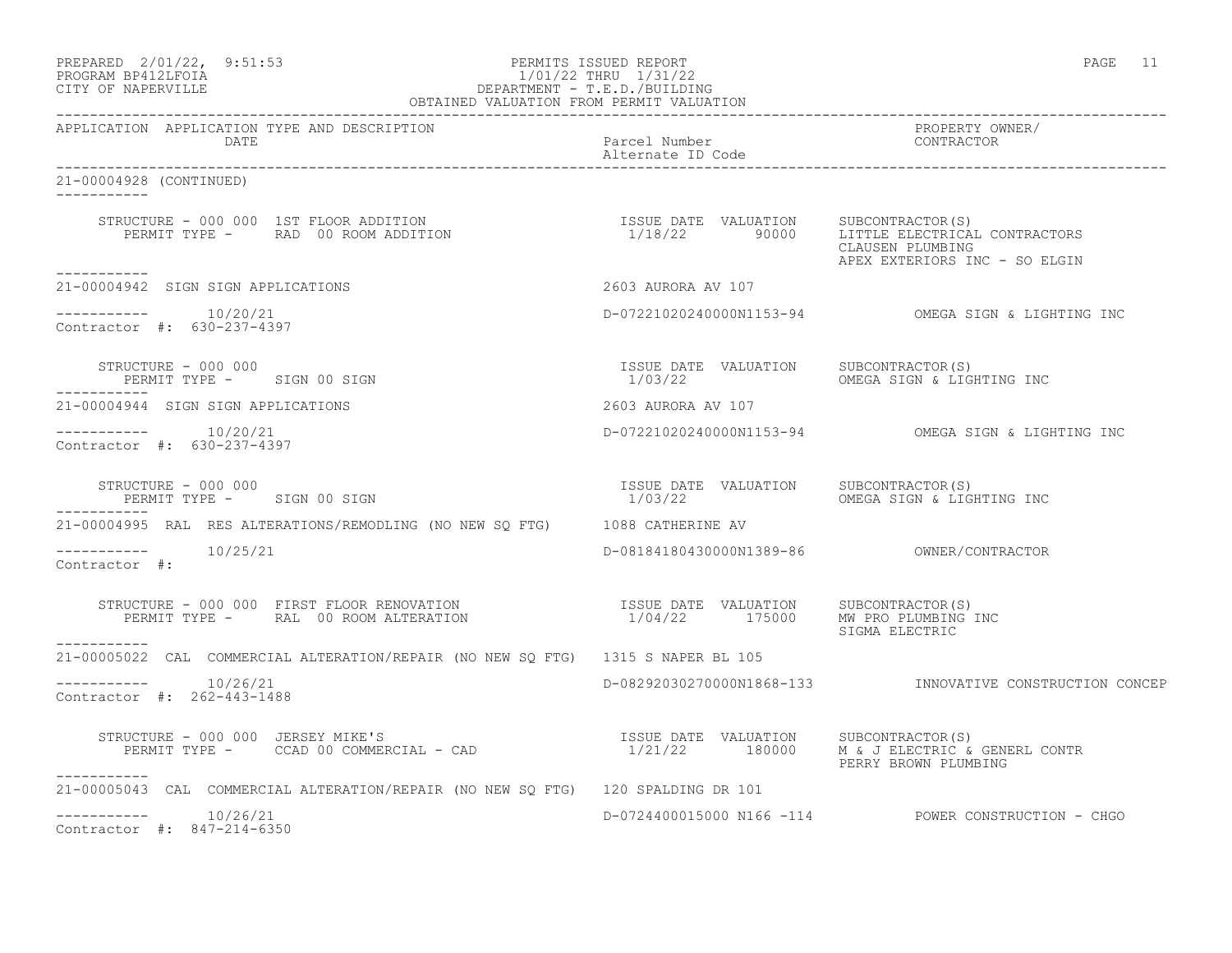PERMITS ISSUED REPORT
1/01/22 THRU 1/31/22
DEPARTMENT - T.E.D./BUILDING
OBTAINED VALUATION FROM PERMIT VALUATION

PREPARED 2/01/22, 9:51:53
PROGRAM BP412LFOIA
CITY OF NAPERVILLE

| APPLICATION | APPLICATION TYPE AND DESCRIPTION / DATE | Parcel Number / Alternate ID Code | PROPERTY OWNER/ CONTRACTOR |
|---|---|---|---|

**21-00004928 (CONTINUED)**

STRUCTURE - 000 000 1ST FLOOR ADDITION
PERMIT TYPE - RAD 00 ROOM ADDITION
ISSUE DATE 1/18/22 VALUATION 90000
SUBCONTRACTOR(S): LITTLE ELECTRICAL CONTRACTORS; CLAUSEN PLUMBING; APEX EXTERIORS INC - SO ELGIN

---

**21-00004942** SIGN SIGN APPLICATIONS — 2603 AURORA AV 107
10/20/21 — D-07221020240000N1153-94 — OMEGA SIGN & LIGHTING INC
Contractor #: 630-237-4397

STRUCTURE - 000 000
PERMIT TYPE - SIGN 00 SIGN
ISSUE DATE 1/03/22 VALUATION
SUBCONTRACTOR(S): OMEGA SIGN & LIGHTING INC

---

**21-00004944** SIGN SIGN APPLICATIONS — 2603 AURORA AV 107
10/20/21 — D-07221020240000N1153-94 — OMEGA SIGN & LIGHTING INC
Contractor #: 630-237-4397

STRUCTURE - 000 000
PERMIT TYPE - SIGN 00 SIGN
ISSUE DATE 1/03/22 VALUATION
SUBCONTRACTOR(S): OMEGA SIGN & LIGHTING INC

---

**21-00004995** RAL RES ALTERATIONS/REMODLING (NO NEW SQ FTG) — 1088 CATHERINE AV
10/25/21 — D-08184180430000N1389-86 — OWNER/CONTRACTOR
Contractor #:

STRUCTURE - 000 000 FIRST FLOOR RENOVATION
PERMIT TYPE - RAL 00 ROOM ALTERATION
ISSUE DATE 1/04/22 VALUATION 175000
SUBCONTRACTOR(S): MW PRO PLUMBING INC; SIGMA ELECTRIC

---

**21-00005022** CAL COMMERCIAL ALTERATION/REPAIR (NO NEW SQ FTG) — 1315 S NAPER BL 105
10/26/21 — D-08292030270000N1868-133 — INNOVATIVE CONSTRUCTION CONCEP
Contractor #: 262-443-1488

STRUCTURE - 000 000 JERSEY MIKE'S
PERMIT TYPE - CCAD 00 COMMERCIAL - CAD
ISSUE DATE 1/21/22 VALUATION 180000
SUBCONTRACTOR(S): M & J ELECTRIC & GENERL CONTR; PERRY BROWN PLUMBING

---

**21-00005043** CAL COMMERCIAL ALTERATION/REPAIR (NO NEW SQ FTG) — 120 SPALDING DR 101
10/26/21 — D-0724400015000 N166 -114 — POWER CONSTRUCTION - CHGO
Contractor #: 847-214-6350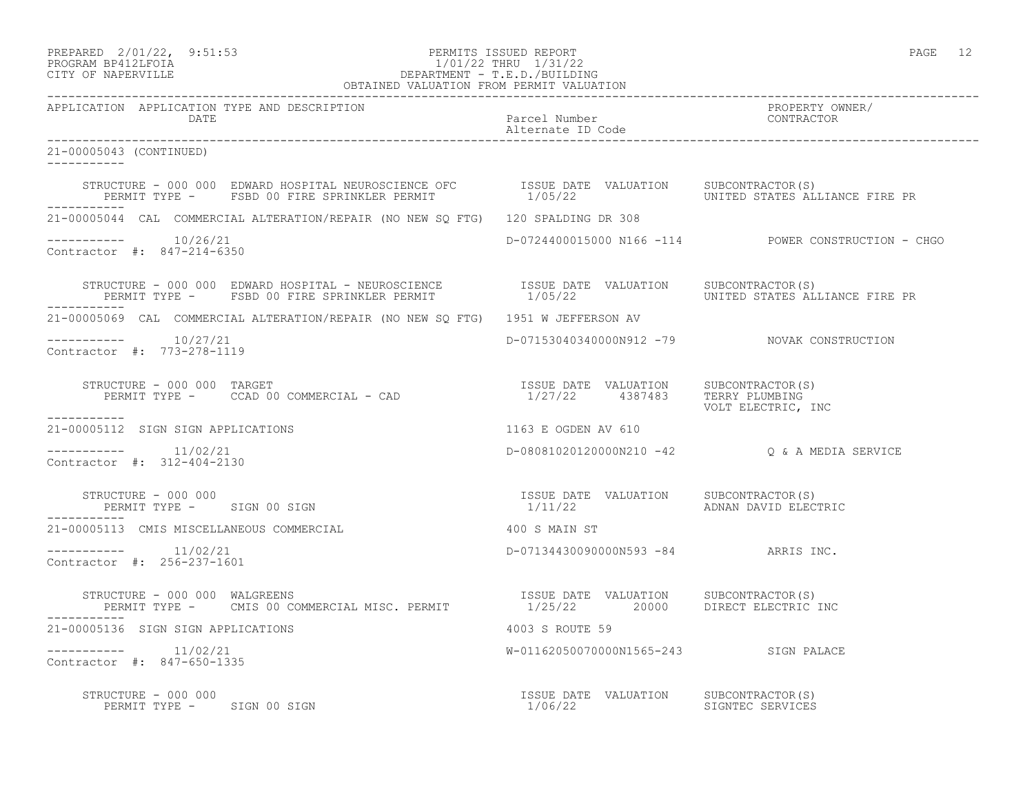| APPLICATION | APPLICATION TYPE AND DESCRIPTION DATE | Parcel Number Alternate ID Code | PROPERTY OWNER/ CONTRACTOR |
|---|---|---|---|

21-00005043 (CONTINUED)

STRUCTURE - 000 000 EDWARD HOSPITAL NEUROSCIENCE OFC — PERMIT TYPE - FSBD 00 FIRE SPRINKLER PERMIT — ISSUE DATE 1/05/22 — VALUATION — SUBCONTRACTOR(S): UNITED STATES ALLIANCE FIRE PR

---

21-00005044 CAL COMMERCIAL ALTERATION/REPAIR (NO NEW SQ FTG) — 120 SPALDING DR 308

10/26/21 — D-0724400015000 N166 -114 — POWER CONSTRUCTION - CHGO

Contractor #: 847-214-6350

STRUCTURE - 000 000 EDWARD HOSPITAL - NEUROSCIENCE — PERMIT TYPE - FSBD 00 FIRE SPRINKLER PERMIT — ISSUE DATE 1/05/22 — VALUATION — SUBCONTRACTOR(S): UNITED STATES ALLIANCE FIRE PR

---

21-00005069 CAL COMMERCIAL ALTERATION/REPAIR (NO NEW SQ FTG) — 1951 W JEFFERSON AV

10/27/21 — D-07153040340000N912 -79 — NOVAK CONSTRUCTION

Contractor #: 773-278-1119

STRUCTURE - 000 000 TARGET — PERMIT TYPE - CCAD 00 COMMERCIAL - CAD — ISSUE DATE 1/27/22 — VALUATION 4387483 — SUBCONTRACTOR(S): TERRY PLUMBING, VOLT ELECTRIC, INC

---

21-00005112 SIGN SIGN APPLICATIONS — 1163 E OGDEN AV 610

11/02/21 — D-08081020120000N210 -42 — Q & A MEDIA SERVICE

Contractor #: 312-404-2130

STRUCTURE - 000 000 — PERMIT TYPE - SIGN 00 SIGN — ISSUE DATE 1/11/22 — VALUATION — SUBCONTRACTOR(S): ADNAN DAVID ELECTRIC

---

21-00005113 CMIS MISCELLANEOUS COMMERCIAL — 400 S MAIN ST

11/02/21 — D-07134430090000N593 -84 — ARRIS INC.

Contractor #: 256-237-1601

STRUCTURE - 000 000 WALGREENS — PERMIT TYPE - CMIS 00 COMMERCIAL MISC. PERMIT — ISSUE DATE 1/25/22 — VALUATION 20000 — SUBCONTRACTOR(S): DIRECT ELECTRIC INC

---

21-00005136 SIGN SIGN APPLICATIONS — 4003 S ROUTE 59

11/02/21 — W-01162050070000N1565-243 — SIGN PALACE

Contractor #: 847-650-1335

STRUCTURE - 000 000 — PERMIT TYPE - SIGN 00 SIGN — ISSUE DATE 1/06/22 — VALUATION — SUBCONTRACTOR(S): SIGNTEC SERVICES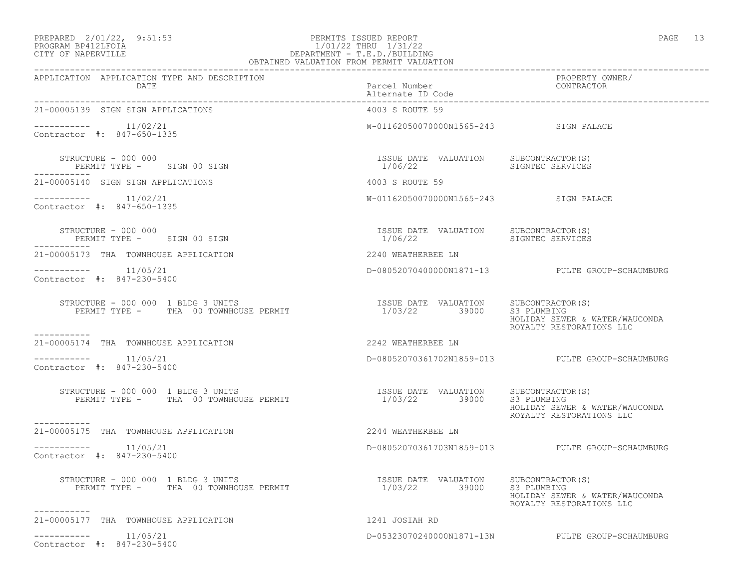| APPLICATION | APPLICATION TYPE AND DESCRIPTION DATE | Parcel Number Alternate ID Code | PROPERTY OWNER/ CONTRACTOR |
|---|---|---|---|
| 21-00005139 | SIGN SIGN APPLICATIONS | 4003 S ROUTE 59 | |
| ----------- | 11/02/21 | W-01162050070000N1565-243 | SIGN PALACE |
| Contractor #: 847-650-1335 | | | |
| | STRUCTURE - 000 000 PERMIT TYPE - SIGN 00 SIGN | ISSUE DATE 1/06/22 VALUATION | SUBCONTRACTOR(S) SIGNTEC SERVICES |
| 21-00005140 | SIGN SIGN APPLICATIONS | 4003 S ROUTE 59 | |
| ----------- | 11/02/21 | W-01162050070000N1565-243 | SIGN PALACE |
| Contractor #: 847-650-1335 | | | |
| | STRUCTURE - 000 000 PERMIT TYPE - SIGN 00 SIGN | ISSUE DATE 1/06/22 VALUATION | SUBCONTRACTOR(S) SIGNTEC SERVICES |
| 21-00005173 | THA TOWNHOUSE APPLICATION | 2240 WEATHERBEE LN | |
| ----------- | 11/05/21 | D-08052070400000N1871-13 | PULTE GROUP-SCHAUMBURG |
| Contractor #: 847-230-5400 | | | |
| | STRUCTURE - 000 000 1 BLDG 3 UNITS PERMIT TYPE - THA 00 TOWNHOUSE PERMIT | ISSUE DATE 1/03/22 VALUATION 39000 | SUBCONTRACTOR(S) S3 PLUMBING HOLIDAY SEWER & WATER/WAUCONDA ROYALTY RESTORATIONS LLC |
| 21-00005174 | THA TOWNHOUSE APPLICATION | 2242 WEATHERBEE LN | |
| ----------- | 11/05/21 | D-08052070361702N1859-013 | PULTE GROUP-SCHAUMBURG |
| Contractor #: 847-230-5400 | | | |
| | STRUCTURE - 000 000 1 BLDG 3 UNITS PERMIT TYPE - THA 00 TOWNHOUSE PERMIT | ISSUE DATE 1/03/22 VALUATION 39000 | SUBCONTRACTOR(S) S3 PLUMBING HOLIDAY SEWER & WATER/WAUCONDA ROYALTY RESTORATIONS LLC |
| 21-00005175 | THA TOWNHOUSE APPLICATION | 2244 WEATHERBEE LN | |
| ----------- | 11/05/21 | D-08052070361703N1859-013 | PULTE GROUP-SCHAUMBURG |
| Contractor #: 847-230-5400 | | | |
| | STRUCTURE - 000 000 1 BLDG 3 UNITS PERMIT TYPE - THA 00 TOWNHOUSE PERMIT | ISSUE DATE 1/03/22 VALUATION 39000 | SUBCONTRACTOR(S) S3 PLUMBING HOLIDAY SEWER & WATER/WAUCONDA ROYALTY RESTORATIONS LLC |
| 21-00005177 | THA TOWNHOUSE APPLICATION | 1241 JOSIAH RD | |
| ----------- | 11/05/21 | D-05323070240000N1871-13N | PULTE GROUP-SCHAUMBURG |
| Contractor #: 847-230-5400 | | | |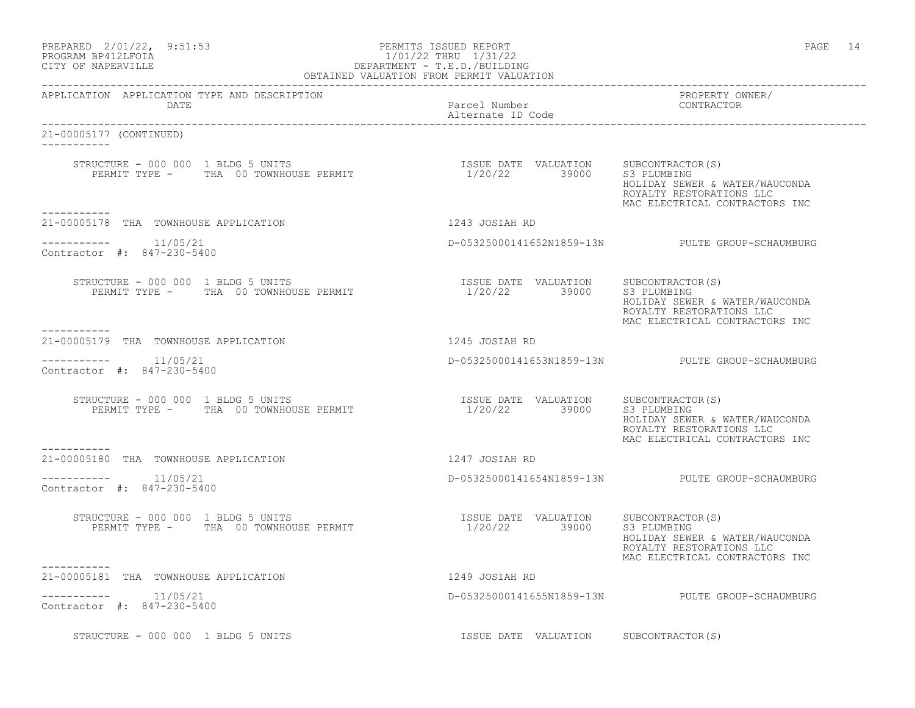| APPLICATION | APPLICATION TYPE AND DESCRIPTION DATE | Parcel Number Alternate ID Code | PROPERTY OWNER/ CONTRACTOR |
|---|---|---|---|

21-00005177 (CONTINUED)

-----------

STRUCTURE - 000 000 1 BLDG 5 UNITS
PERMIT TYPE - THA 00 TOWNHOUSE PERMIT

| ISSUE DATE | VALUATION | SUBCONTRACTOR(S) |
|---|---|---|
| 1/20/22 | 39000 | S3 PLUMBING |
| | | HOLIDAY SEWER & WATER/WAUCONDA |
| | | ROYALTY RESTORATIONS LLC |
| | | MAC ELECTRICAL CONTRACTORS INC |

-----------

21-00005178 THA TOWNHOUSE APPLICATION — 1243 JOSIAH RD

----------- 11/05/21 — D-05325000141652N1859-13N — PULTE GROUP-SCHAUMBURG

Contractor #: 847-230-5400

STRUCTURE - 000 000 1 BLDG 5 UNITS
PERMIT TYPE - THA 00 TOWNHOUSE PERMIT

| ISSUE DATE | VALUATION | SUBCONTRACTOR(S) |
|---|---|---|
| 1/20/22 | 39000 | S3 PLUMBING |
| | | HOLIDAY SEWER & WATER/WAUCONDA |
| | | ROYALTY RESTORATIONS LLC |
| | | MAC ELECTRICAL CONTRACTORS INC |

-----------

21-00005179 THA TOWNHOUSE APPLICATION — 1245 JOSIAH RD

----------- 11/05/21 — D-05325000141653N1859-13N — PULTE GROUP-SCHAUMBURG

Contractor #: 847-230-5400

STRUCTURE - 000 000 1 BLDG 5 UNITS
PERMIT TYPE - THA 00 TOWNHOUSE PERMIT

| ISSUE DATE | VALUATION | SUBCONTRACTOR(S) |
|---|---|---|
| 1/20/22 | 39000 | S3 PLUMBING |
| | | HOLIDAY SEWER & WATER/WAUCONDA |
| | | ROYALTY RESTORATIONS LLC |
| | | MAC ELECTRICAL CONTRACTORS INC |

-----------

21-00005180 THA TOWNHOUSE APPLICATION — 1247 JOSIAH RD

----------- 11/05/21 — D-05325000141654N1859-13N — PULTE GROUP-SCHAUMBURG

Contractor #: 847-230-5400

STRUCTURE - 000 000 1 BLDG 5 UNITS
PERMIT TYPE - THA 00 TOWNHOUSE PERMIT

| ISSUE DATE | VALUATION | SUBCONTRACTOR(S) |
|---|---|---|
| 1/20/22 | 39000 | S3 PLUMBING |
| | | HOLIDAY SEWER & WATER/WAUCONDA |
| | | ROYALTY RESTORATIONS LLC |
| | | MAC ELECTRICAL CONTRACTORS INC |

-----------

21-00005181 THA TOWNHOUSE APPLICATION — 1249 JOSIAH RD

----------- 11/05/21 — D-05325000141655N1859-13N — PULTE GROUP-SCHAUMBURG

Contractor #: 847-230-5400

STRUCTURE - 000 000 1 BLDG 5 UNITS

| ISSUE DATE | VALUATION | SUBCONTRACTOR(S) |
|---|---|---|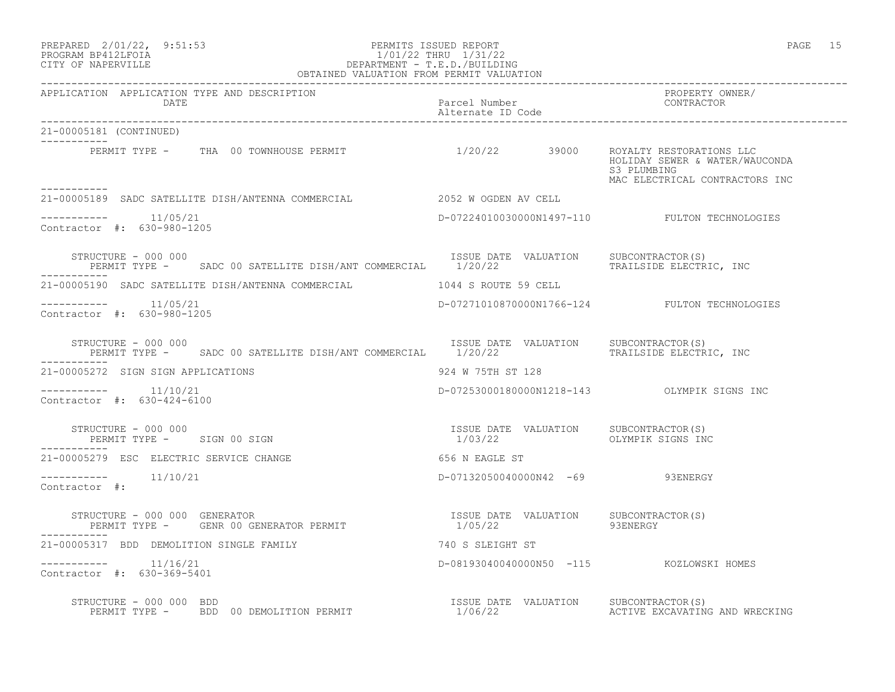| APPLICATION | APPLICATION TYPE AND DESCRIPTION DATE | Parcel Number Alternate ID Code | PROPERTY OWNER/ CONTRACTOR |
|---|---|---|---|

21-00005181 (CONTINUED)

PERMIT TYPE - THA 00 TOWNHOUSE PERMIT 1/20/22 39000 ROYALTY RESTORATIONS LLC
HOLIDAY SEWER & WATER/WAUCONDA
S3 PLUMBING
MAC ELECTRICAL CONTRACTORS INC

---

21-00005189 SADC SATELLITE DISH/ANTENNA COMMERCIAL 2052 W OGDEN AV CELL

11/05/21 D-07224010030000N1497-110 FULTON TECHNOLOGIES
Contractor #: 630-980-1205

STRUCTURE - 000 000 ISSUE DATE VALUATION SUBCONTRACTOR(S)
PERMIT TYPE - SADC 00 SATELLITE DISH/ANT COMMERCIAL 1/20/22 TRAILSIDE ELECTRIC, INC

---

21-00005190 SADC SATELLITE DISH/ANTENNA COMMERCIAL 1044 S ROUTE 59 CELL

11/05/21 D-07271010870000N1766-124 FULTON TECHNOLOGIES
Contractor #: 630-980-1205

STRUCTURE - 000 000 ISSUE DATE VALUATION SUBCONTRACTOR(S)
PERMIT TYPE - SADC 00 SATELLITE DISH/ANT COMMERCIAL 1/20/22 TRAILSIDE ELECTRIC, INC

---

21-00005272 SIGN SIGN APPLICATIONS 924 W 75TH ST 128

11/10/21 D-07253000180000N1218-143 OLYMPIK SIGNS INC
Contractor #: 630-424-6100

STRUCTURE - 000 000 ISSUE DATE VALUATION SUBCONTRACTOR(S)
PERMIT TYPE - SIGN 00 SIGN 1/03/22 OLYMPIK SIGNS INC

---

21-00005279 ESC ELECTRIC SERVICE CHANGE 656 N EAGLE ST

11/10/21 D-07132050040000N42 -69 93ENERGY
Contractor #:

STRUCTURE - 000 000 GENERATOR ISSUE DATE VALUATION SUBCONTRACTOR(S)
PERMIT TYPE - GENR 00 GENERATOR PERMIT 1/05/22 93ENERGY

---

21-00005317 BDD DEMOLITION SINGLE FAMILY 740 S SLEIGHT ST

11/16/21 D-08193040040000N50 -115 KOZLOWSKI HOMES
Contractor #: 630-369-5401

STRUCTURE - 000 000 BDD ISSUE DATE VALUATION SUBCONTRACTOR(S)
PERMIT TYPE - BDD 00 DEMOLITION PERMIT 1/06/22 ACTIVE EXCAVATING AND WRECKING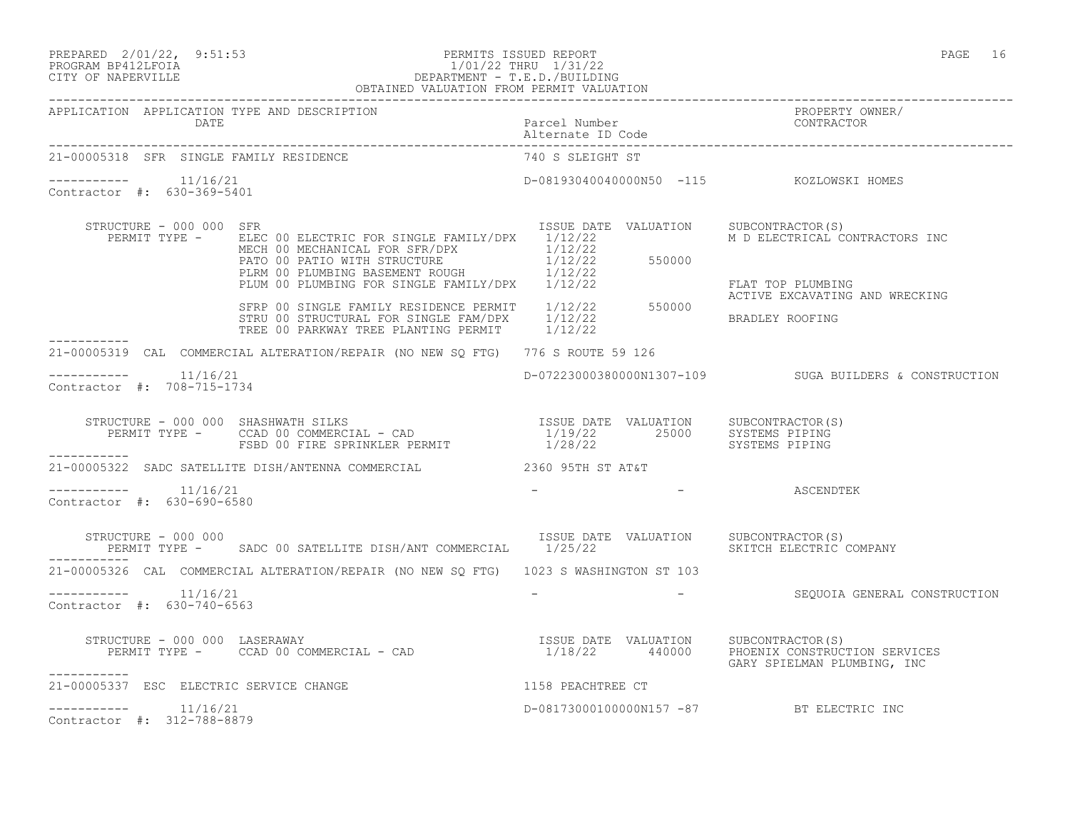APPLICATION APPLICATION TYPE AND DESCRIPTION DATE | Parcel Number / Alternate ID Code | PROPERTY OWNER/ CONTRACTOR

---

**21-00005318 SFR SINGLE FAMILY RESIDENCE** — 740 S SLEIGHT ST

11/16/21 — D-08193040040000N50 -115 — KOZLOWSKI HOMES

Contractor #: 630-369-5401

STRUCTURE - 000 000 SFR

| PERMIT TYPE | ISSUE DATE | VALUATION | SUBCONTRACTOR(S) |
|---|---|---|---|
| ELEC 00 ELECTRIC FOR SINGLE FAMILY/DPX | 1/12/22 | | M D ELECTRICAL CONTRACTORS INC |
| MECH 00 MECHANICAL FOR SFR/DPX | 1/12/22 | | |
| PATO 00 PATIO WITH STRUCTURE | 1/12/22 | 550000 | |
| PLRM 00 PLUMBING BASEMENT ROUGH | 1/12/22 | | |
| PLUM 00 PLUMBING FOR SINGLE FAMILY/DPX | 1/12/22 | | FLAT TOP PLUMBING |
| | | | ACTIVE EXCAVATING AND WRECKING |
| SFRP 00 SINGLE FAMILY RESIDENCE PERMIT | 1/12/22 | 550000 | |
| STRU 00 STRUCTURAL FOR SINGLE FAM/DPX | 1/12/22 | | BRADLEY ROOFING |
| TREE 00 PARKWAY TREE PLANTING PERMIT | 1/12/22 | | |

---

**21-00005319 CAL COMMERCIAL ALTERATION/REPAIR (NO NEW SQ FTG)** — 776 S ROUTE 59 126

11/16/21 — D-07223000380000N1307-109 — SUGA BUILDERS & CONSTRUCTION

Contractor #: 708-715-1734

STRUCTURE - 000 000 SHASHWATH SILKS

| PERMIT TYPE | ISSUE DATE | VALUATION | SUBCONTRACTOR(S) |
|---|---|---|---|
| CCAD 00 COMMERCIAL - CAD | 1/19/22 | 25000 | SYSTEMS PIPING |
| FSBD 00 FIRE SPRINKLER PERMIT | 1/28/22 | | SYSTEMS PIPING |

---

**21-00005322 SADC SATELLITE DISH/ANTENNA COMMERCIAL** — 2360 95TH ST AT&T

11/16/21 — - - — ASCENDTEK

Contractor #: 630-690-6580

STRUCTURE - 000 000

| PERMIT TYPE | ISSUE DATE | VALUATION | SUBCONTRACTOR(S) |
|---|---|---|---|
| SADC 00 SATELLITE DISH/ANT COMMERCIAL | 1/25/22 | | SKITCH ELECTRIC COMPANY |

---

**21-00005326 CAL COMMERCIAL ALTERATION/REPAIR (NO NEW SQ FTG)** — 1023 S WASHINGTON ST 103

11/16/21 — - - — SEQUOIA GENERAL CONSTRUCTION

Contractor #: 630-740-6563

STRUCTURE - 000 000 LASERAWAY

| PERMIT TYPE | ISSUE DATE | VALUATION | SUBCONTRACTOR(S) |
|---|---|---|---|
| CCAD 00 COMMERCIAL - CAD | 1/18/22 | 440000 | PHOENIX CONSTRUCTION SERVICES |
| | | | GARY SPIELMAN PLUMBING, INC |

---

**21-00005337 ESC ELECTRIC SERVICE CHANGE** — 1158 PEACHTREE CT

11/16/21 — D-08173000100000N157 -87 — BT ELECTRIC INC

Contractor #: 312-788-8879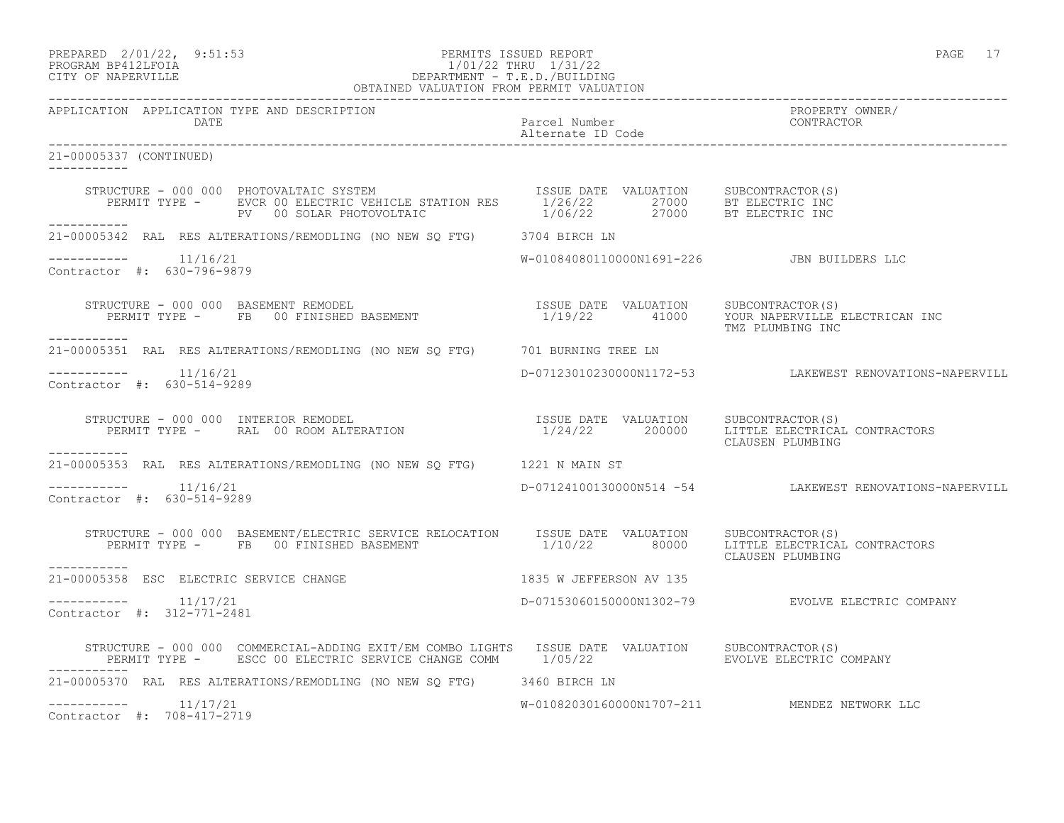PREPARED 2/01/22, 9:51:53 — PERMITS ISSUED REPORT
PROGRAM BP412LFOIA — 1/01/22 THRU 1/31/22
CITY OF NAPERVILLE — DEPARTMENT - T.E.D./BUILDING
OBTAINED VALUATION FROM PERMIT VALUATION

| APPLICATION | APPLICATION TYPE AND DESCRIPTION / DATE | Parcel Number / Alternate ID Code | PROPERTY OWNER/ CONTRACTOR |
|---|---|---|---|

**21-00005337 (CONTINUED)**

STRUCTURE - 000 000 PHOTOVALTAIC SYSTEM

| PERMIT TYPE | ISSUE DATE | VALUATION | SUBCONTRACTOR(S) |
|---|---|---|---|
| EVCR 00 ELECTRIC VEHICLE STATION RES | 1/26/22 | 27000 | BT ELECTRIC INC |
| PV 00 SOLAR PHOTOVOLTAIC | 1/06/22 | 27000 | BT ELECTRIC INC |

---

**21-00005342** RAL RES ALTERATIONS/REMODLING (NO NEW SQ FTG) — 3704 BIRCH LN
11/16/21 — W-01084080110000N1691-226 — JBN BUILDERS LLC
Contractor #: 630-796-9879

STRUCTURE - 000 000 BASEMENT REMODEL

| PERMIT TYPE | ISSUE DATE | VALUATION | SUBCONTRACTOR(S) |
|---|---|---|---|
| FB 00 FINISHED BASEMENT | 1/19/22 | 41000 | YOUR NAPERVILLE ELECTRICAN INC<br>TMZ PLUMBING INC |

---

**21-00005351** RAL RES ALTERATIONS/REMODLING (NO NEW SQ FTG) — 701 BURNING TREE LN
11/16/21 — D-07123010230000N1172-53 — LAKEWEST RENOVATIONS-NAPERVILL
Contractor #: 630-514-9289

STRUCTURE - 000 000 INTERIOR REMODEL

| PERMIT TYPE | ISSUE DATE | VALUATION | SUBCONTRACTOR(S) |
|---|---|---|---|
| RAL 00 ROOM ALTERATION | 1/24/22 | 200000 | LITTLE ELECTRICAL CONTRACTORS<br>CLAUSEN PLUMBING |

---

**21-00005353** RAL RES ALTERATIONS/REMODLING (NO NEW SQ FTG) — 1221 N MAIN ST
11/16/21 — D-07124100130000N514 -54 — LAKEWEST RENOVATIONS-NAPERVILL
Contractor #: 630-514-9289

STRUCTURE - 000 000 BASEMENT/ELECTRIC SERVICE RELOCATION

| PERMIT TYPE | ISSUE DATE | VALUATION | SUBCONTRACTOR(S) |
|---|---|---|---|
| FB 00 FINISHED BASEMENT | 1/10/22 | 80000 | LITTLE ELECTRICAL CONTRACTORS<br>CLAUSEN PLUMBING |

---

**21-00005358** ESC ELECTRIC SERVICE CHANGE — 1835 W JEFFERSON AV 135
11/17/21 — D-07153060150000N1302-79 — EVOLVE ELECTRIC COMPANY
Contractor #: 312-771-2481

STRUCTURE - 000 000 COMMERCIAL-ADDING EXIT/EM COMBO LIGHTS

| PERMIT TYPE | ISSUE DATE | VALUATION | SUBCONTRACTOR(S) |
|---|---|---|---|
| ESCC 00 ELECTRIC SERVICE CHANGE COMM | 1/05/22 | | EVOLVE ELECTRIC COMPANY |

---

**21-00005370** RAL RES ALTERATIONS/REMODLING (NO NEW SQ FTG) — 3460 BIRCH LN
11/17/21 — W-01082030160000N1707-211 — MENDEZ NETWORK LLC
Contractor #: 708-417-2719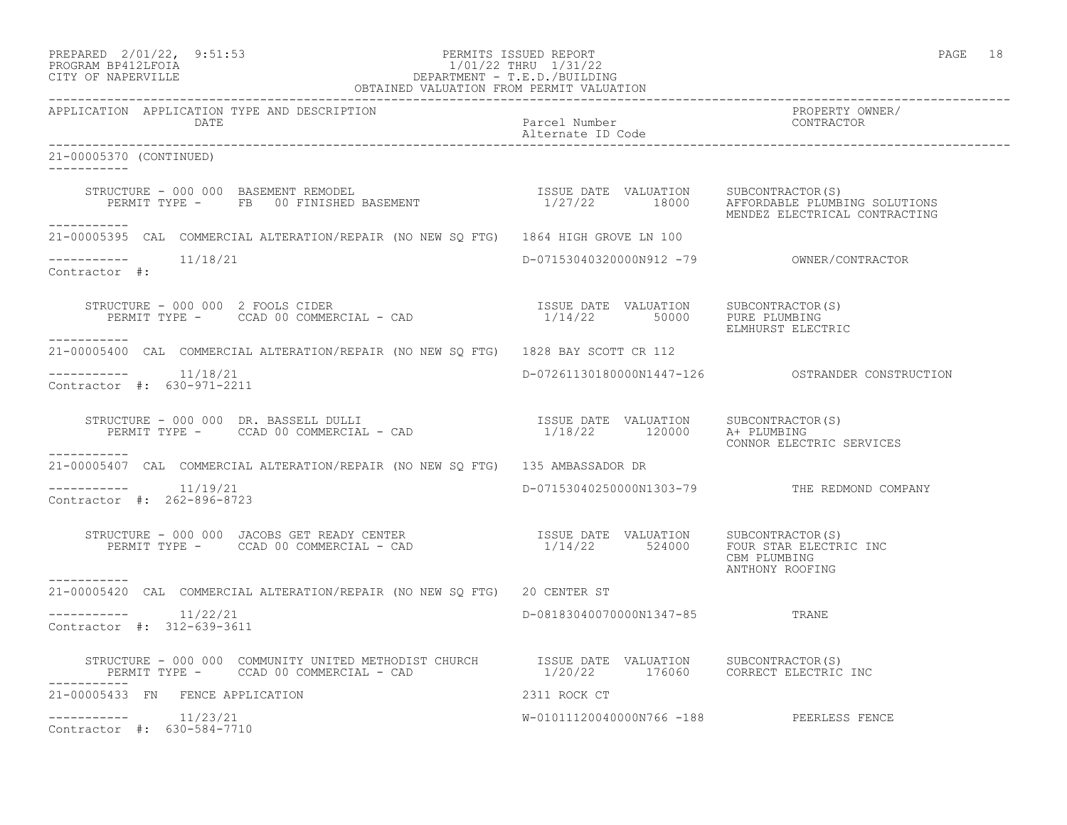| APPLICATION | APPLICATION TYPE AND DESCRIPTION DATE | Parcel Number Alternate ID Code | PROPERTY OWNER/ CONTRACTOR |
|---|---|---|---|

21-00005370 (CONTINUED)

STRUCTURE - 000 000 BASEMENT REMODEL
PERMIT TYPE - FB 00 FINISHED BASEMENT

| ISSUE DATE | VALUATION | SUBCONTRACTOR(S) |
|---|---|---|
| 1/27/22 | 18000 | AFFORDABLE PLUMBING SOLUTIONS<br>MENDEZ ELECTRICAL CONTRACTING |

---

21-00005395 CAL COMMERCIAL ALTERATION/REPAIR (NO NEW SQ FTG) 1864 HIGH GROVE LN 100

11/18/21 D-07153040320000N912 -79 OWNER/CONTRACTOR

Contractor #:

STRUCTURE - 000 000 2 FOOLS CIDER
PERMIT TYPE - CCAD 00 COMMERCIAL - CAD

| ISSUE DATE | VALUATION | SUBCONTRACTOR(S) |
|---|---|---|
| 1/14/22 | 50000 | PURE PLUMBING<br>ELMHURST ELECTRIC |

---

21-00005400 CAL COMMERCIAL ALTERATION/REPAIR (NO NEW SQ FTG) 1828 BAY SCOTT CR 112

11/18/21 D-07261130180000N1447-126 OSTRANDER CONSTRUCTION

Contractor #: 630-971-2211

STRUCTURE - 000 000 DR. BASSELL DULLI
PERMIT TYPE - CCAD 00 COMMERCIAL - CAD

| ISSUE DATE | VALUATION | SUBCONTRACTOR(S) |
|---|---|---|
| 1/18/22 | 120000 | A+ PLUMBING<br>CONNOR ELECTRIC SERVICES |

---

21-00005407 CAL COMMERCIAL ALTERATION/REPAIR (NO NEW SQ FTG) 135 AMBASSADOR DR

11/19/21 D-07153040250000N1303-79 THE REDMOND COMPANY

Contractor #: 262-896-8723

STRUCTURE - 000 000 JACOBS GET READY CENTER
PERMIT TYPE - CCAD 00 COMMERCIAL - CAD

| ISSUE DATE | VALUATION | SUBCONTRACTOR(S) |
|---|---|---|
| 1/14/22 | 524000 | FOUR STAR ELECTRIC INC<br>CBM PLUMBING<br>ANTHONY ROOFING |

---

21-00005420 CAL COMMERCIAL ALTERATION/REPAIR (NO NEW SQ FTG) 20 CENTER ST

11/22/21 D-08183040070000N1347-85 TRANE

Contractor #: 312-639-3611

STRUCTURE - 000 000 COMMUNITY UNITED METHODIST CHURCH
PERMIT TYPE - CCAD 00 COMMERCIAL - CAD

| ISSUE DATE | VALUATION | SUBCONTRACTOR(S) |
|---|---|---|
| 1/20/22 | 176060 | CORRECT ELECTRIC INC |

---

21-00005433 FN FENCE APPLICATION 2311 ROCK CT

11/23/21 W-01011120040000N766 -188 PEERLESS FENCE

Contractor #: 630-584-7710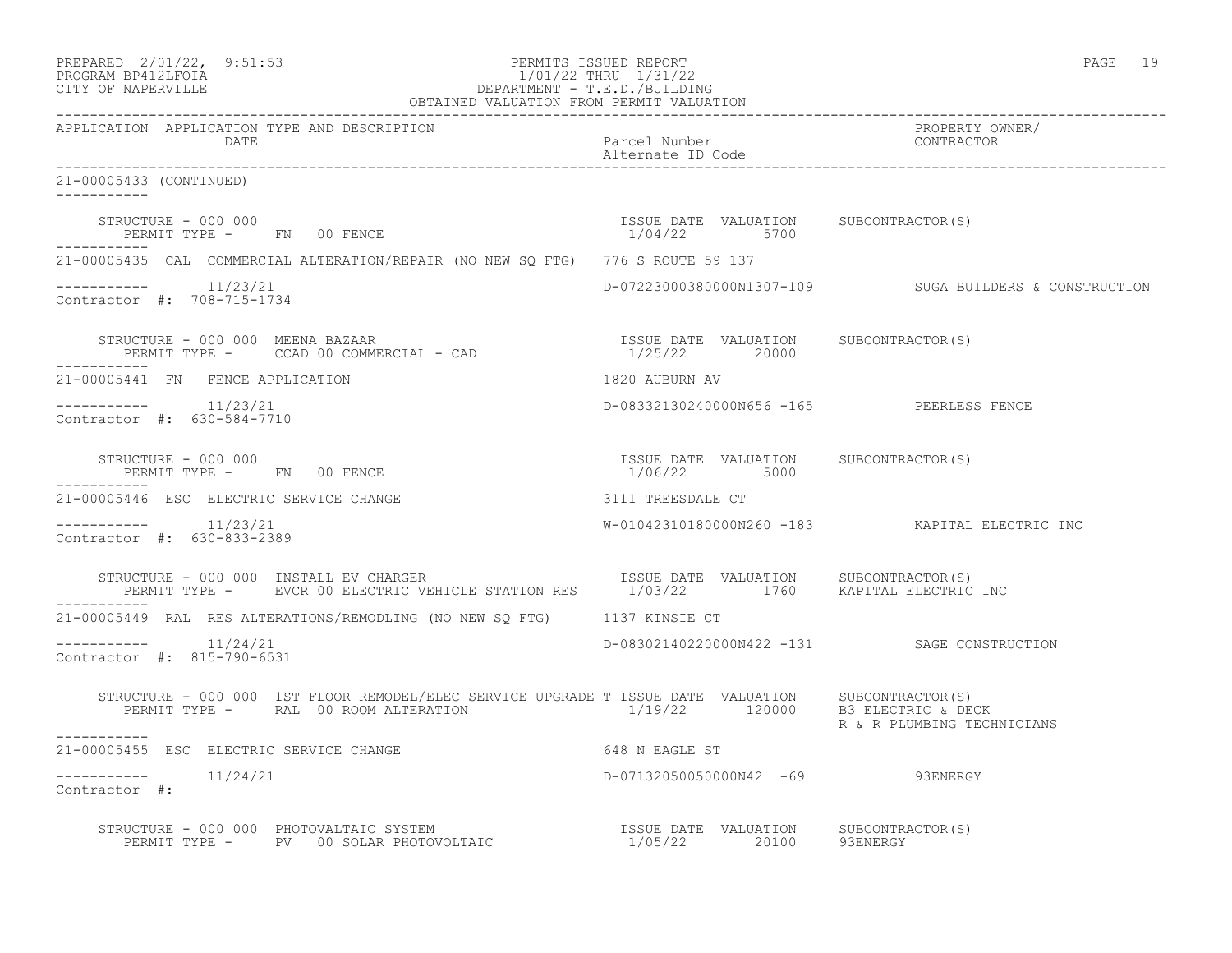APPLICATION APPLICATION TYPE AND DESCRIPTION | Parcel Number / Alternate ID Code | PROPERTY OWNER/ CONTRACTOR

21-00005433 (CONTINUED)

STRUCTURE - 000 000
PERMIT TYPE - FN 00 FENCE
ISSUE DATE 1/04/22 VALUATION 5700 SUBCONTRACTOR(S)

---

21-00005435 CAL COMMERCIAL ALTERATION/REPAIR (NO NEW SQ FTG) 776 S ROUTE 59 137

11/23/21 D-07223000380000N1307-109 SUGA BUILDERS & CONSTRUCTION
Contractor #: 708-715-1734

STRUCTURE - 000 000 MEENA BAZAAR
PERMIT TYPE - CCAD 00 COMMERCIAL - CAD
ISSUE DATE 1/25/22 VALUATION 20000 SUBCONTRACTOR(S)

---

21-00005441 FN FENCE APPLICATION 1820 AUBURN AV

11/23/21 D-08332130240000N656 -165 PEERLESS FENCE
Contractor #: 630-584-7710

STRUCTURE - 000 000
PERMIT TYPE - FN 00 FENCE
ISSUE DATE 1/06/22 VALUATION 5000 SUBCONTRACTOR(S)

---

21-00005446 ESC ELECTRIC SERVICE CHANGE 3111 TREESDALE CT

11/23/21 W-01042310180000N260 -183 KAPITAL ELECTRIC INC
Contractor #: 630-833-2389

STRUCTURE - 000 000 INSTALL EV CHARGER
PERMIT TYPE - EVCR 00 ELECTRIC VEHICLE STATION RES
ISSUE DATE 1/03/22 VALUATION 1760 SUBCONTRACTOR(S) KAPITAL ELECTRIC INC

---

21-00005449 RAL RES ALTERATIONS/REMODLING (NO NEW SQ FTG) 1137 KINSIE CT

11/24/21 D-08302140220000N422 -131 SAGE CONSTRUCTION
Contractor #: 815-790-6531

STRUCTURE - 000 000 1ST FLOOR REMODEL/ELEC SERVICE UPGRADE T
PERMIT TYPE - RAL 00 ROOM ALTERATION
ISSUE DATE 1/19/22 VALUATION 120000 SUBCONTRACTOR(S) B3 ELECTRIC & DECK, R & R PLUMBING TECHNICIANS

---

21-00005455 ESC ELECTRIC SERVICE CHANGE 648 N EAGLE ST

11/24/21 D-07132050050000N42 -69 93ENERGY
Contractor #:

STRUCTURE - 000 000 PHOTOVALTAIC SYSTEM
PERMIT TYPE - PV 00 SOLAR PHOTOVOLTAIC
ISSUE DATE 1/05/22 VALUATION 20100 SUBCONTRACTOR(S) 93ENERGY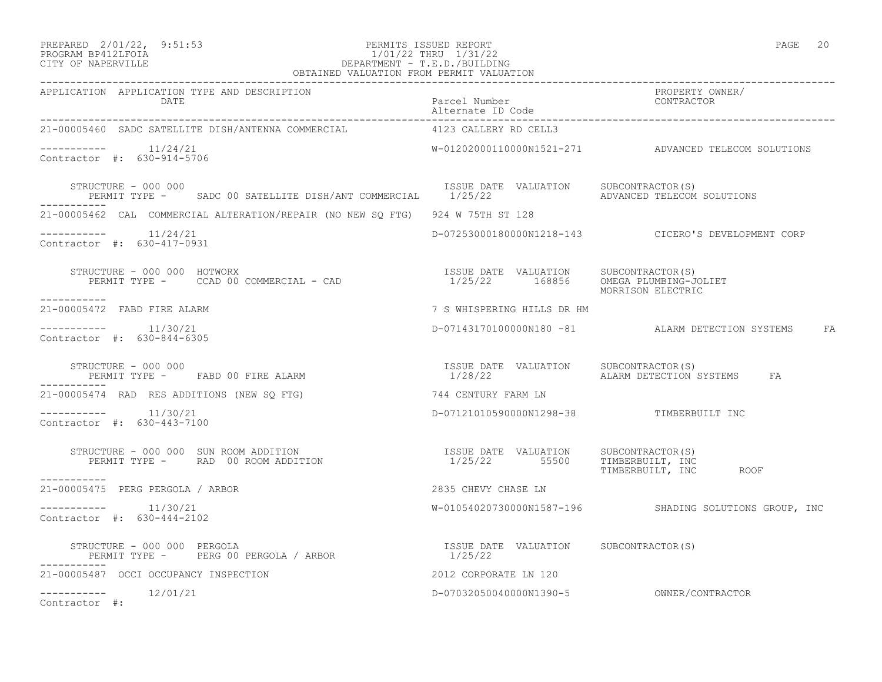PREPARED 2/01/22, 9:51:53 PERMITS ISSUED REPORT
PROGRAM BP412LFOIA 1/01/22 THRU 1/31/22
CITY OF NAPERVILLE DEPARTMENT - T.E.D./BUILDING
OBTAINED VALUATION FROM PERMIT VALUATION

| APPLICATION | APPLICATION TYPE AND DESCRIPTION / DATE | Parcel Number / Alternate ID Code | PROPERTY OWNER/ CONTRACTOR |
|---|---|---|---|
| 21-00005460 | SADC SATELLITE DISH/ANTENNA COMMERCIAL | 4123 CALLERY RD CELL3 | |
| ----------- | 11/24/21 | W-01202000110000N1521-271 | ADVANCED TELECOM SOLUTIONS |
| Contractor #: 630-914-5706 | | | |

STRUCTURE - 000 000
PERMIT TYPE - SADC 00 SATELLITE DISH/ANT COMMERCIAL — ISSUE DATE 1/25/22 — VALUATION — SUBCONTRACTOR(S): ADVANCED TELECOM SOLUTIONS

-----------

| APPLICATION | APPLICATION TYPE AND DESCRIPTION / DATE | Parcel Number / Alternate ID Code | PROPERTY OWNER/ CONTRACTOR |
|---|---|---|---|
| 21-00005462 | CAL COMMERCIAL ALTERATION/REPAIR (NO NEW SQ FTG) | 924 W 75TH ST 128 | |
| ----------- | 11/24/21 | D-07253000180000N1218-143 | CICERO'S DEVELOPMENT CORP |
| Contractor #: 630-417-0931 | | | |

STRUCTURE - 000 000 HOTWORX
PERMIT TYPE - CCAD 00 COMMERCIAL - CAD — ISSUE DATE 1/25/22 — VALUATION 168856 — SUBCONTRACTOR(S): OMEGA PLUMBING-JOLIET, MORRISON ELECTRIC

-----------

| APPLICATION | APPLICATION TYPE AND DESCRIPTION / DATE | Parcel Number / Alternate ID Code | PROPERTY OWNER/ CONTRACTOR |
|---|---|---|---|
| 21-00005472 | FABD FIRE ALARM | 7 S WHISPERING HILLS DR HM | |
| ----------- | 11/30/21 | D-07143170100000N180 -81 | ALARM DETECTION SYSTEMS FA |
| Contractor #: 630-844-6305 | | | |

STRUCTURE - 000 000
PERMIT TYPE - FABD 00 FIRE ALARM — ISSUE DATE 1/28/22 — VALUATION — SUBCONTRACTOR(S): ALARM DETECTION SYSTEMS FA

-----------

| APPLICATION | APPLICATION TYPE AND DESCRIPTION / DATE | Parcel Number / Alternate ID Code | PROPERTY OWNER/ CONTRACTOR |
|---|---|---|---|
| 21-00005474 | RAD RES ADDITIONS (NEW SQ FTG) | 744 CENTURY FARM LN | |
| ----------- | 11/30/21 | D-07121010590000N1298-38 | TIMBERBUILT INC |
| Contractor #: 630-443-7100 | | | |

STRUCTURE - 000 000 SUN ROOM ADDITION
PERMIT TYPE - RAD 00 ROOM ADDITION — ISSUE DATE 1/25/22 — VALUATION 55500 — SUBCONTRACTOR(S): TIMBERBUILT, INC; TIMBERBUILT, INC ROOF

-----------

| APPLICATION | APPLICATION TYPE AND DESCRIPTION / DATE | Parcel Number / Alternate ID Code | PROPERTY OWNER/ CONTRACTOR |
|---|---|---|---|
| 21-00005475 | PERG PERGOLA / ARBOR | 2835 CHEVY CHASE LN | |
| ----------- | 11/30/21 | W-01054020730000N1587-196 | SHADING SOLUTIONS GROUP, INC |
| Contractor #: 630-444-2102 | | | |

STRUCTURE - 000 000 PERGOLA
PERMIT TYPE - PERG 00 PERGOLA / ARBOR — ISSUE DATE 1/25/22 — VALUATION — SUBCONTRACTOR(S)

-----------

| APPLICATION | APPLICATION TYPE AND DESCRIPTION / DATE | Parcel Number / Alternate ID Code | PROPERTY OWNER/ CONTRACTOR |
|---|---|---|---|
| 21-00005487 | OCCI OCCUPANCY INSPECTION | 2012 CORPORATE LN 120 | |
| ----------- | 12/01/21 | D-07032050040000N1390-5 | OWNER/CONTRACTOR |
| Contractor #: | | | |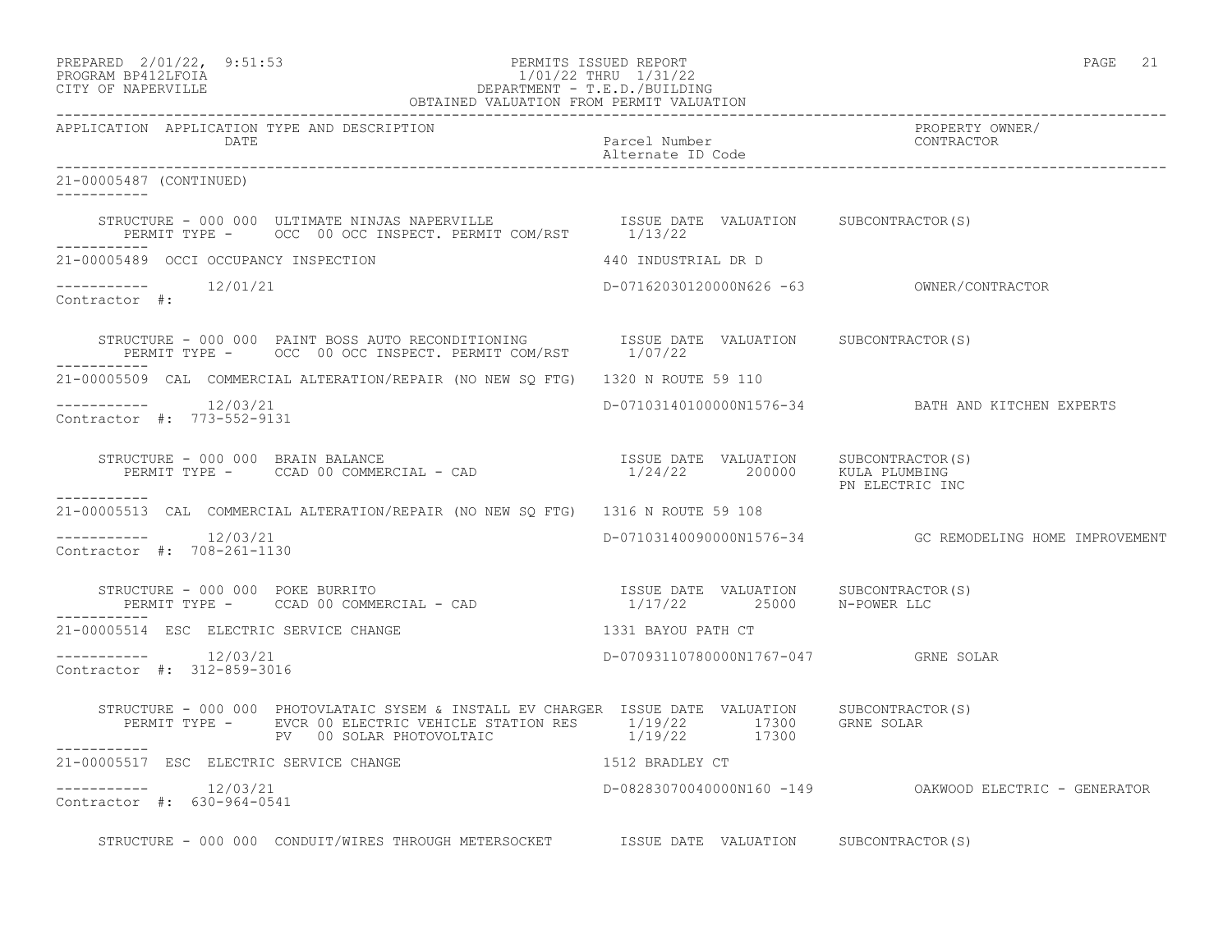PREPARED 2/01/22, 9:51:53 PERMITS ISSUED REPORT
PROGRAM BP412LFOIA 1/01/22 THRU 1/31/22
CITY OF NAPERVILLE DEPARTMENT - T.E.D./BUILDING
OBTAINED VALUATION FROM PERMIT VALUATION

APPLICATION APPLICATION TYPE AND DESCRIPTION | DATE | Parcel Number | Alternate ID Code | PROPERTY OWNER/ CONTRACTOR

---

21-00005487 (CONTINUED)

STRUCTURE - 000 000 ULTIMATE NINJAS NAPERVILLE — ISSUE DATE VALUATION SUBCONTRACTOR(S)
PERMIT TYPE - OCC 00 OCC INSPECT. PERMIT COM/RST — 1/13/22

---

21-00005489 OCCI OCCUPANCY INSPECTION — 440 INDUSTRIAL DR D
12/01/21 — D-07162030120000N626 -63 — OWNER/CONTRACTOR
Contractor #:

STRUCTURE - 000 000 PAINT BOSS AUTO RECONDITIONING — ISSUE DATE VALUATION SUBCONTRACTOR(S)
PERMIT TYPE - OCC 00 OCC INSPECT. PERMIT COM/RST — 1/07/22

---

21-00005509 CAL COMMERCIAL ALTERATION/REPAIR (NO NEW SQ FTG) — 1320 N ROUTE 59 110
12/03/21 — D-07103140100000N1576-34 — BATH AND KITCHEN EXPERTS
Contractor #: 773-552-9131

STRUCTURE - 000 000 BRAIN BALANCE — ISSUE DATE VALUATION SUBCONTRACTOR(S)
PERMIT TYPE - CCAD 00 COMMERCIAL - CAD — 1/24/22 200000 KULA PLUMBING
PN ELECTRIC INC

---

21-00005513 CAL COMMERCIAL ALTERATION/REPAIR (NO NEW SQ FTG) — 1316 N ROUTE 59 108
12/03/21 — D-07103140090000N1576-34 — GC REMODELING HOME IMPROVEMENT
Contractor #: 708-261-1130

STRUCTURE - 000 000 POKE BURRITO — ISSUE DATE VALUATION SUBCONTRACTOR(S)
PERMIT TYPE - CCAD 00 COMMERCIAL - CAD — 1/17/22 25000 N-POWER LLC

---

21-00005514 ESC ELECTRIC SERVICE CHANGE — 1331 BAYOU PATH CT
12/03/21 — D-07093110780000N1767-047 — GRNE SOLAR
Contractor #: 312-859-3016

STRUCTURE - 000 000 PHOTOVLATAIC SYSEM & INSTALL EV CHARGER — ISSUE DATE VALUATION SUBCONTRACTOR(S)
PERMIT TYPE - EVCR 00 ELECTRIC VEHICLE STATION RES — 1/19/22 17300 GRNE SOLAR
PV 00 SOLAR PHOTOVOLTAIC — 1/19/22 17300

---

21-00005517 ESC ELECTRIC SERVICE CHANGE — 1512 BRADLEY CT
12/03/21 — D-08283070040000N160 -149 — OAKWOOD ELECTRIC - GENERATOR
Contractor #: 630-964-0541

STRUCTURE - 000 000 CONDUIT/WIRES THROUGH METERSOCKET — ISSUE DATE VALUATION SUBCONTRACTOR(S)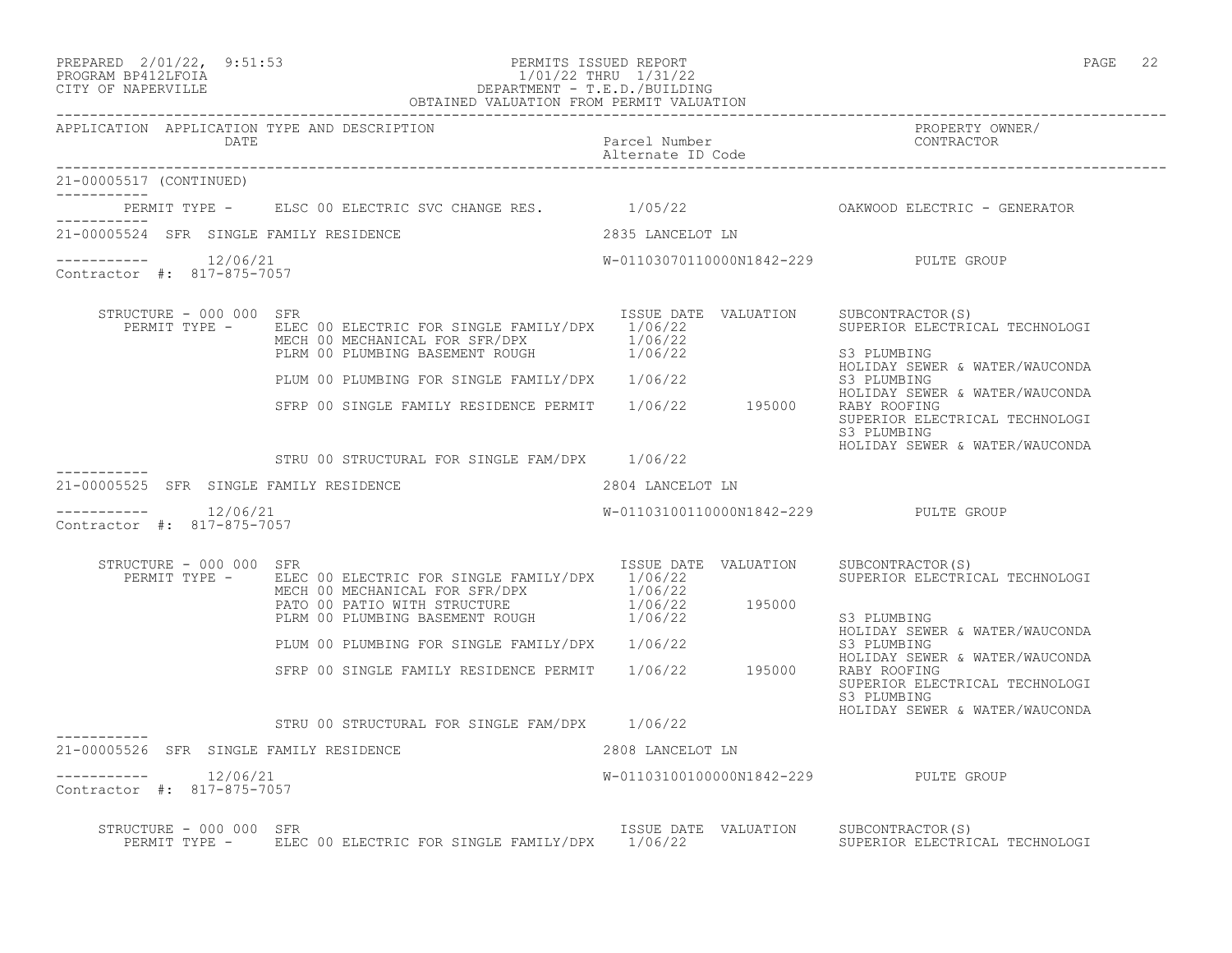| APPLICATION | APPLICATION TYPE AND DESCRIPTION | Parcel Number / Alternate ID Code | PROPERTY OWNER/ CONTRACTOR |
|---|---|---|---|
| DATE | | | |

21-00005517 (CONTINUED)

PERMIT TYPE - ELSC 00 ELECTRIC SVC CHANGE RES. 1/05/22 OAKWOOD ELECTRIC - GENERATOR

---

**21-00005524 SFR SINGLE FAMILY RESIDENCE** — 2835 LANCELOT LN

12/06/21 — W-01103070110000N1842-229 — PULTE GROUP

Contractor #: 817-875-7057

STRUCTURE - 000 000 SFR

| PERMIT TYPE | ISSUE DATE | VALUATION | SUBCONTRACTOR(S) |
|---|---|---|---|
| ELEC 00 ELECTRIC FOR SINGLE FAMILY/DPX | 1/06/22 | | SUPERIOR ELECTRICAL TECHNOLOGI |
| MECH 00 MECHANICAL FOR SFR/DPX | 1/06/22 | | |
| PLRM 00 PLUMBING BASEMENT ROUGH | 1/06/22 | | S3 PLUMBING<br>HOLIDAY SEWER & WATER/WAUCONDA |
| PLUM 00 PLUMBING FOR SINGLE FAMILY/DPX | 1/06/22 | | S3 PLUMBING<br>HOLIDAY SEWER & WATER/WAUCONDA |
| SFRP 00 SINGLE FAMILY RESIDENCE PERMIT | 1/06/22 | 195000 | RABY ROOFING<br>SUPERIOR ELECTRICAL TECHNOLOGI<br>S3 PLUMBING<br>HOLIDAY SEWER & WATER/WAUCONDA |
| STRU 00 STRUCTURAL FOR SINGLE FAM/DPX | 1/06/22 | | |

---

**21-00005525 SFR SINGLE FAMILY RESIDENCE** — 2804 LANCELOT LN

12/06/21 — W-01103100110000N1842-229 — PULTE GROUP

Contractor #: 817-875-7057

STRUCTURE - 000 000 SFR

| PERMIT TYPE | ISSUE DATE | VALUATION | SUBCONTRACTOR(S) |
|---|---|---|---|
| ELEC 00 ELECTRIC FOR SINGLE FAMILY/DPX | 1/06/22 | | SUPERIOR ELECTRICAL TECHNOLOGI |
| MECH 00 MECHANICAL FOR SFR/DPX | 1/06/22 | | |
| PATO 00 PATIO WITH STRUCTURE | 1/06/22 | 195000 | |
| PLRM 00 PLUMBING BASEMENT ROUGH | 1/06/22 | | S3 PLUMBING<br>HOLIDAY SEWER & WATER/WAUCONDA |
| PLUM 00 PLUMBING FOR SINGLE FAMILY/DPX | 1/06/22 | | S3 PLUMBING<br>HOLIDAY SEWER & WATER/WAUCONDA |
| SFRP 00 SINGLE FAMILY RESIDENCE PERMIT | 1/06/22 | 195000 | RABY ROOFING<br>SUPERIOR ELECTRICAL TECHNOLOGI<br>S3 PLUMBING<br>HOLIDAY SEWER & WATER/WAUCONDA |
| STRU 00 STRUCTURAL FOR SINGLE FAM/DPX | 1/06/22 | | |

---

**21-00005526 SFR SINGLE FAMILY RESIDENCE** — 2808 LANCELOT LN

12/06/21 — W-01103100100000N1842-229 — PULTE GROUP

Contractor #: 817-875-7057

STRUCTURE - 000 000 SFR

| PERMIT TYPE | ISSUE DATE | VALUATION | SUBCONTRACTOR(S) |
|---|---|---|---|
| ELEC 00 ELECTRIC FOR SINGLE FAMILY/DPX | 1/06/22 | | SUPERIOR ELECTRICAL TECHNOLOGI |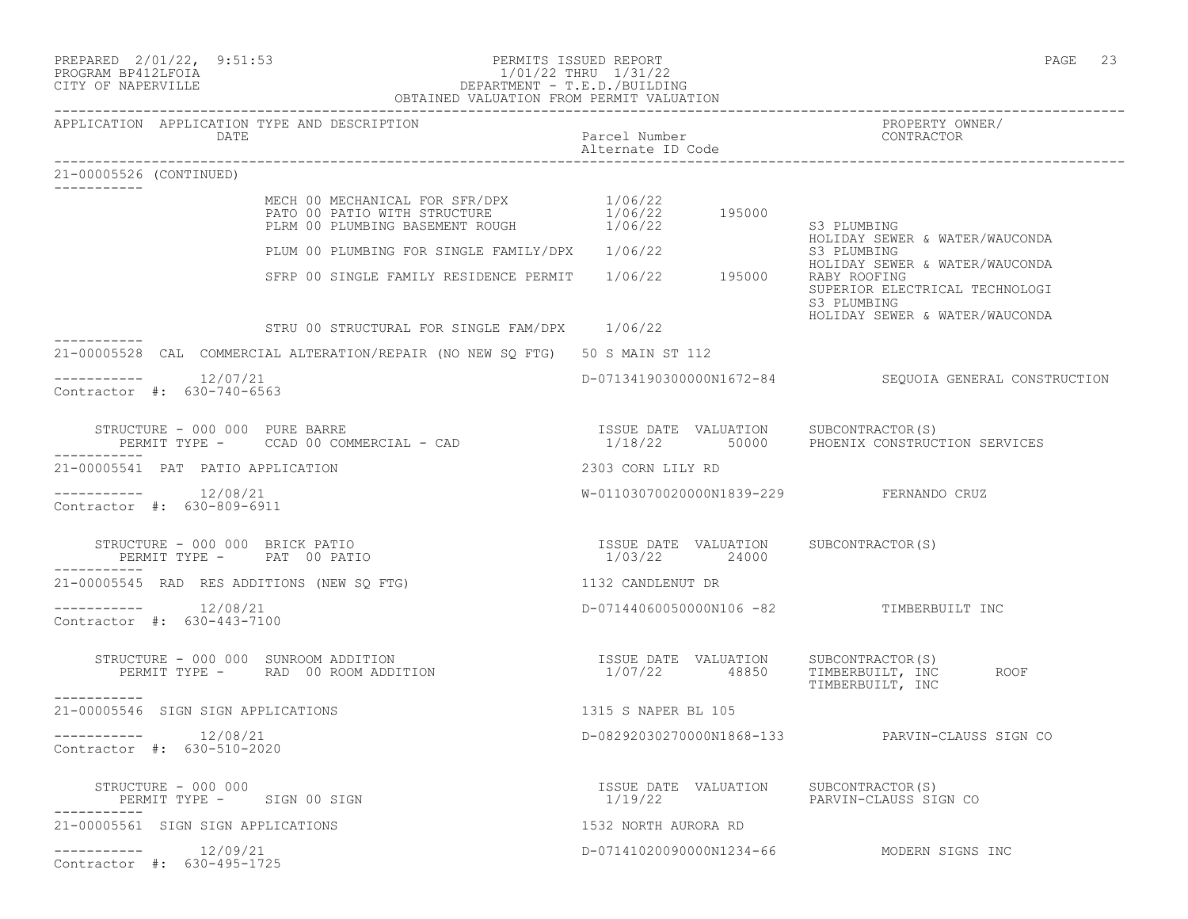PREPARED 2/01/22, 9:51:53
PROGRAM BP412LFOIA
CITY OF NAPERVILLE

PERMITS ISSUED REPORT
1/01/22 THRU 1/31/22
DEPARTMENT - T.E.D./BUILDING
OBTAINED VALUATION FROM PERMIT VALUATION

| APPLICATION | APPLICATION TYPE AND DESCRIPTION / DATE | Parcel Number / Alternate ID Code | PROPERTY OWNER/ CONTRACTOR |
|---|---|---|---|

**21-00005526 (CONTINUED)**

| Permit | Issue Date | Valuation | Subcontractor(s) |
|---|---|---|---|
| MECH 00 MECHANICAL FOR SFR/DPX | 1/06/22 | | |
| PATO 00 PATIO WITH STRUCTURE | 1/06/22 | 195000 | |
| PLRM 00 PLUMBING BASEMENT ROUGH | 1/06/22 | | S3 PLUMBING<br>HOLIDAY SEWER & WATER/WAUCONDA |
| PLUM 00 PLUMBING FOR SINGLE FAMILY/DPX | 1/06/22 | | S3 PLUMBING<br>HOLIDAY SEWER & WATER/WAUCONDA |
| SFRP 00 SINGLE FAMILY RESIDENCE PERMIT | 1/06/22 | 195000 | RABY ROOFING<br>SUPERIOR ELECTRICAL TECHNOLOGI<br>S3 PLUMBING<br>HOLIDAY SEWER & WATER/WAUCONDA |
| STRU 00 STRUCTURAL FOR SINGLE FAM/DPX | 1/06/22 | | |

---

**21-00005528** CAL COMMERCIAL ALTERATION/REPAIR (NO NEW SQ FTG) — 50 S MAIN ST 112

12/07/21 — D-07134190300000N1672-84 — SEQUOIA GENERAL CONSTRUCTION
Contractor #: 630-740-6563

STRUCTURE - 000 000 PURE BARRE
PERMIT TYPE - CCAD 00 COMMERCIAL - CAD

| ISSUE DATE | VALUATION | SUBCONTRACTOR(S) |
|---|---|---|
| 1/18/22 | 50000 | PHOENIX CONSTRUCTION SERVICES |

---

**21-00005541** PAT PATIO APPLICATION — 2303 CORN LILY RD

12/08/21 — W-01103070020000N1839-229 — FERNANDO CRUZ
Contractor #: 630-809-6911

STRUCTURE - 000 000 BRICK PATIO
PERMIT TYPE - PAT 00 PATIO

| ISSUE DATE | VALUATION | SUBCONTRACTOR(S) |
|---|---|---|
| 1/03/22 | 24000 | |

---

**21-00005545** RAD RES ADDITIONS (NEW SQ FTG) — 1132 CANDLENUT DR

12/08/21 — D-07144060050000N106 -82 — TIMBERBUILT INC
Contractor #: 630-443-7100

STRUCTURE - 000 000 SUNROOM ADDITION
PERMIT TYPE - RAD 00 ROOM ADDITION

| ISSUE DATE | VALUATION | SUBCONTRACTOR(S) |
|---|---|---|
| 1/07/22 | 48850 | TIMBERBUILT, INC ROOF<br>TIMBERBUILT, INC |

---

**21-00005546** SIGN SIGN APPLICATIONS — 1315 S NAPER BL 105

12/08/21 — D-08292030270000N1868-133 — PARVIN-CLAUSS SIGN CO
Contractor #: 630-510-2020

STRUCTURE - 000 000
PERMIT TYPE - SIGN 00 SIGN

| ISSUE DATE | VALUATION | SUBCONTRACTOR(S) |
|---|---|---|
| 1/19/22 | | PARVIN-CLAUSS SIGN CO |

---

**21-00005561** SIGN SIGN APPLICATIONS — 1532 NORTH AURORA RD

12/09/21 — D-07141020090000N1234-66 — MODERN SIGNS INC
Contractor #: 630-495-1725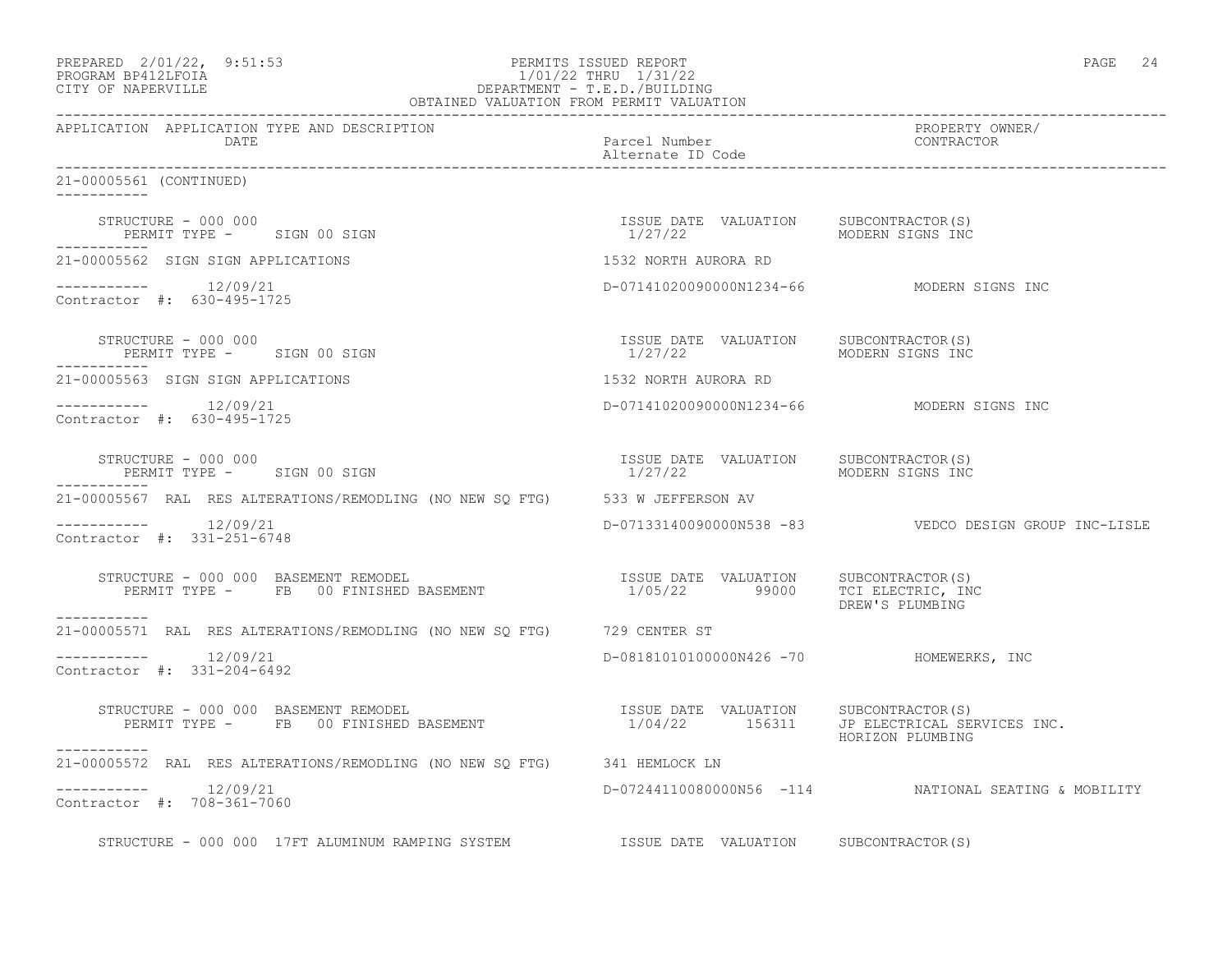PERMITS ISSUED REPORT
1/01/22 THRU 1/31/22
DEPARTMENT - T.E.D./BUILDING
OBTAINED VALUATION FROM PERMIT VALUATION

PREPARED 2/01/22, 9:51:53
PROGRAM BP412LFOIA
CITY OF NAPERVILLE

| APPLICATION | APPLICATION TYPE AND DESCRIPTION / DATE | Parcel Number / Alternate ID Code | PROPERTY OWNER/ CONTRACTOR |
|---|---|---|---|

21-00005561 (CONTINUED)

STRUCTURE - 000 000
PERMIT TYPE - SIGN 00 SIGN
ISSUE DATE 1/27/22 VALUATION
SUBCONTRACTOR(S) MODERN SIGNS INC

21-00005562 SIGN SIGN APPLICATIONS — 1532 NORTH AURORA RD
12/09/21 — D-07141020090000N1234-66 — MODERN SIGNS INC
Contractor #: 630-495-1725

STRUCTURE - 000 000
PERMIT TYPE - SIGN 00 SIGN
ISSUE DATE 1/27/22 VALUATION
SUBCONTRACTOR(S) MODERN SIGNS INC

21-00005563 SIGN SIGN APPLICATIONS — 1532 NORTH AURORA RD
12/09/21 — D-07141020090000N1234-66 — MODERN SIGNS INC
Contractor #: 630-495-1725

STRUCTURE - 000 000
PERMIT TYPE - SIGN 00 SIGN
ISSUE DATE 1/27/22 VALUATION
SUBCONTRACTOR(S) MODERN SIGNS INC

21-00005567 RAL RES ALTERATIONS/REMODLING (NO NEW SQ FTG) — 533 W JEFFERSON AV
12/09/21 — D-07133140090000N538 -83 — VEDCO DESIGN GROUP INC-LISLE
Contractor #: 331-251-6748

STRUCTURE - 000 000 BASEMENT REMODEL
PERMIT TYPE - FB 00 FINISHED BASEMENT
ISSUE DATE 1/05/22 VALUATION 99000
SUBCONTRACTOR(S) TCI ELECTRIC, INC; DREW'S PLUMBING

21-00005571 RAL RES ALTERATIONS/REMODLING (NO NEW SQ FTG) — 729 CENTER ST
12/09/21 — D-08181010100000N426 -70 — HOMEWERKS, INC
Contractor #: 331-204-6492

STRUCTURE - 000 000 BASEMENT REMODEL
PERMIT TYPE - FB 00 FINISHED BASEMENT
ISSUE DATE 1/04/22 VALUATION 156311
SUBCONTRACTOR(S) JP ELECTRICAL SERVICES INC.; HORIZON PLUMBING

21-00005572 RAL RES ALTERATIONS/REMODLING (NO NEW SQ FTG) — 341 HEMLOCK LN
12/09/21 — D-07244110080000N56 -114 — NATIONAL SEATING & MOBILITY
Contractor #: 708-361-7060

STRUCTURE - 000 000 17FT ALUMINUM RAMPING SYSTEM
ISSUE DATE VALUATION
SUBCONTRACTOR(S)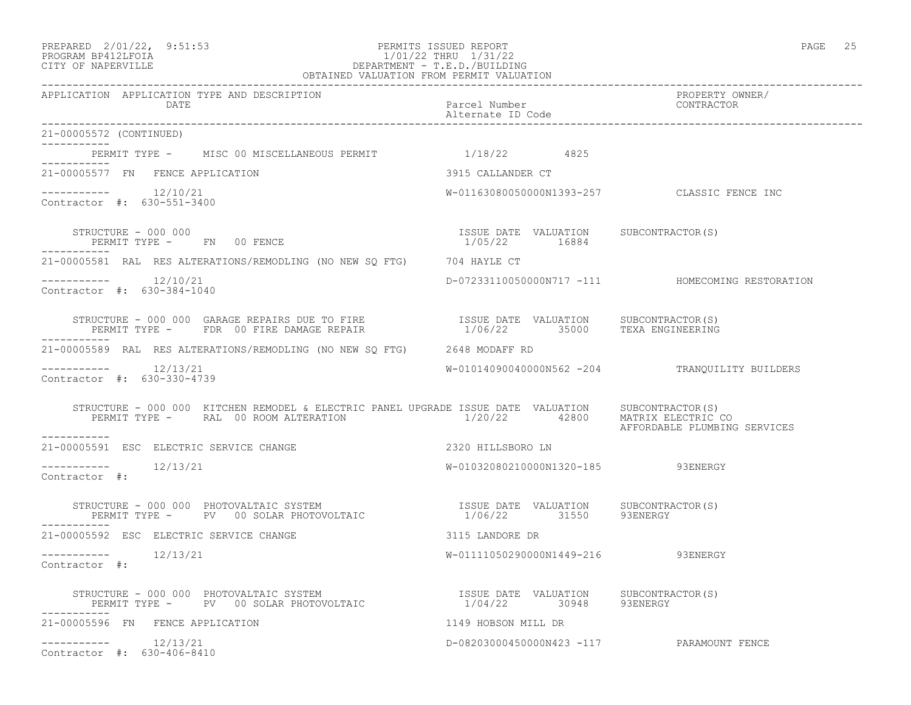PREPARED 2/01/22, 9:51:53
PROGRAM BP412LFOIA
CITY OF NAPERVILLE

PERMITS ISSUED REPORT
1/01/22 THRU 1/31/22
DEPARTMENT - T.E.D./BUILDING
OBTAINED VALUATION FROM PERMIT VALUATION

| APPLICATION | APPLICATION TYPE AND DESCRIPTION / DATE | Parcel Number / Alternate ID Code | PROPERTY OWNER/ CONTRACTOR |
|---|---|---|---|

21-00005572 (CONTINUED)

PERMIT TYPE - MISC 00 MISCELLANEOUS PERMIT — 1/18/22 — 4825

---

21-00005577 FN FENCE APPLICATION — 3915 CALLANDER CT

12/10/21 — W-01163080050000N1393-257 — CLASSIC FENCE INC

Contractor #: 630-551-3400

STRUCTURE - 000 000
PERMIT TYPE - FN 00 FENCE

| ISSUE DATE | VALUATION | SUBCONTRACTOR(S) |
|---|---|---|
| 1/05/22 | 16884 | |

---

21-00005581 RAL RES ALTERATIONS/REMODLING (NO NEW SQ FTG) — 704 HAYLE CT

12/10/21 — D-07233110050000N717 -111 — HOMECOMING RESTORATION

Contractor #: 630-384-1040

STRUCTURE - 000 000 GARAGE REPAIRS DUE TO FIRE
PERMIT TYPE - FDR 00 FIRE DAMAGE REPAIR

| ISSUE DATE | VALUATION | SUBCONTRACTOR(S) |
|---|---|---|
| 1/06/22 | 35000 | TEXA ENGINEERING |

---

21-00005589 RAL RES ALTERATIONS/REMODLING (NO NEW SQ FTG) — 2648 MODAFF RD

12/13/21 — W-01014090040000N562 -204 — TRANQUILITY BUILDERS

Contractor #: 630-330-4739

STRUCTURE - 000 000 KITCHEN REMODEL & ELECTRIC PANEL UPGRADE
PERMIT TYPE - RAL 00 ROOM ALTERATION

| ISSUE DATE | VALUATION | SUBCONTRACTOR(S) |
|---|---|---|
| 1/20/22 | 42800 | MATRIX ELECTRIC CO<br>AFFORDABLE PLUMBING SERVICES |

---

21-00005591 ESC ELECTRIC SERVICE CHANGE — 2320 HILLSBORO LN

12/13/21 — W-01032080210000N1320-185 — 93ENERGY

Contractor #:

STRUCTURE - 000 000 PHOTOVALTAIC SYSTEM
PERMIT TYPE - PV 00 SOLAR PHOTOVOLTAIC

| ISSUE DATE | VALUATION | SUBCONTRACTOR(S) |
|---|---|---|
| 1/06/22 | 31550 | 93ENERGY |

---

21-00005592 ESC ELECTRIC SERVICE CHANGE — 3115 LANDORE DR

12/13/21 — W-01111050290000N1449-216 — 93ENERGY

Contractor #:

STRUCTURE - 000 000 PHOTOVALTAIC SYSTEM
PERMIT TYPE - PV 00 SOLAR PHOTOVOLTAIC

| ISSUE DATE | VALUATION | SUBCONTRACTOR(S) |
|---|---|---|
| 1/04/22 | 30948 | 93ENERGY |

---

21-00005596 FN FENCE APPLICATION — 1149 HOBSON MILL DR

12/13/21 — D-08203000450000N423 -117 — PARAMOUNT FENCE

Contractor #: 630-406-8410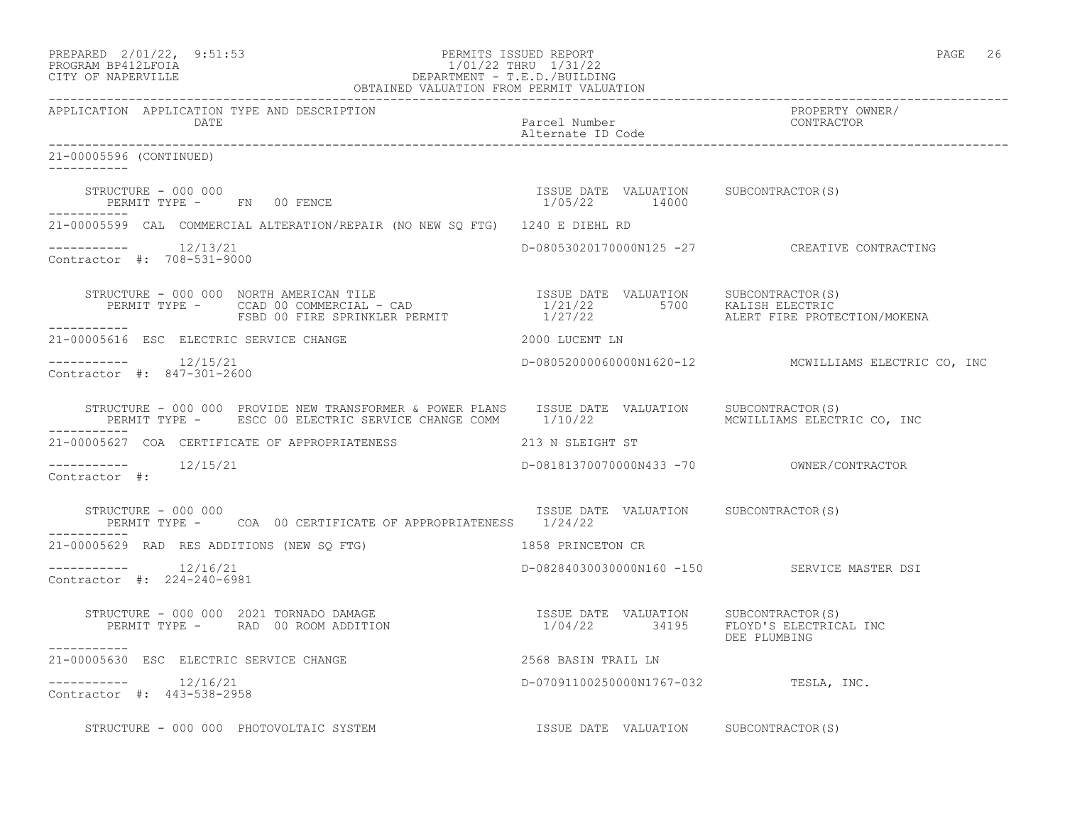APPLICATION APPLICATION TYPE AND DESCRIPTION | Parcel Number / Alternate ID Code | PROPERTY OWNER/ CONTRACTOR
DATE

21-00005596 (CONTINUED)

```
    STRUCTURE - 000 000                                               ISSUE DATE  VALUATION     SUBCONTRACTOR(S)
       PERMIT TYPE -     FN  00 FENCE                                  1/05/22       14000
-----------
21-00005599  CAL  COMMERCIAL ALTERATION/REPAIR (NO NEW SQ FTG)   1240 E DIEHL RD

-----------       12/13/21                                      D-08053020170000N125 -27            CREATIVE CONTRACTING
Contractor  #:  708-531-9000

    STRUCTURE - 000 000  NORTH AMERICAN TILE                         ISSUE DATE  VALUATION     SUBCONTRACTOR(S)
       PERMIT TYPE -     CCAD 00 COMMERCIAL - CAD                    1/21/22        5700     KALISH ELECTRIC
                         FSBD 00 FIRE SPRINKLER PERMIT               1/27/22                 ALERT FIRE PROTECTION/MOKENA
-----------
21-00005616  ESC  ELECTRIC SERVICE CHANGE                         2000 LUCENT LN

-----------       12/15/21                                      D-08052000060000N1620-12            MCWILLIAMS ELECTRIC CO, INC
Contractor  #:  847-301-2600

    STRUCTURE - 000 000  PROVIDE NEW TRANSFORMER & POWER PLANS    ISSUE DATE  VALUATION     SUBCONTRACTOR(S)
       PERMIT TYPE -     ESCC 00 ELECTRIC SERVICE CHANGE COMM     1/10/22                   MCWILLIAMS ELECTRIC CO, INC
-----------
21-00005627  COA  CERTIFICATE OF APPROPRIATENESS                  213 N SLEIGHT ST

-----------       12/15/21                                      D-08181370070000N433 -70            OWNER/CONTRACTOR
Contractor  #:

    STRUCTURE - 000 000                                               ISSUE DATE  VALUATION     SUBCONTRACTOR(S)
       PERMIT TYPE -     COA  00 CERTIFICATE OF APPROPRIATENESS   1/24/22
-----------
21-00005629  RAD  RES ADDITIONS (NEW SQ FTG)                      1858 PRINCETON CR

-----------       12/16/21                                      D-08284030030000N160 -150           SERVICE MASTER DSI
Contractor  #:  224-240-6981

    STRUCTURE - 000 000  2021 TORNADO DAMAGE                         ISSUE DATE  VALUATION     SUBCONTRACTOR(S)
       PERMIT TYPE -     RAD  00 ROOM ADDITION                       1/04/22       34195     FLOYD'S ELECTRICAL INC
                                                                                             DEE PLUMBING
-----------
21-00005630  ESC  ELECTRIC SERVICE CHANGE                         2568 BASIN TRAIL LN

-----------       12/16/21                                      D-07091100250000N1767-032           TESLA, INC.
Contractor  #:  443-538-2958

    STRUCTURE - 000 000  PHOTOVOLTAIC SYSTEM                         ISSUE DATE  VALUATION     SUBCONTRACTOR(S)
```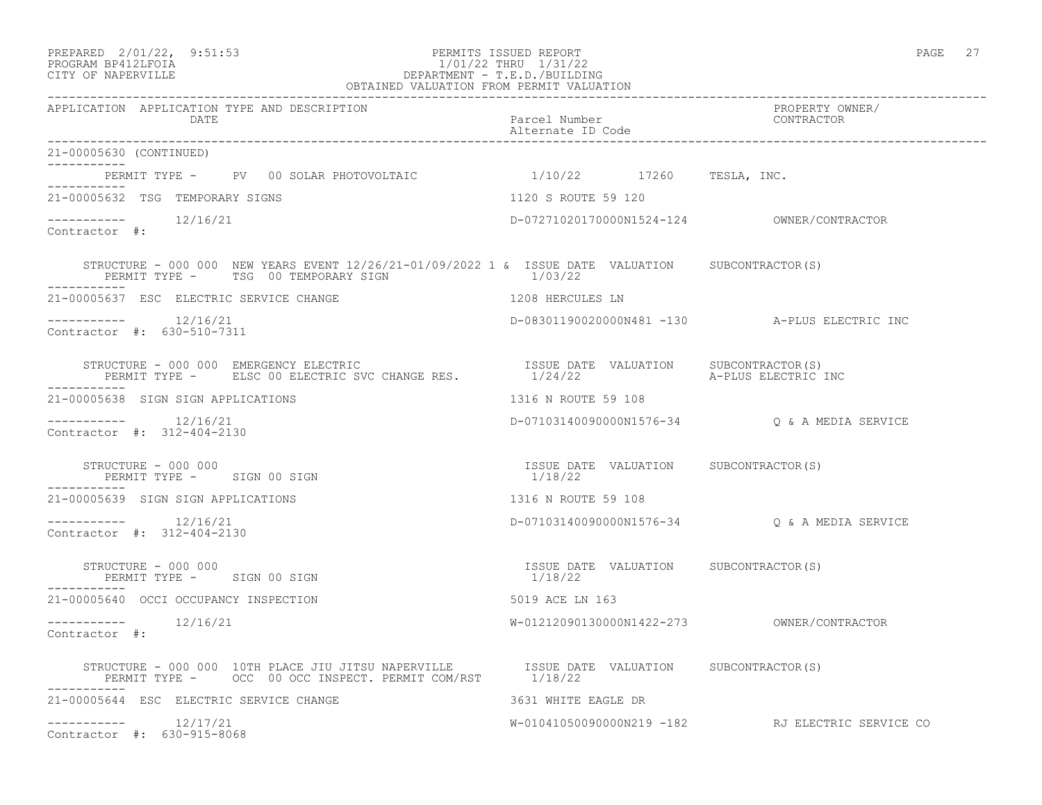```
21-00005630 (CONTINUED)
-----------
        PERMIT TYPE -     PV  00 SOLAR PHOTOVOLTAIC              1/10/22        17260    TESLA, INC.
-----------
21-00005632  TSG  TEMPORARY SIGNS                            1120 S ROUTE 59 120

-----------       12/16/21                                    D-07271020170000N1524-124          OWNER/CONTRACTOR
Contractor  #:

     STRUCTURE - 000 000  NEW YEARS EVENT 12/26/21-01/09/2022 1 &  ISSUE DATE  VALUATION     SUBCONTRACTOR(S)
        PERMIT TYPE -     TSG  00 TEMPORARY SIGN                   1/03/22
-----------
21-00005637  ESC  ELECTRIC SERVICE CHANGE                    1208 HERCULES LN

-----------       12/16/21                                    D-08301190020000N481 -130          A-PLUS ELECTRIC INC
Contractor  #:  630-510-7311

     STRUCTURE - 000 000  EMERGENCY ELECTRIC                      ISSUE DATE  VALUATION     SUBCONTRACTOR(S)
        PERMIT TYPE -     ELSC 00 ELECTRIC SVC CHANGE RES.         1/24/22                  A-PLUS ELECTRIC INC
-----------
21-00005638  SIGN SIGN APPLICATIONS                          1316 N ROUTE 59 108

-----------       12/16/21                                    D-07103140090000N1576-34           Q & A MEDIA SERVICE
Contractor  #:  312-404-2130

     STRUCTURE - 000 000                                          ISSUE DATE  VALUATION     SUBCONTRACTOR(S)
        PERMIT TYPE -     SIGN 00 SIGN                             1/18/22
-----------
21-00005639  SIGN SIGN APPLICATIONS                          1316 N ROUTE 59 108

-----------       12/16/21                                    D-07103140090000N1576-34           Q & A MEDIA SERVICE
Contractor  #:  312-404-2130

     STRUCTURE - 000 000                                          ISSUE DATE  VALUATION     SUBCONTRACTOR(S)
        PERMIT TYPE -     SIGN 00 SIGN                             1/18/22
-----------
21-00005640  OCCI OCCUPANCY INSPECTION                       5019 ACE LN 163

-----------       12/16/21                                    W-01212090130000N1422-273          OWNER/CONTRACTOR
Contractor  #:

     STRUCTURE - 000 000  10TH PLACE JIU JITSU NAPERVILLE         ISSUE DATE  VALUATION     SUBCONTRACTOR(S)
        PERMIT TYPE -     OCC  00 OCC INSPECT. PERMIT COM/RST      1/18/22
-----------
21-00005644  ESC  ELECTRIC SERVICE CHANGE                    3631 WHITE EAGLE DR

-----------       12/17/21                                    W-01041050090000N219 -182          RJ ELECTRIC SERVICE CO
Contractor  #:  630-915-8068
```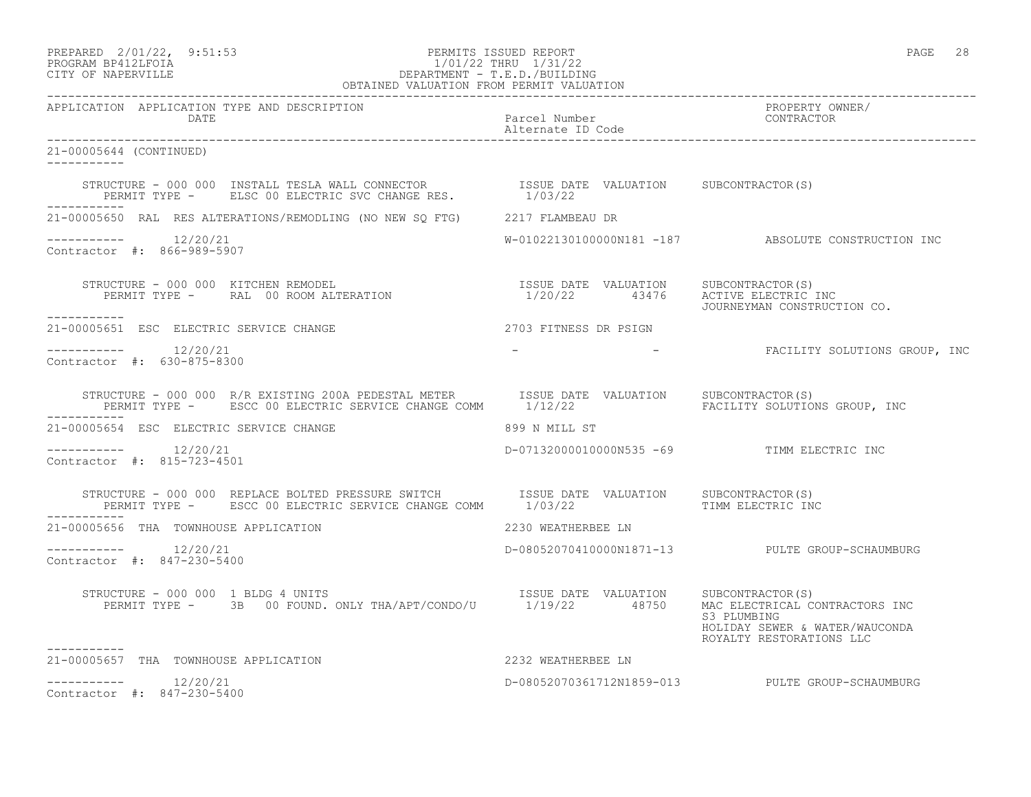PERMITS ISSUED REPORT
1/01/22 THRU 1/31/22
DEPARTMENT - T.E.D./BUILDING
OBTAINED VALUATION FROM PERMIT VALUATION

PREPARED 2/01/22, 9:51:53
PROGRAM BP412LFOIA
CITY OF NAPERVILLE

| APPLICATION | APPLICATION TYPE AND DESCRIPTION / DATE | Parcel Number / Alternate ID Code | PROPERTY OWNER/ CONTRACTOR |
|---|---|---|---|

21-00005644 (CONTINUED)

STRUCTURE - 000 000 INSTALL TESLA WALL CONNECTOR — ISSUE DATE 1/03/22 — VALUATION — SUBCONTRACTOR(S)
PERMIT TYPE - ELSC 00 ELECTRIC SVC CHANGE RES.

---

21-00005650 RAL RES ALTERATIONS/REMODLING (NO NEW SQ FTG) — 2217 FLAMBEAU DR
12/20/21 — W-01022130100000N181 -187 — ABSOLUTE CONSTRUCTION INC
Contractor #: 866-989-5907

STRUCTURE - 000 000 KITCHEN REMODEL — ISSUE DATE 1/20/22 — VALUATION 43476 — SUBCONTRACTOR(S) ACTIVE ELECTRIC INC, JOURNEYMAN CONSTRUCTION CO.
PERMIT TYPE - RAL 00 ROOM ALTERATION

---

21-00005651 ESC ELECTRIC SERVICE CHANGE — 2703 FITNESS DR PSIGN
12/20/21 — - - — FACILITY SOLUTIONS GROUP, INC
Contractor #: 630-875-8300

STRUCTURE - 000 000 R/R EXISTING 200A PEDESTAL METER — ISSUE DATE 1/12/22 — VALUATION — SUBCONTRACTOR(S) FACILITY SOLUTIONS GROUP, INC
PERMIT TYPE - ESCC 00 ELECTRIC SERVICE CHANGE COMM

---

21-00005654 ESC ELECTRIC SERVICE CHANGE — 899 N MILL ST
12/20/21 — D-07132000010000N535 -69 — TIMM ELECTRIC INC
Contractor #: 815-723-4501

STRUCTURE - 000 000 REPLACE BOLTED PRESSURE SWITCH — ISSUE DATE 1/03/22 — VALUATION — SUBCONTRACTOR(S) TIMM ELECTRIC INC
PERMIT TYPE - ESCC 00 ELECTRIC SERVICE CHANGE COMM

---

21-00005656 THA TOWNHOUSE APPLICATION — 2230 WEATHERBEE LN
12/20/21 — D-08052070410000N1871-13 — PULTE GROUP-SCHAUMBURG
Contractor #: 847-230-5400

STRUCTURE - 000 000 1 BLDG 4 UNITS — ISSUE DATE 1/19/22 — VALUATION 48750 — SUBCONTRACTOR(S) MAC ELECTRICAL CONTRACTORS INC, S3 PLUMBING, HOLIDAY SEWER & WATER/WAUCONDA, ROYALTY RESTORATIONS LLC
PERMIT TYPE - 3B 00 FOUND. ONLY THA/APT/CONDO/U

---

21-00005657 THA TOWNHOUSE APPLICATION — 2232 WEATHERBEE LN
12/20/21 — D-08052070361712N1859-013 — PULTE GROUP-SCHAUMBURG
Contractor #: 847-230-5400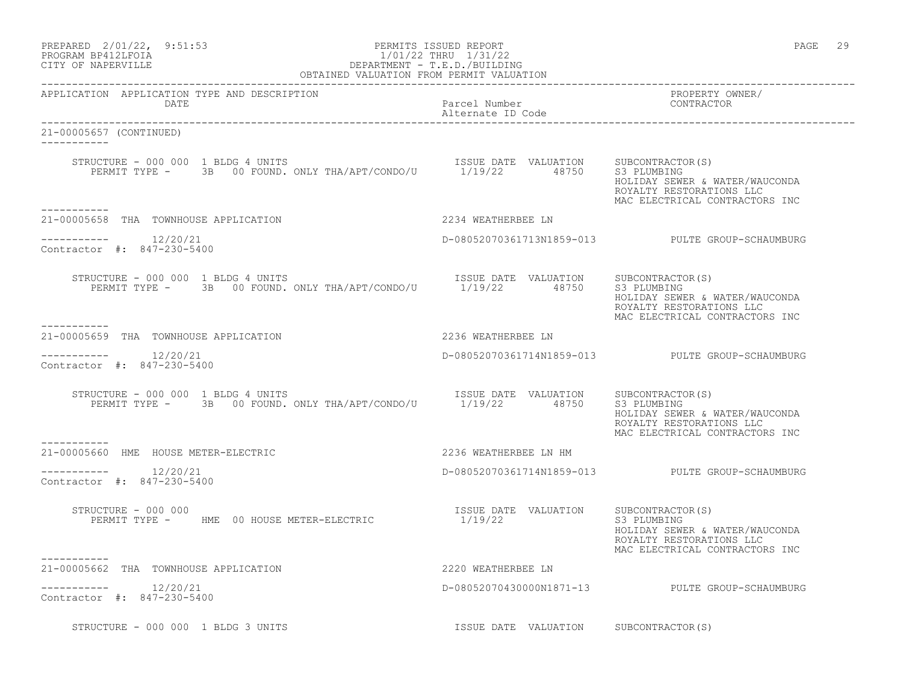PREPARED 2/01/22, 9:51:53 PERMITS ISSUED REPORT PAGE 29
PROGRAM BP412LFOIA 1/01/22 THRU 1/31/22
CITY OF NAPERVILLE DEPARTMENT - T.E.D./BUILDING
OBTAINED VALUATION FROM PERMIT VALUATION

| APPLICATION APPLICATION TYPE AND DESCRIPTION DATE | Parcel Number Alternate ID Code | PROPERTY OWNER/ CONTRACTOR |
|---|---|---|

21-00005657 (CONTINUED)

STRUCTURE - 000 000 1 BLDG 4 UNITS — ISSUE DATE 1/19/22 — VALUATION 48750
PERMIT TYPE - 3B 00 FOUND. ONLY THA/APT/CONDO/U
SUBCONTRACTOR(S): S3 PLUMBING; HOLIDAY SEWER & WATER/WAUCONDA; ROYALTY RESTORATIONS LLC; MAC ELECTRICAL CONTRACTORS INC

---

21-00005658 THA TOWNHOUSE APPLICATION — 2234 WEATHERBEE LN
12/20/21 — D-08052070361713N1859-013 — PULTE GROUP-SCHAUMBURG
Contractor #: 847-230-5400

STRUCTURE - 000 000 1 BLDG 4 UNITS — ISSUE DATE 1/19/22 — VALUATION 48750
PERMIT TYPE - 3B 00 FOUND. ONLY THA/APT/CONDO/U
SUBCONTRACTOR(S): S3 PLUMBING; HOLIDAY SEWER & WATER/WAUCONDA; ROYALTY RESTORATIONS LLC; MAC ELECTRICAL CONTRACTORS INC

---

21-00005659 THA TOWNHOUSE APPLICATION — 2236 WEATHERBEE LN
12/20/21 — D-08052070361714N1859-013 — PULTE GROUP-SCHAUMBURG
Contractor #: 847-230-5400

STRUCTURE - 000 000 1 BLDG 4 UNITS — ISSUE DATE 1/19/22 — VALUATION 48750
PERMIT TYPE - 3B 00 FOUND. ONLY THA/APT/CONDO/U
SUBCONTRACTOR(S): S3 PLUMBING; HOLIDAY SEWER & WATER/WAUCONDA; ROYALTY RESTORATIONS LLC; MAC ELECTRICAL CONTRACTORS INC

---

21-00005660 HME HOUSE METER-ELECTRIC — 2236 WEATHERBEE LN HM
12/20/21 — D-08052070361714N1859-013 — PULTE GROUP-SCHAUMBURG
Contractor #: 847-230-5400

STRUCTURE - 000 000 — ISSUE DATE 1/19/22 — VALUATION
PERMIT TYPE - HME 00 HOUSE METER-ELECTRIC
SUBCONTRACTOR(S): S3 PLUMBING; HOLIDAY SEWER & WATER/WAUCONDA; ROYALTY RESTORATIONS LLC; MAC ELECTRICAL CONTRACTORS INC

---

21-00005662 THA TOWNHOUSE APPLICATION — 2220 WEATHERBEE LN
12/20/21 — D-08052070430000N1871-13 — PULTE GROUP-SCHAUMBURG
Contractor #: 847-230-5400

STRUCTURE - 000 000 1 BLDG 3 UNITS — ISSUE DATE VALUATION SUBCONTRACTOR(S)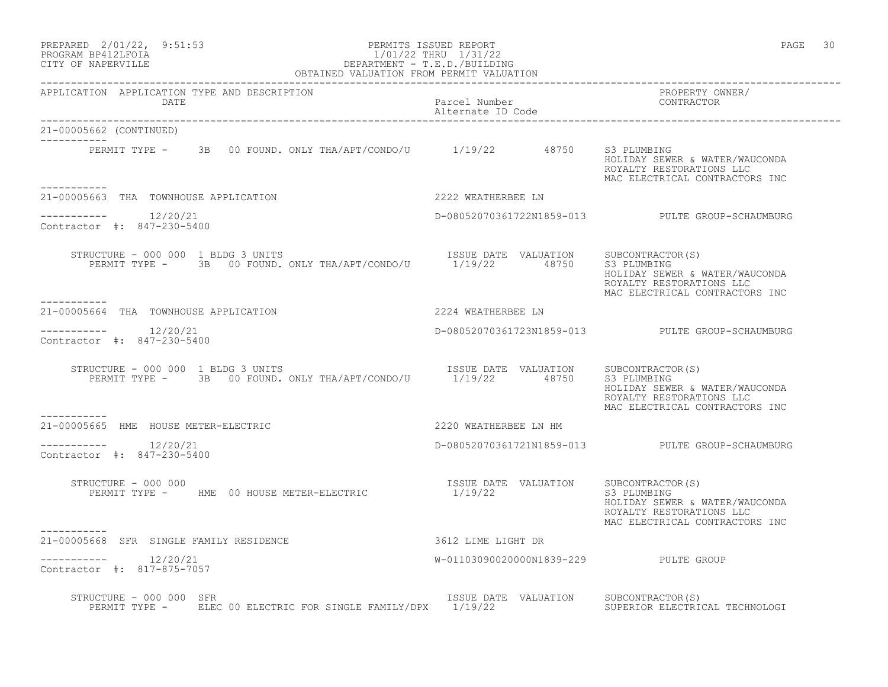| APPLICATION | APPLICATION TYPE AND DESCRIPTION DATE | Parcel Number Alternate ID Code | PROPERTY OWNER/ CONTRACTOR |
|---|---|---|---|

21-00005662 (CONTINUED)

PERMIT TYPE - 3B 00 FOUND. ONLY THA/APT/CONDO/U 1/19/22 48750 S3 PLUMBING
HOLIDAY SEWER & WATER/WAUCONDA
ROYALTY RESTORATIONS LLC
MAC ELECTRICAL CONTRACTORS INC

21-00005663 THA TOWNHOUSE APPLICATION — 2222 WEATHERBEE LN

12/20/21 — D-08052070361722N1859-013 — PULTE GROUP-SCHAUMBURG

Contractor #: 847-230-5400

| STRUCTURE - 000 000 1 BLDG 3 UNITS | ISSUE DATE | VALUATION | SUBCONTRACTOR(S) |
|---|---|---|---|
| PERMIT TYPE - 3B 00 FOUND. ONLY THA/APT/CONDO/U | 1/19/22 | 48750 | S3 PLUMBING<br>HOLIDAY SEWER & WATER/WAUCONDA<br>ROYALTY RESTORATIONS LLC<br>MAC ELECTRICAL CONTRACTORS INC |

21-00005664 THA TOWNHOUSE APPLICATION — 2224 WEATHERBEE LN

12/20/21 — D-08052070361723N1859-013 — PULTE GROUP-SCHAUMBURG

Contractor #: 847-230-5400

| STRUCTURE - 000 000 1 BLDG 3 UNITS | ISSUE DATE | VALUATION | SUBCONTRACTOR(S) |
|---|---|---|---|
| PERMIT TYPE - 3B 00 FOUND. ONLY THA/APT/CONDO/U | 1/19/22 | 48750 | S3 PLUMBING<br>HOLIDAY SEWER & WATER/WAUCONDA<br>ROYALTY RESTORATIONS LLC<br>MAC ELECTRICAL CONTRACTORS INC |

21-00005665 HME HOUSE METER-ELECTRIC — 2220 WEATHERBEE LN HM

12/20/21 — D-08052070361721N1859-013 — PULTE GROUP-SCHAUMBURG

Contractor #: 847-230-5400

| STRUCTURE - 000 000 | ISSUE DATE | VALUATION | SUBCONTRACTOR(S) |
|---|---|---|---|
| PERMIT TYPE - HME 00 HOUSE METER-ELECTRIC | 1/19/22 | | S3 PLUMBING<br>HOLIDAY SEWER & WATER/WAUCONDA<br>ROYALTY RESTORATIONS LLC<br>MAC ELECTRICAL CONTRACTORS INC |

21-00005668 SFR SINGLE FAMILY RESIDENCE — 3612 LIME LIGHT DR

12/20/21 — W-01103090020000N1839-229 — PULTE GROUP

Contractor #: 817-875-7057

| STRUCTURE - 000 000 SFR | ISSUE DATE | VALUATION | SUBCONTRACTOR(S) |
|---|---|---|---|
| PERMIT TYPE - ELEC 00 ELECTRIC FOR SINGLE FAMILY/DPX | 1/19/22 | | SUPERIOR ELECTRICAL TECHNOLOGI |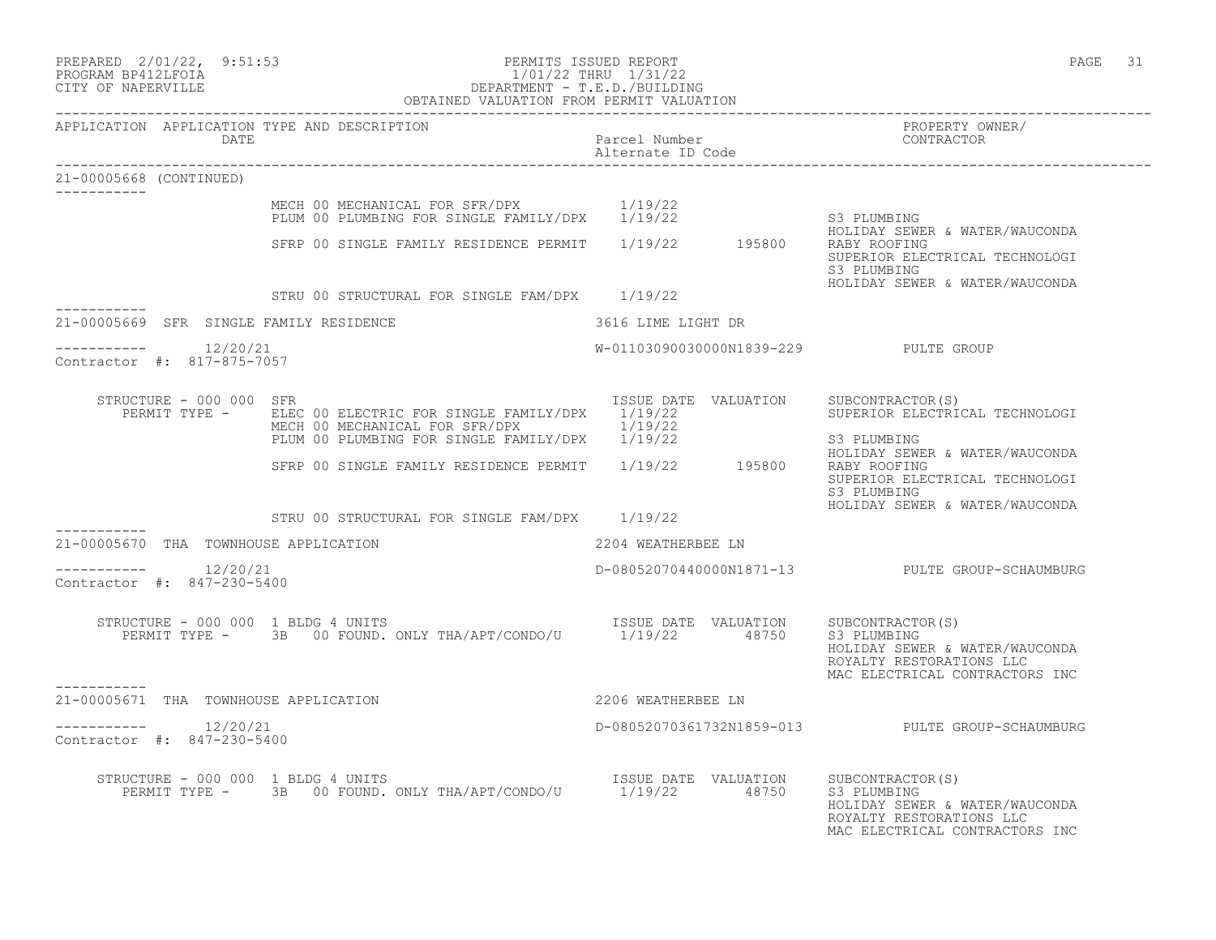PERMITS ISSUED REPORT
1/01/22 THRU 1/31/22
DEPARTMENT - T.E.D./BUILDING
OBTAINED VALUATION FROM PERMIT VALUATION

PREPARED 2/01/22, 9:51:53
PROGRAM BP412LFOIA
CITY OF NAPERVILLE

| APPLICATION | APPLICATION TYPE AND DESCRIPTION / DATE | Parcel Number / Alternate ID Code | PROPERTY OWNER/ CONTRACTOR |
|---|---|---|---|

**21-00005668 (CONTINUED)**

| Permit Type | Issue Date | Valuation | Subcontractor(s) |
|---|---|---|---|
| MECH 00 MECHANICAL FOR SFR/DPX | 1/19/22 | | |
| PLUM 00 PLUMBING FOR SINGLE FAMILY/DPX | 1/19/22 | | S3 PLUMBING; HOLIDAY SEWER & WATER/WAUCONDA |
| SFRP 00 SINGLE FAMILY RESIDENCE PERMIT | 1/19/22 | 195800 | RABY ROOFING; SUPERIOR ELECTRICAL TECHNOLOGI; S3 PLUMBING; HOLIDAY SEWER & WATER/WAUCONDA |
| STRU 00 STRUCTURAL FOR SINGLE FAM/DPX | 1/19/22 | | |

**21-00005669 SFR SINGLE FAMILY RESIDENCE** — 3616 LIME LIGHT DR

12/20/21 — W-01103090030000N1839-229 — PULTE GROUP
Contractor #: 817-875-7057

STRUCTURE - 000 000 SFR

| Permit Type | Issue Date | Valuation | Subcontractor(s) |
|---|---|---|---|
| ELEC 00 ELECTRIC FOR SINGLE FAMILY/DPX | 1/19/22 | | SUPERIOR ELECTRICAL TECHNOLOGI |
| MECH 00 MECHANICAL FOR SFR/DPX | 1/19/22 | | |
| PLUM 00 PLUMBING FOR SINGLE FAMILY/DPX | 1/19/22 | | S3 PLUMBING; HOLIDAY SEWER & WATER/WAUCONDA |
| SFRP 00 SINGLE FAMILY RESIDENCE PERMIT | 1/19/22 | 195800 | RABY ROOFING; SUPERIOR ELECTRICAL TECHNOLOGI; S3 PLUMBING; HOLIDAY SEWER & WATER/WAUCONDA |
| STRU 00 STRUCTURAL FOR SINGLE FAM/DPX | 1/19/22 | | |

**21-00005670 THA TOWNHOUSE APPLICATION** — 2204 WEATHERBEE LN

12/20/21 — D-08052070440000N1871-13 — PULTE GROUP-SCHAUMBURG
Contractor #: 847-230-5400

STRUCTURE - 000 000 1 BLDG 4 UNITS

| Permit Type | Issue Date | Valuation | Subcontractor(s) |
|---|---|---|---|
| 3B 00 FOUND. ONLY THA/APT/CONDO/U | 1/19/22 | 48750 | S3 PLUMBING; HOLIDAY SEWER & WATER/WAUCONDA; ROYALTY RESTORATIONS LLC; MAC ELECTRICAL CONTRACTORS INC |

**21-00005671 THA TOWNHOUSE APPLICATION** — 2206 WEATHERBEE LN

12/20/21 — D-08052070361732N1859-013 — PULTE GROUP-SCHAUMBURG
Contractor #: 847-230-5400

STRUCTURE - 000 000 1 BLDG 4 UNITS

| Permit Type | Issue Date | Valuation | Subcontractor(s) |
|---|---|---|---|
| 3B 00 FOUND. ONLY THA/APT/CONDO/U | 1/19/22 | 48750 | S3 PLUMBING; HOLIDAY SEWER & WATER/WAUCONDA; ROYALTY RESTORATIONS LLC; MAC ELECTRICAL CONTRACTORS INC |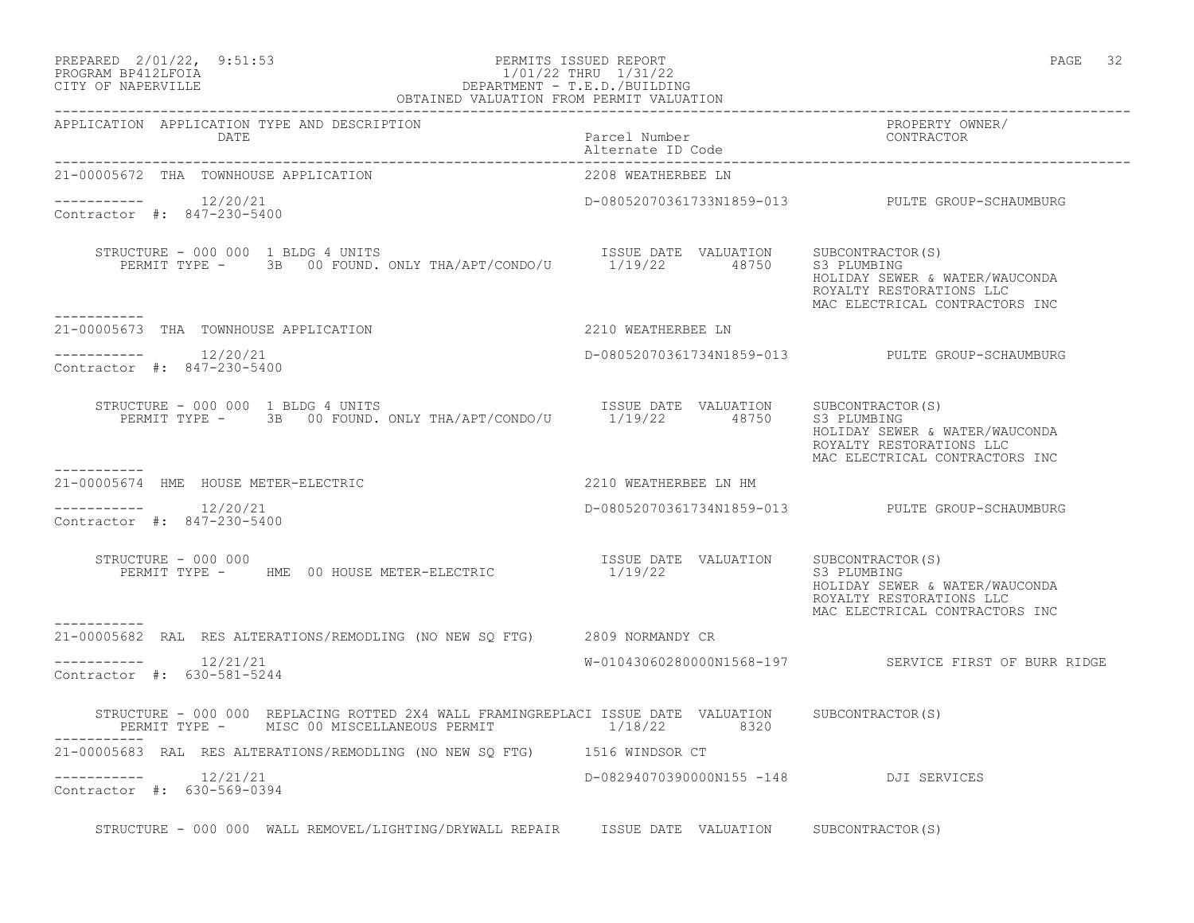PREPARED 2/01/22, 9:51:53 PERMITS ISSUED REPORT
PROGRAM BP412LFOIA 1/01/22 THRU 1/31/22
CITY OF NAPERVILLE DEPARTMENT - T.E.D./BUILDING
OBTAINED VALUATION FROM PERMIT VALUATION

| APPLICATION | APPLICATION TYPE AND DESCRIPTION / DATE | Parcel Number / Alternate ID Code | PROPERTY OWNER/ CONTRACTOR |
|---|---|---|---|

**21-00005672 THA TOWNHOUSE APPLICATION** — 2208 WEATHERBEE LN

----------- 12/20/21 — D-08052070361733N1859-013 — PULTE GROUP-SCHAUMBURG
Contractor #: 847-230-5400

STRUCTURE - 000 000 1 BLDG 4 UNITS — ISSUE DATE 1/19/22 — VALUATION 48750
PERMIT TYPE - 3B 00 FOUND. ONLY THA/APT/CONDO/U
SUBCONTRACTOR(S): S3 PLUMBING; HOLIDAY SEWER & WATER/WAUCONDA; ROYALTY RESTORATIONS LLC; MAC ELECTRICAL CONTRACTORS INC

-----------

**21-00005673 THA TOWNHOUSE APPLICATION** — 2210 WEATHERBEE LN

----------- 12/20/21 — D-08052070361734N1859-013 — PULTE GROUP-SCHAUMBURG
Contractor #: 847-230-5400

STRUCTURE - 000 000 1 BLDG 4 UNITS — ISSUE DATE 1/19/22 — VALUATION 48750
PERMIT TYPE - 3B 00 FOUND. ONLY THA/APT/CONDO/U
SUBCONTRACTOR(S): S3 PLUMBING; HOLIDAY SEWER & WATER/WAUCONDA; ROYALTY RESTORATIONS LLC; MAC ELECTRICAL CONTRACTORS INC

-----------

**21-00005674 HME HOUSE METER-ELECTRIC** — 2210 WEATHERBEE LN HM

----------- 12/20/21 — D-08052070361734N1859-013 — PULTE GROUP-SCHAUMBURG
Contractor #: 847-230-5400

STRUCTURE - 000 000 — ISSUE DATE 1/19/22 — VALUATION
PERMIT TYPE - HME 00 HOUSE METER-ELECTRIC
SUBCONTRACTOR(S): S3 PLUMBING; HOLIDAY SEWER & WATER/WAUCONDA; ROYALTY RESTORATIONS LLC; MAC ELECTRICAL CONTRACTORS INC

-----------

**21-00005682 RAL RES ALTERATIONS/REMODLING (NO NEW SQ FTG)** — 2809 NORMANDY CR

----------- 12/21/21 — W-01043060280000N1568-197 — SERVICE FIRST OF BURR RIDGE
Contractor #: 630-581-5244

STRUCTURE - 000 000 REPLACING ROTTED 2X4 WALL FRAMINGREPLACI — ISSUE DATE 1/18/22 — VALUATION 8320
PERMIT TYPE - MISC 00 MISCELLANEOUS PERMIT
SUBCONTRACTOR(S)

-----------

**21-00005683 RAL RES ALTERATIONS/REMODLING (NO NEW SQ FTG)** — 1516 WINDSOR CT

----------- 12/21/21 — D-08294070390000N155 -148 — DJI SERVICES
Contractor #: 630-569-0394

STRUCTURE - 000 000 WALL REMOVEL/LIGHTING/DRYWALL REPAIR — ISSUE DATE — VALUATION — SUBCONTRACTOR(S)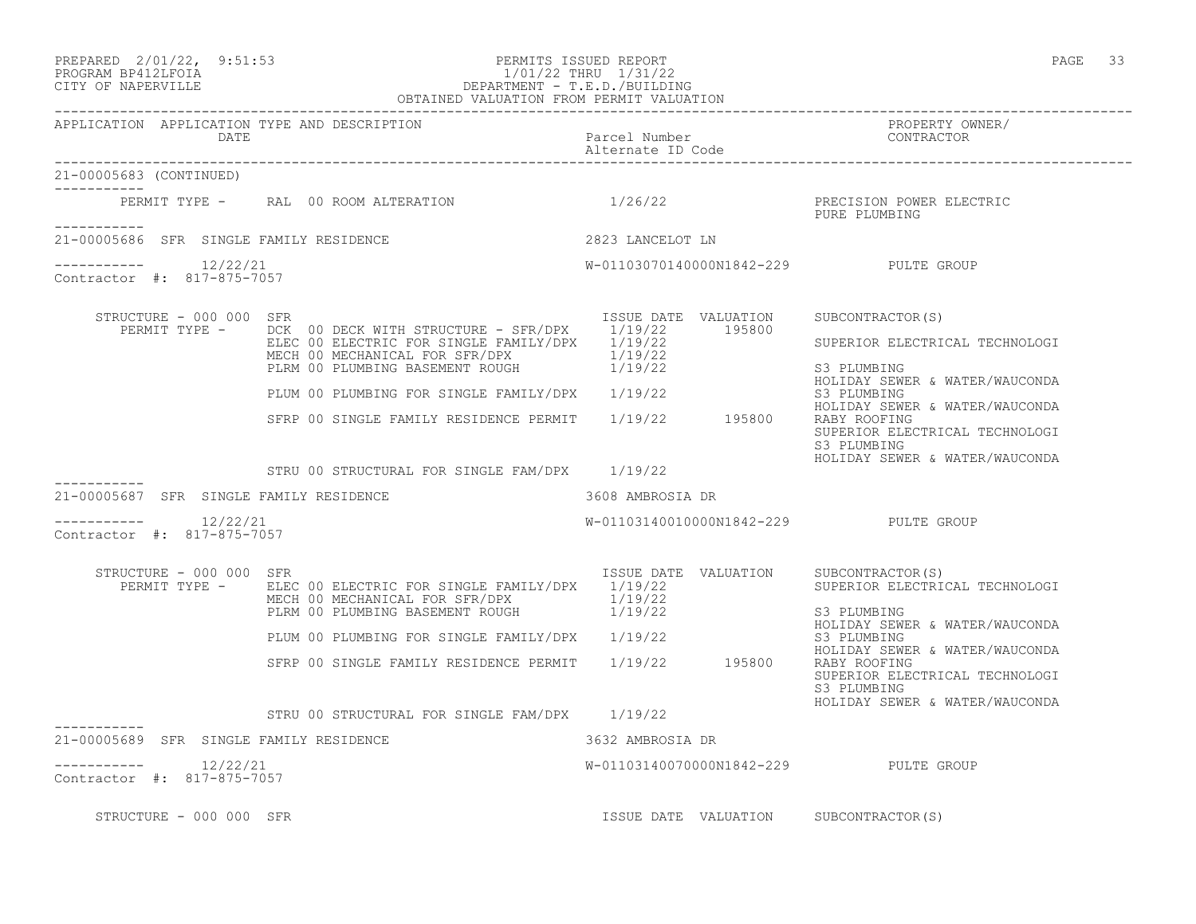| APPLICATION | APPLICATION TYPE AND DESCRIPTION DATE | Parcel Number Alternate ID Code | PROPERTY OWNER/ CONTRACTOR |
|---|---|---|---|

21-00005683 (CONTINUED)

PERMIT TYPE - RAL 00 ROOM ALTERATION 1/26/22 PRECISION POWER ELECTRIC
PURE PLUMBING

---

21-00005686 SFR SINGLE FAMILY RESIDENCE 2823 LANCELOT LN

12/22/21 W-01103070140000N1842-229 PULTE GROUP

Contractor #: 817-875-7057

STRUCTURE - 000 000 SFR

| PERMIT TYPE | ISSUE DATE | VALUATION | SUBCONTRACTOR(S) |
|---|---|---|---|
| DCK 00 DECK WITH STRUCTURE - SFR/DPX | 1/19/22 | 195800 | |
| ELEC 00 ELECTRIC FOR SINGLE FAMILY/DPX | 1/19/22 | | SUPERIOR ELECTRICAL TECHNOLOGI |
| MECH 00 MECHANICAL FOR SFR/DPX | 1/19/22 | | |
| PLRM 00 PLUMBING BASEMENT ROUGH | 1/19/22 | | S3 PLUMBING<br>HOLIDAY SEWER & WATER/WAUCONDA |
| PLUM 00 PLUMBING FOR SINGLE FAMILY/DPX | 1/19/22 | | S3 PLUMBING<br>HOLIDAY SEWER & WATER/WAUCONDA |
| SFRP 00 SINGLE FAMILY RESIDENCE PERMIT | 1/19/22 | 195800 | RABY ROOFING<br>SUPERIOR ELECTRICAL TECHNOLOGI<br>S3 PLUMBING<br>HOLIDAY SEWER & WATER/WAUCONDA |
| STRU 00 STRUCTURAL FOR SINGLE FAM/DPX | 1/19/22 | | |

---

21-00005687 SFR SINGLE FAMILY RESIDENCE 3608 AMBROSIA DR

12/22/21 W-01103140010000N1842-229 PULTE GROUP

Contractor #: 817-875-7057

STRUCTURE - 000 000 SFR

| PERMIT TYPE | ISSUE DATE | VALUATION | SUBCONTRACTOR(S) |
|---|---|---|---|
| ELEC 00 ELECTRIC FOR SINGLE FAMILY/DPX | 1/19/22 | | SUPERIOR ELECTRICAL TECHNOLOGI |
| MECH 00 MECHANICAL FOR SFR/DPX | 1/19/22 | | |
| PLRM 00 PLUMBING BASEMENT ROUGH | 1/19/22 | | S3 PLUMBING<br>HOLIDAY SEWER & WATER/WAUCONDA |
| PLUM 00 PLUMBING FOR SINGLE FAMILY/DPX | 1/19/22 | | S3 PLUMBING<br>HOLIDAY SEWER & WATER/WAUCONDA |
| SFRP 00 SINGLE FAMILY RESIDENCE PERMIT | 1/19/22 | 195800 | RABY ROOFING<br>SUPERIOR ELECTRICAL TECHNOLOGI<br>S3 PLUMBING<br>HOLIDAY SEWER & WATER/WAUCONDA |
| STRU 00 STRUCTURAL FOR SINGLE FAM/DPX | 1/19/22 | | |

---

21-00005689 SFR SINGLE FAMILY RESIDENCE 3632 AMBROSIA DR

12/22/21 W-01103140070000N1842-229 PULTE GROUP

Contractor #: 817-875-7057

STRUCTURE - 000 000 SFR ISSUE DATE VALUATION SUBCONTRACTOR(S)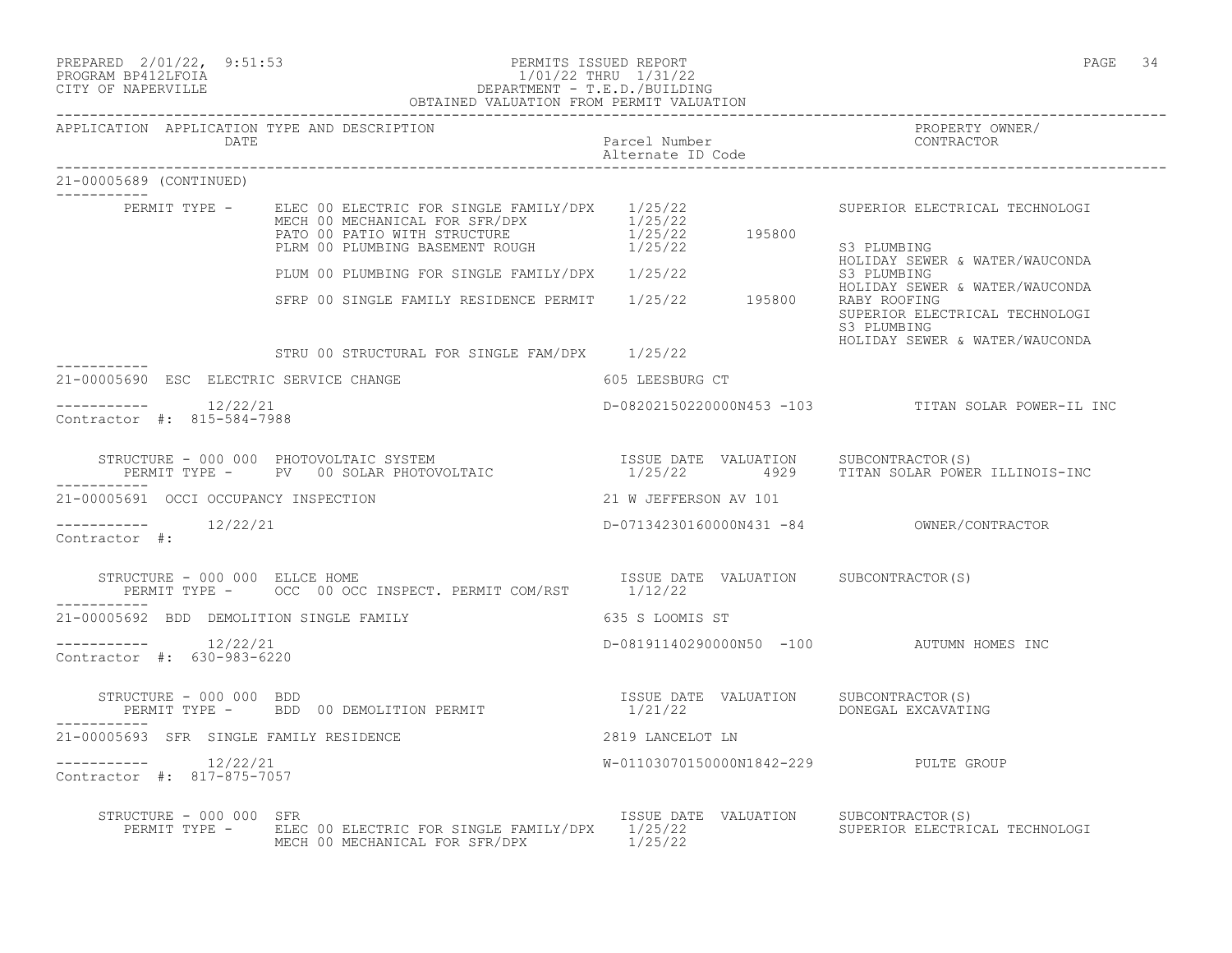PREPARED 2/01/22, 9:51:53 PERMITS ISSUED REPORT
PROGRAM BP412LFOIA 1/01/22 THRU 1/31/22
CITY OF NAPERVILLE DEPARTMENT - T.E.D./BUILDING
OBTAINED VALUATION FROM PERMIT VALUATION

| APPLICATION | APPLICATION TYPE AND DESCRIPTION / DATE | Parcel Number / Alternate ID Code | | PROPERTY OWNER/ CONTRACTOR |
|---|---|---|---|---|

21-00005689 (CONTINUED)

| | | | | |
|---|---|---|---|---|
| PERMIT TYPE - | ELEC 00 ELECTRIC FOR SINGLE FAMILY/DPX | 1/25/22 | | SUPERIOR ELECTRICAL TECHNOLOGI |
| | MECH 00 MECHANICAL FOR SFR/DPX | 1/25/22 | | |
| | PATO 00 PATIO WITH STRUCTURE | 1/25/22 | 195800 | |
| | PLRM 00 PLUMBING BASEMENT ROUGH | 1/25/22 | | S3 PLUMBING<br>HOLIDAY SEWER & WATER/WAUCONDA |
| | PLUM 00 PLUMBING FOR SINGLE FAMILY/DPX | 1/25/22 | | S3 PLUMBING<br>HOLIDAY SEWER & WATER/WAUCONDA |
| | SFRP 00 SINGLE FAMILY RESIDENCE PERMIT | 1/25/22 | 195800 | RABY ROOFING<br>SUPERIOR ELECTRICAL TECHNOLOGI<br>S3 PLUMBING<br>HOLIDAY SEWER & WATER/WAUCONDA |
| | STRU 00 STRUCTURAL FOR SINGLE FAM/DPX | 1/25/22 | | |

21-00005690 ESC ELECTRIC SERVICE CHANGE — 605 LEESBURG CT

12/22/21 — D-08202150220000N453 -103 — TITAN SOLAR POWER-IL INC
Contractor #: 815-584-7988

| STRUCTURE - 000 000 PHOTOVOLTAIC SYSTEM | ISSUE DATE | VALUATION | SUBCONTRACTOR(S) |
|---|---|---|---|
| PERMIT TYPE - PV 00 SOLAR PHOTOVOLTAIC | 1/25/22 | 4929 | TITAN SOLAR POWER ILLINOIS-INC |

21-00005691 OCCI OCCUPANCY INSPECTION — 21 W JEFFERSON AV 101

12/22/21 — D-07134230160000N431 -84 — OWNER/CONTRACTOR
Contractor #:

| STRUCTURE - 000 000 ELLCE HOME | ISSUE DATE | VALUATION | SUBCONTRACTOR(S) |
|---|---|---|---|
| PERMIT TYPE - OCC 00 OCC INSPECT. PERMIT COM/RST | 1/12/22 | | |

21-00005692 BDD DEMOLITION SINGLE FAMILY — 635 S LOOMIS ST

12/22/21 — D-08191140290000N50 -100 — AUTUMN HOMES INC
Contractor #: 630-983-6220

| STRUCTURE - 000 000 BDD | ISSUE DATE | VALUATION | SUBCONTRACTOR(S) |
|---|---|---|---|
| PERMIT TYPE - BDD 00 DEMOLITION PERMIT | 1/21/22 | | DONEGAL EXCAVATING |

21-00005693 SFR SINGLE FAMILY RESIDENCE — 2819 LANCELOT LN

12/22/21 — W-01103070150000N1842-229 — PULTE GROUP
Contractor #: 817-875-7057

| STRUCTURE - 000 000 SFR | ISSUE DATE | VALUATION | SUBCONTRACTOR(S) |
|---|---|---|---|
| PERMIT TYPE - ELEC 00 ELECTRIC FOR SINGLE FAMILY/DPX | 1/25/22 | | SUPERIOR ELECTRICAL TECHNOLOGI |
| MECH 00 MECHANICAL FOR SFR/DPX | 1/25/22 | | |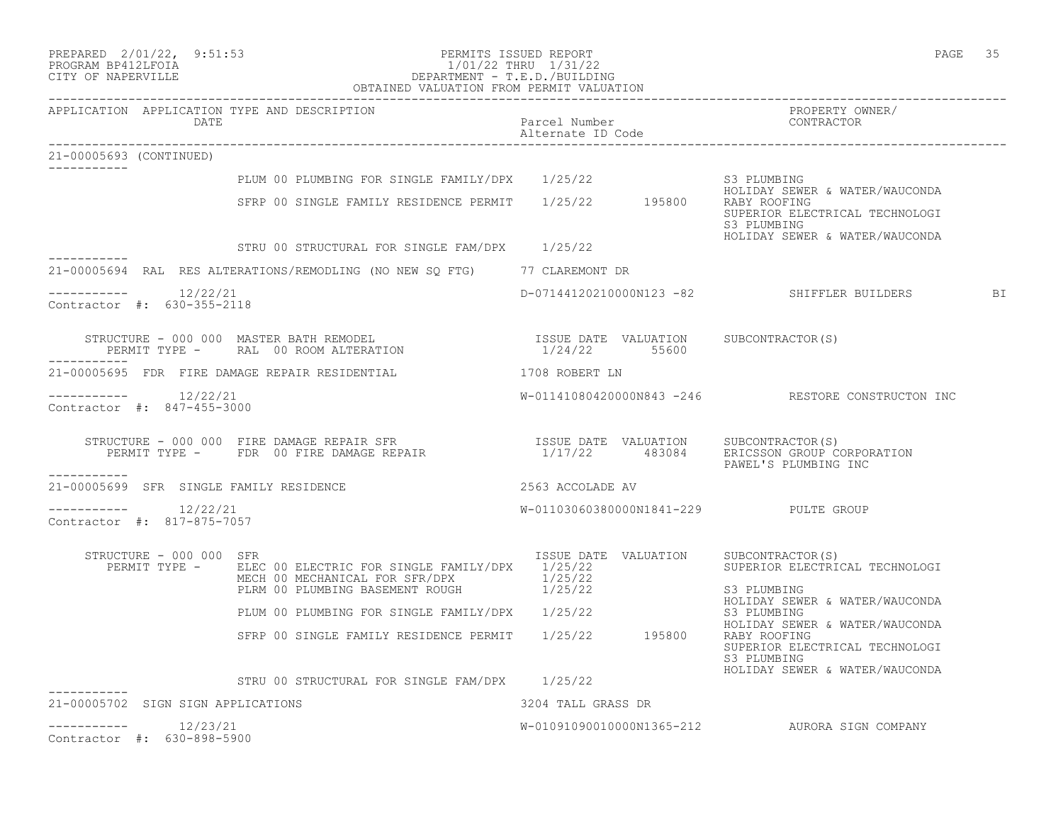PREPARED 2/01/22, 9:51:53 PERMITS ISSUED REPORT
PROGRAM BP412LFOIA 1/01/22 THRU 1/31/22
CITY OF NAPERVILLE DEPARTMENT - T.E.D./BUILDING
OBTAINED VALUATION FROM PERMIT VALUATION

| APPLICATION | APPLICATION TYPE AND DESCRIPTION DATE | Parcel Number / Alternate ID Code | | PROPERTY OWNER/ CONTRACTOR |
|---|---|---|---|---|

**21-00005693 (CONTINUED)**

| | | ISSUE DATE | VALUATION | SUBCONTRACTOR(S) |
|---|---|---|---|---|
| | PLUM 00 PLUMBING FOR SINGLE FAMILY/DPX | 1/25/22 | | S3 PLUMBING<br>HOLIDAY SEWER & WATER/WAUCONDA |
| | SFRP 00 SINGLE FAMILY RESIDENCE PERMIT | 1/25/22 | 195800 | RABY ROOFING<br>SUPERIOR ELECTRICAL TECHNOLOGI<br>S3 PLUMBING<br>HOLIDAY SEWER & WATER/WAUCONDA |
| | STRU 00 STRUCTURAL FOR SINGLE FAM/DPX | 1/25/22 | | |

---

**21-00005694** RAL RES ALTERATIONS/REMODLING (NO NEW SQ FTG) — 77 CLAREMONT DR

12/22/21 — D-07144120210000N123 -82 — SHIFFLER BUILDERS BI

Contractor #: 630-355-2118

| STRUCTURE - 000 000 MASTER BATH REMODEL | ISSUE DATE | VALUATION | SUBCONTRACTOR(S) |
|---|---|---|---|
| PERMIT TYPE - RAL 00 ROOM ALTERATION | 1/24/22 | 55600 | |

---

**21-00005695** FDR FIRE DAMAGE REPAIR RESIDENTIAL — 1708 ROBERT LN

12/22/21 — W-01141080420000N843 -246 — RESTORE CONSTRUCTON INC

Contractor #: 847-455-3000

| STRUCTURE - 000 000 FIRE DAMAGE REPAIR SFR | ISSUE DATE | VALUATION | SUBCONTRACTOR(S) |
|---|---|---|---|
| PERMIT TYPE - FDR 00 FIRE DAMAGE REPAIR | 1/17/22 | 483084 | ERICSSON GROUP CORPORATION<br>PAWEL'S PLUMBING INC |

---

**21-00005699** SFR SINGLE FAMILY RESIDENCE — 2563 ACCOLADE AV

12/22/21 — W-01103060380000N1841-229 — PULTE GROUP

Contractor #: 817-875-7057

| STRUCTURE - 000 000 SFR | ISSUE DATE | VALUATION | SUBCONTRACTOR(S) |
|---|---|---|---|
| PERMIT TYPE - ELEC 00 ELECTRIC FOR SINGLE FAMILY/DPX | 1/25/22 | | SUPERIOR ELECTRICAL TECHNOLOGI |
| MECH 00 MECHANICAL FOR SFR/DPX | 1/25/22 | | |
| PLRM 00 PLUMBING BASEMENT ROUGH | 1/25/22 | | S3 PLUMBING<br>HOLIDAY SEWER & WATER/WAUCONDA |
| PLUM 00 PLUMBING FOR SINGLE FAMILY/DPX | 1/25/22 | | S3 PLUMBING<br>HOLIDAY SEWER & WATER/WAUCONDA |
| SFRP 00 SINGLE FAMILY RESIDENCE PERMIT | 1/25/22 | 195800 | RABY ROOFING<br>SUPERIOR ELECTRICAL TECHNOLOGI<br>S3 PLUMBING<br>HOLIDAY SEWER & WATER/WAUCONDA |
| STRU 00 STRUCTURAL FOR SINGLE FAM/DPX | 1/25/22 | | |

---

**21-00005702** SIGN SIGN APPLICATIONS — 3204 TALL GRASS DR

12/23/21 — W-01091090010000N1365-212 — AURORA SIGN COMPANY

Contractor #: 630-898-5900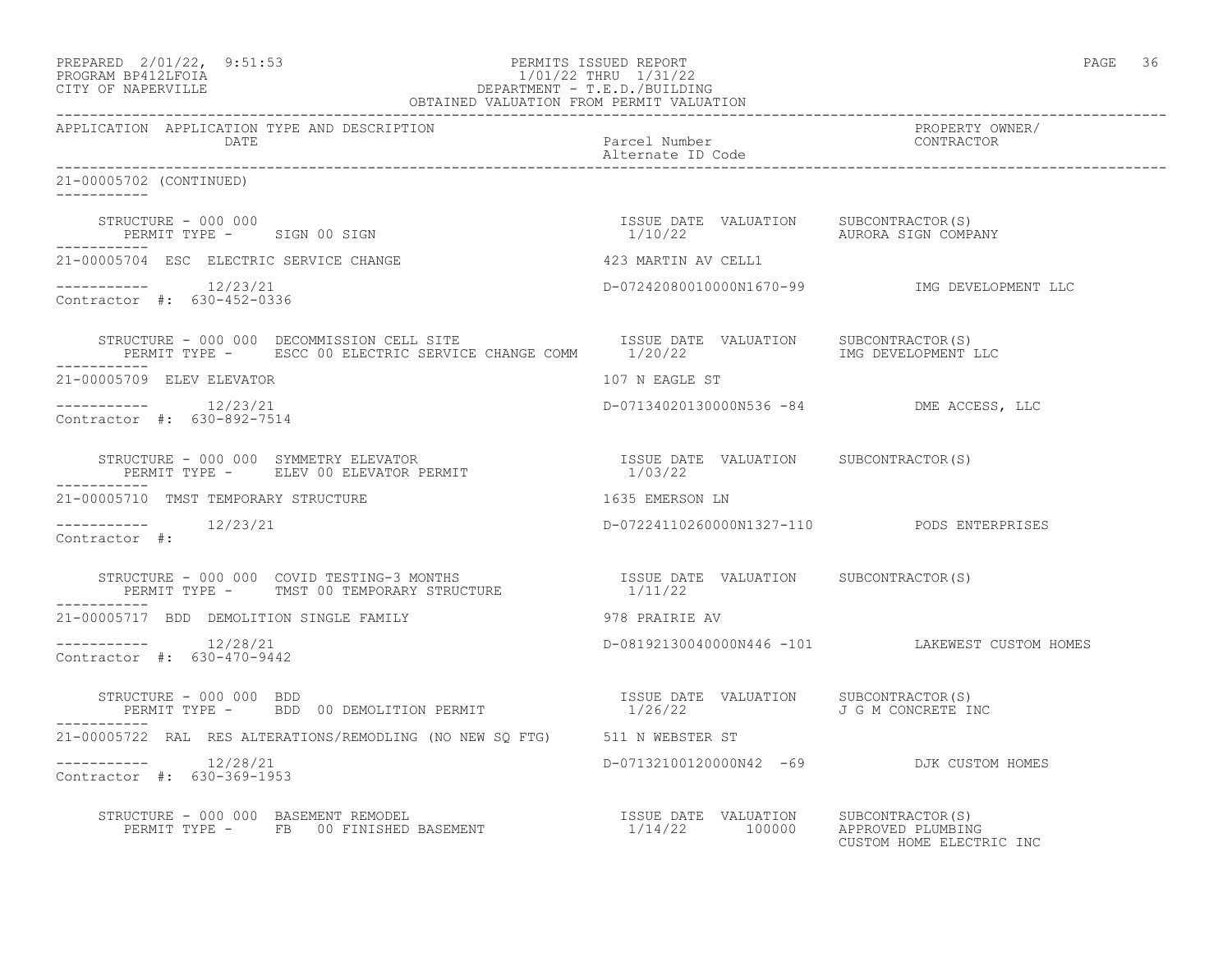APPLICATION APPLICATION TYPE AND DESCRIPTION DATE | Parcel Number / Alternate ID Code | PROPERTY OWNER/ CONTRACTOR

21-00005702 (CONTINUED)

STRUCTURE - 000 000
PERMIT TYPE - SIGN 00 SIGN
ISSUE DATE 1/10/22 VALUATION
SUBCONTRACTOR(S) AURORA SIGN COMPANY

21-00005704 ESC ELECTRIC SERVICE CHANGE — 423 MARTIN AV CELL1
12/23/21 — D-07242080010000N1670-99 — IMG DEVELOPMENT LLC
Contractor #: 630-452-0336

STRUCTURE - 000 000 DECOMMISSION CELL SITE
PERMIT TYPE - ESCC 00 ELECTRIC SERVICE CHANGE COMM
ISSUE DATE 1/20/22 VALUATION
SUBCONTRACTOR(S) IMG DEVELOPMENT LLC

21-00005709 ELEV ELEVATOR — 107 N EAGLE ST
12/23/21 — D-07134020130000N536 -84 — DME ACCESS, LLC
Contractor #: 630-892-7514

STRUCTURE - 000 000 SYMMETRY ELEVATOR
PERMIT TYPE - ELEV 00 ELEVATOR PERMIT
ISSUE DATE 1/03/22 VALUATION
SUBCONTRACTOR(S)

21-00005710 TMST TEMPORARY STRUCTURE — 1635 EMERSON LN
12/23/21 — D-07224110260000N1327-110 — PODS ENTERPRISES
Contractor #:

STRUCTURE - 000 000 COVID TESTING-3 MONTHS
PERMIT TYPE - TMST 00 TEMPORARY STRUCTURE
ISSUE DATE 1/11/22 VALUATION
SUBCONTRACTOR(S)

21-00005717 BDD DEMOLITION SINGLE FAMILY — 978 PRAIRIE AV
12/28/21 — D-08192130040000N446 -101 — LAKEWEST CUSTOM HOMES
Contractor #: 630-470-9442

STRUCTURE - 000 000 BDD
PERMIT TYPE - BDD 00 DEMOLITION PERMIT
ISSUE DATE 1/26/22 VALUATION
SUBCONTRACTOR(S) J G M CONCRETE INC

21-00005722 RAL RES ALTERATIONS/REMODLING (NO NEW SQ FTG) — 511 N WEBSTER ST
12/28/21 — D-07132100120000N42 -69 — DJK CUSTOM HOMES
Contractor #: 630-369-1953

STRUCTURE - 000 000 BASEMENT REMODEL
PERMIT TYPE - FB 00 FINISHED BASEMENT
ISSUE DATE 1/14/22 VALUATION 100000
SUBCONTRACTOR(S) APPROVED PLUMBING, CUSTOM HOME ELECTRIC INC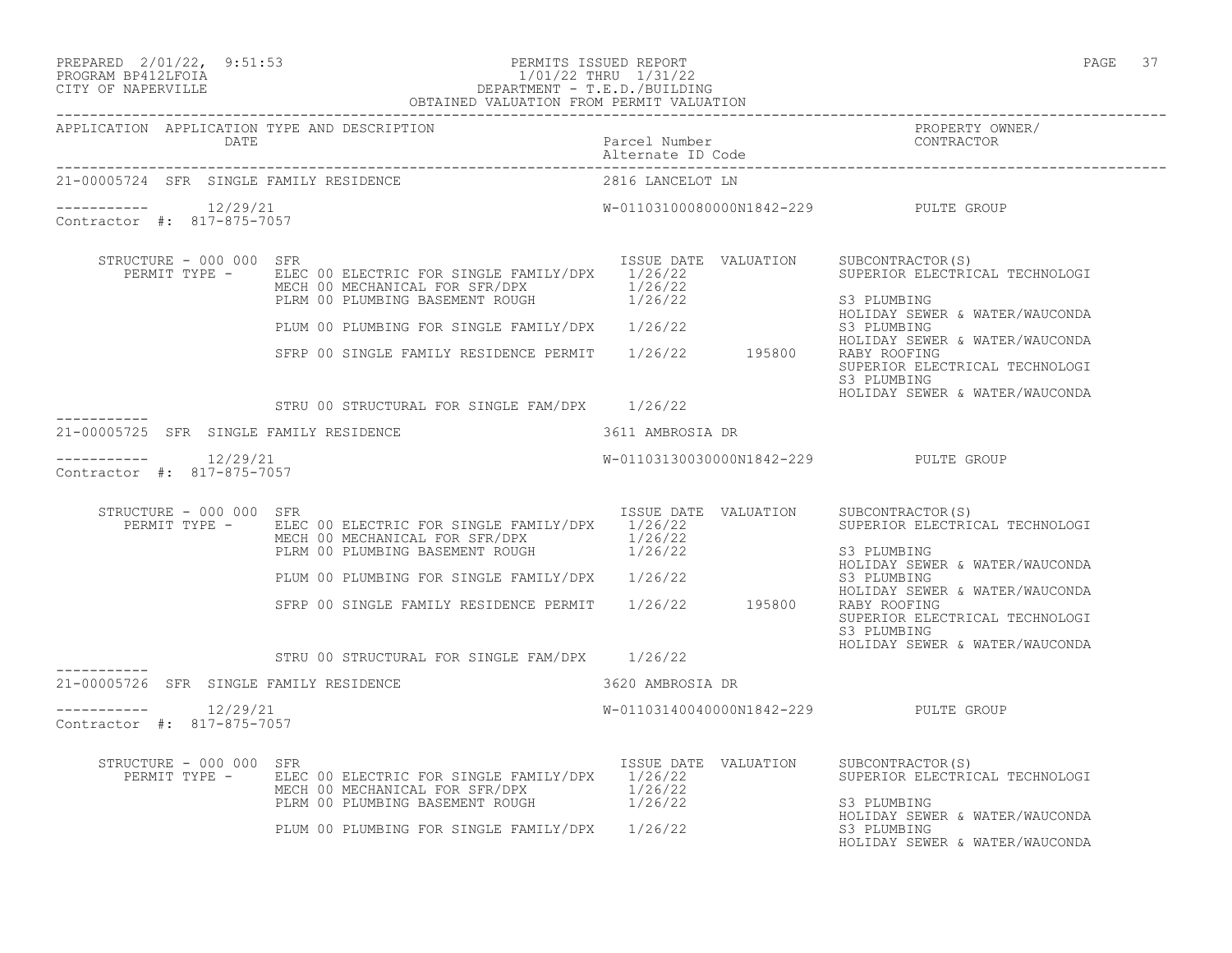PREPARED 2/01/22, 9:51:53 PERMITS ISSUED REPORT
PROGRAM BP412LFOIA 1/01/22 THRU 1/31/22
CITY OF NAPERVILLE DEPARTMENT - T.E.D./BUILDING
OBTAINED VALUATION FROM PERMIT VALUATION

| APPLICATION | APPLICATION TYPE AND DESCRIPTION DATE | Parcel Number Alternate ID Code | PROPERTY OWNER/ CONTRACTOR |
|---|---|---|---|

## 21-00005724 SFR SINGLE FAMILY RESIDENCE — 2816 LANCELOT LN

----------- 12/29/21 — W-01103100080000N1842-229 — PULTE GROUP
Contractor #: 817-875-7057

STRUCTURE - 000 000 SFR

| PERMIT TYPE | ISSUE DATE | VALUATION | SUBCONTRACTOR(S) |
|---|---|---|---|
| ELEC 00 ELECTRIC FOR SINGLE FAMILY/DPX | 1/26/22 | | SUPERIOR ELECTRICAL TECHNOLOGI |
| MECH 00 MECHANICAL FOR SFR/DPX | 1/26/22 | | |
| PLRM 00 PLUMBING BASEMENT ROUGH | 1/26/22 | | S3 PLUMBING<br>HOLIDAY SEWER & WATER/WAUCONDA |
| PLUM 00 PLUMBING FOR SINGLE FAMILY/DPX | 1/26/22 | | S3 PLUMBING<br>HOLIDAY SEWER & WATER/WAUCONDA |
| SFRP 00 SINGLE FAMILY RESIDENCE PERMIT | 1/26/22 | 195800 | RABY ROOFING<br>SUPERIOR ELECTRICAL TECHNOLOGI<br>S3 PLUMBING<br>HOLIDAY SEWER & WATER/WAUCONDA |
| STRU 00 STRUCTURAL FOR SINGLE FAM/DPX | 1/26/22 | | |

## 21-00005725 SFR SINGLE FAMILY RESIDENCE — 3611 AMBROSIA DR

----------- 12/29/21 — W-01103130030000N1842-229 — PULTE GROUP
Contractor #: 817-875-7057

STRUCTURE - 000 000 SFR

| PERMIT TYPE | ISSUE DATE | VALUATION | SUBCONTRACTOR(S) |
|---|---|---|---|
| ELEC 00 ELECTRIC FOR SINGLE FAMILY/DPX | 1/26/22 | | SUPERIOR ELECTRICAL TECHNOLOGI |
| MECH 00 MECHANICAL FOR SFR/DPX | 1/26/22 | | |
| PLRM 00 PLUMBING BASEMENT ROUGH | 1/26/22 | | S3 PLUMBING<br>HOLIDAY SEWER & WATER/WAUCONDA |
| PLUM 00 PLUMBING FOR SINGLE FAMILY/DPX | 1/26/22 | | S3 PLUMBING<br>HOLIDAY SEWER & WATER/WAUCONDA |
| SFRP 00 SINGLE FAMILY RESIDENCE PERMIT | 1/26/22 | 195800 | RABY ROOFING<br>SUPERIOR ELECTRICAL TECHNOLOGI<br>S3 PLUMBING<br>HOLIDAY SEWER & WATER/WAUCONDA |
| STRU 00 STRUCTURAL FOR SINGLE FAM/DPX | 1/26/22 | | |

## 21-00005726 SFR SINGLE FAMILY RESIDENCE — 3620 AMBROSIA DR

----------- 12/29/21 — W-01103140040000N1842-229 — PULTE GROUP
Contractor #: 817-875-7057

STRUCTURE - 000 000 SFR

| PERMIT TYPE | ISSUE DATE | VALUATION | SUBCONTRACTOR(S) |
|---|---|---|---|
| ELEC 00 ELECTRIC FOR SINGLE FAMILY/DPX | 1/26/22 | | SUPERIOR ELECTRICAL TECHNOLOGI |
| MECH 00 MECHANICAL FOR SFR/DPX | 1/26/22 | | |
| PLRM 00 PLUMBING BASEMENT ROUGH | 1/26/22 | | S3 PLUMBING<br>HOLIDAY SEWER & WATER/WAUCONDA |
| PLUM 00 PLUMBING FOR SINGLE FAMILY/DPX | 1/26/22 | | S3 PLUMBING<br>HOLIDAY SEWER & WATER/WAUCONDA |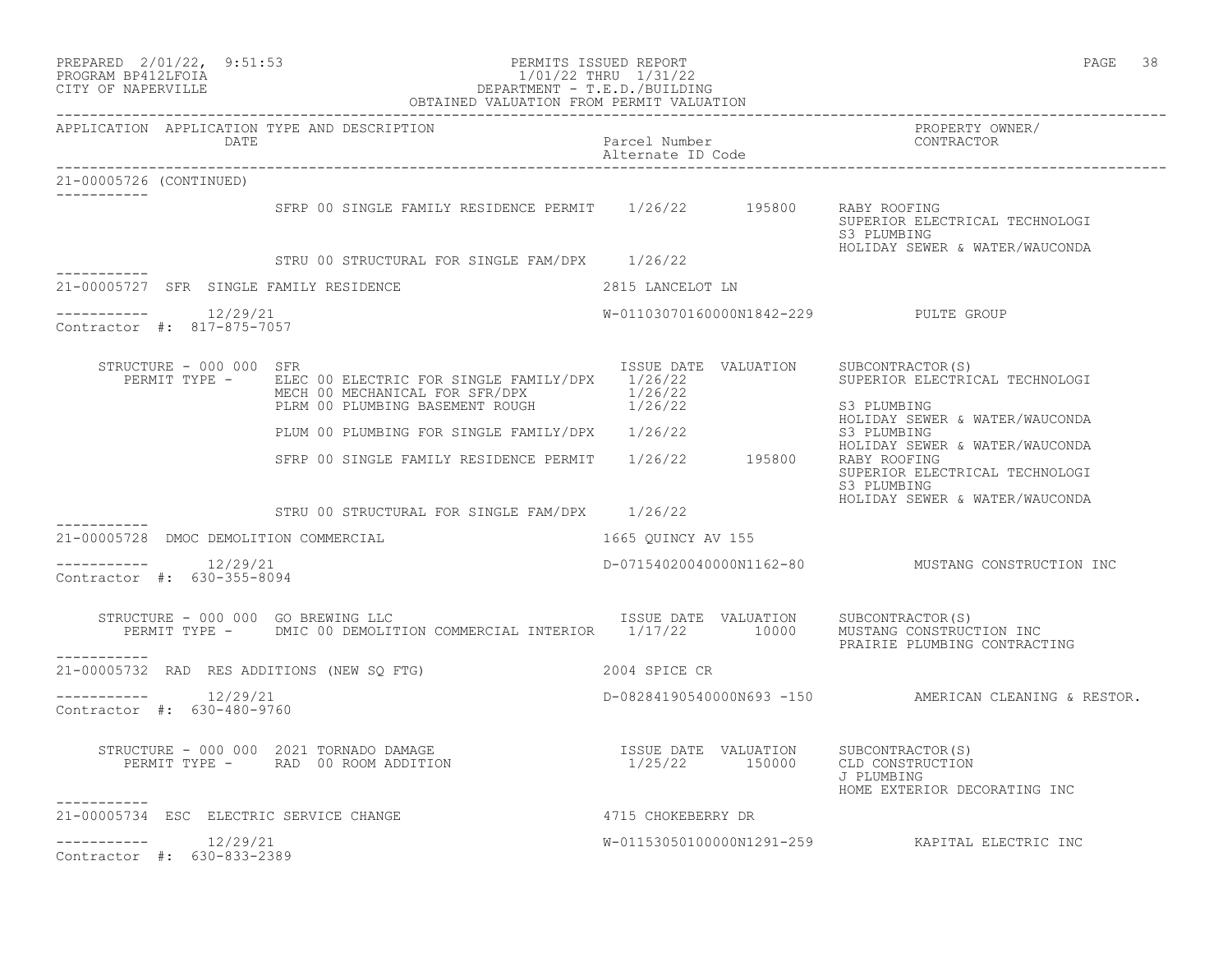| APPLICATION | APPLICATION TYPE AND DESCRIPTION DATE | Parcel Number Alternate ID Code | PROPERTY OWNER/ CONTRACTOR |
|---|---|---|---|

21-00005726 (CONTINUED)

```
                  SFRP 00 SINGLE FAMILY RESIDENCE PERMIT   1/26/22      195800   RABY ROOFING
                                                                                 SUPERIOR ELECTRICAL TECHNOLOGI
                                                                                 S3 PLUMBING
                                                                                 HOLIDAY SEWER & WATER/WAUCONDA
                  STRU 00 STRUCTURAL FOR SINGLE FAM/DPX    1/26/22
```

21-00005727 SFR SINGLE FAMILY RESIDENCE — 2815 LANCELOT LN

```
----------- 12/29/21                                   W-01103070160000N1842-229        PULTE GROUP
Contractor #: 817-875-7057

   STRUCTURE - 000 000 SFR                             ISSUE DATE  VALUATION    SUBCONTRACTOR(S)
     PERMIT TYPE -  ELEC 00 ELECTRIC FOR SINGLE FAMILY/DPX   1/26/22            SUPERIOR ELECTRICAL TECHNOLOGI
                    MECH 00 MECHANICAL FOR SFR/DPX           1/26/22
                    PLRM 00 PLUMBING BASEMENT ROUGH          1/26/22            S3 PLUMBING
                                                                                HOLIDAY SEWER & WATER/WAUCONDA
                    PLUM 00 PLUMBING FOR SINGLE FAMILY/DPX   1/26/22            S3 PLUMBING
                                                                                HOLIDAY SEWER & WATER/WAUCONDA
                    SFRP 00 SINGLE FAMILY RESIDENCE PERMIT   1/26/22   195800   RABY ROOFING
                                                                                SUPERIOR ELECTRICAL TECHNOLOGI
                                                                                S3 PLUMBING
                                                                                HOLIDAY SEWER & WATER/WAUCONDA
                    STRU 00 STRUCTURAL FOR SINGLE FAM/DPX    1/26/22
```

21-00005728 DMOC DEMOLITION COMMERCIAL — 1665 QUINCY AV 155

```
----------- 12/29/21                                   D-07154020040000N1162-80         MUSTANG CONSTRUCTION INC
Contractor #: 630-355-8094

   STRUCTURE - 000 000 GO BREWING LLC                  ISSUE DATE  VALUATION    SUBCONTRACTOR(S)
     PERMIT TYPE -  DMIC 00 DEMOLITION COMMERCIAL INTERIOR   1/17/22   10000    MUSTANG CONSTRUCTION INC
                                                                                PRAIRIE PLUMBING CONTRACTING
```

21-00005732 RAD RES ADDITIONS (NEW SQ FTG) — 2004 SPICE CR

```
----------- 12/29/21                                   D-08284190540000N693 -150        AMERICAN CLEANING & RESTOR.
Contractor #: 630-480-9760

   STRUCTURE - 000 000 2021 TORNADO DAMAGE             ISSUE DATE  VALUATION    SUBCONTRACTOR(S)
     PERMIT TYPE -  RAD  00 ROOM ADDITION                    1/25/22   150000   CLD CONSTRUCTION
                                                                                J PLUMBING
                                                                                HOME EXTERIOR DECORATING INC
```

21-00005734 ESC ELECTRIC SERVICE CHANGE — 4715 CHOKEBERRY DR

```
----------- 12/29/21                                   W-01153050100000N1291-259        KAPITAL ELECTRIC INC
Contractor #: 630-833-2389
```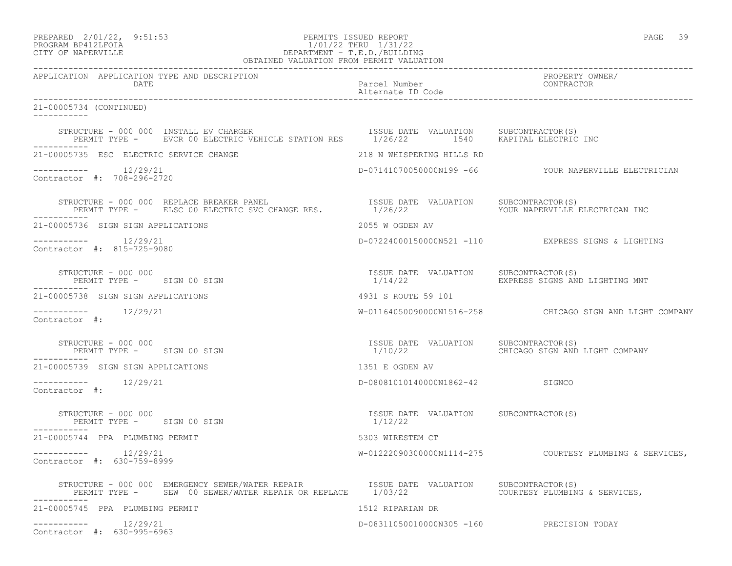PREPARED 2/01/22, 9:51:53 PERMITS ISSUED REPORT
PROGRAM BP412LFOIA 1/01/22 THRU 1/31/22
CITY OF NAPERVILLE DEPARTMENT - T.E.D./BUILDING
OBTAINED VALUATION FROM PERMIT VALUATION

| APPLICATION | APPLICATION TYPE AND DESCRIPTION DATE | Parcel Number Alternate ID Code | PROPERTY OWNER/ CONTRACTOR |
|---|---|---|---|

21-00005734 (CONTINUED)

STRUCTURE - 000 000 INSTALL EV CHARGER — ISSUE DATE 1/26/22 — VALUATION 1540 — SUBCONTRACTOR(S): KAPITAL ELECTRIC INC
PERMIT TYPE - EVCR 00 ELECTRIC VEHICLE STATION RES

---

**21-00005735 ESC ELECTRIC SERVICE CHANGE** — 218 N WHISPERING HILLS RD

12/29/21 — D-07141070050000N199 -66 — YOUR NAPERVILLE ELECTRICIAN
Contractor #: 708-296-2720

STRUCTURE - 000 000 REPLACE BREAKER PANEL — ISSUE DATE 1/26/22 — VALUATION — SUBCONTRACTOR(S): YOUR NAPERVILLE ELECTRICAN INC
PERMIT TYPE - ELSC 00 ELECTRIC SVC CHANGE RES.

---

**21-00005736 SIGN SIGN APPLICATIONS** — 2055 W OGDEN AV

12/29/21 — D-07224000150000N521 -110 — EXPRESS SIGNS & LIGHTING
Contractor #: 815-725-9080

STRUCTURE - 000 000 — ISSUE DATE 1/14/22 — VALUATION — SUBCONTRACTOR(S): EXPRESS SIGNS AND LIGHTING MNT
PERMIT TYPE - SIGN 00 SIGN

---

**21-00005738 SIGN SIGN APPLICATIONS** — 4931 S ROUTE 59 101

12/29/21 — W-01164050090000N1516-258 — CHICAGO SIGN AND LIGHT COMPANY
Contractor #:

STRUCTURE - 000 000 — ISSUE DATE 1/10/22 — VALUATION — SUBCONTRACTOR(S): CHICAGO SIGN AND LIGHT COMPANY
PERMIT TYPE - SIGN 00 SIGN

---

**21-00005739 SIGN SIGN APPLICATIONS** — 1351 E OGDEN AV

12/29/21 — D-08081010140000N1862-42 — SIGNCO
Contractor #:

STRUCTURE - 000 000 — ISSUE DATE 1/12/22 — VALUATION — SUBCONTRACTOR(S)
PERMIT TYPE - SIGN 00 SIGN

---

**21-00005744 PPA PLUMBING PERMIT** — 5303 WIRESTEM CT

12/29/21 — W-01222090300000N1114-275 — COURTESY PLUMBING & SERVICES,
Contractor #: 630-759-8999

STRUCTURE - 000 000 EMERGENCY SEWER/WATER REPAIR — ISSUE DATE 1/03/22 — VALUATION — SUBCONTRACTOR(S): COURTESY PLUMBING & SERVICES,
PERMIT TYPE - SEW 00 SEWER/WATER REPAIR OR REPLACE

---

**21-00005745 PPA PLUMBING PERMIT** — 1512 RIPARIAN DR

12/29/21 — D-08311050010000N305 -160 — PRECISION TODAY
Contractor #: 630-995-6963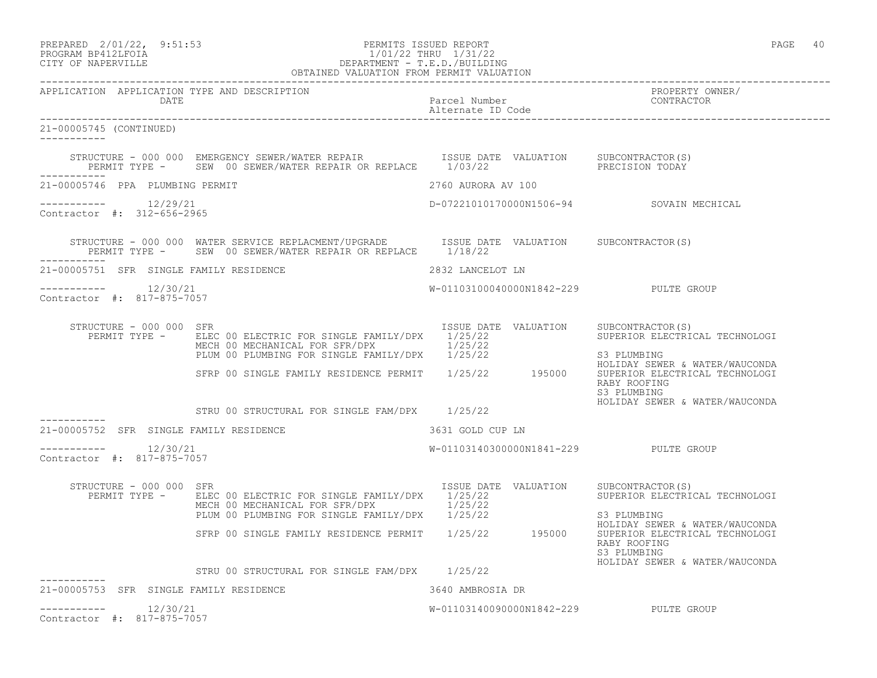APPLICATION APPLICATION TYPE AND DESCRIPTION | Parcel Number / Alternate ID Code | PROPERTY OWNER/ CONTRACTOR

DATE

21-00005745 (CONTINUED)

```
STRUCTURE - 000 000  EMERGENCY SEWER/WATER REPAIR            ISSUE DATE  VALUATION     SUBCONTRACTOR(S)
   PERMIT TYPE -     SEW  00 SEWER/WATER REPAIR OR REPLACE    1/03/22                   PRECISION TODAY
```

21-00005746 PPA PLUMBING PERMIT — 2760 AURORA AV 100

12/29/21 — D-07221010170000N1506-94 — SOVAIN MECHICAL

Contractor #: 312-656-2965

```
STRUCTURE - 000 000  WATER SERVICE REPLACMENT/UPGRADE        ISSUE DATE  VALUATION     SUBCONTRACTOR(S)
   PERMIT TYPE -     SEW  00 SEWER/WATER REPAIR OR REPLACE    1/18/22
```

21-00005751 SFR SINGLE FAMILY RESIDENCE — 2832 LANCELOT LN

12/30/21 — W-01103100040000N1842-229 — PULTE GROUP

Contractor #: 817-875-7057

```
STRUCTURE - 000 000  SFR                                      ISSUE DATE  VALUATION     SUBCONTRACTOR(S)
   PERMIT TYPE -     ELEC 00 ELECTRIC FOR SINGLE FAMILY/DPX   1/25/22                   SUPERIOR ELECTRICAL TECHNOLOGI
                     MECH 00 MECHANICAL FOR SFR/DPX           1/25/22
                     PLUM 00 PLUMBING FOR SINGLE FAMILY/DPX   1/25/22                   S3 PLUMBING
                                                                                        HOLIDAY SEWER & WATER/WAUCONDA
                     SFRP 00 SINGLE FAMILY RESIDENCE PERMIT   1/25/22      195000       SUPERIOR ELECTRICAL TECHNOLOGI
                                                                                        RABY ROOFING
                                                                                        S3 PLUMBING
                                                                                        HOLIDAY SEWER & WATER/WAUCONDA
                     STRU 00 STRUCTURAL FOR SINGLE FAM/DPX    1/25/22
```

21-00005752 SFR SINGLE FAMILY RESIDENCE — 3631 GOLD CUP LN

12/30/21 — W-01103140300000N1841-229 — PULTE GROUP

Contractor #: 817-875-7057

```
STRUCTURE - 000 000  SFR                                      ISSUE DATE  VALUATION     SUBCONTRACTOR(S)
   PERMIT TYPE -     ELEC 00 ELECTRIC FOR SINGLE FAMILY/DPX   1/25/22                   SUPERIOR ELECTRICAL TECHNOLOGI
                     MECH 00 MECHANICAL FOR SFR/DPX           1/25/22
                     PLUM 00 PLUMBING FOR SINGLE FAMILY/DPX   1/25/22                   S3 PLUMBING
                                                                                        HOLIDAY SEWER & WATER/WAUCONDA
                     SFRP 00 SINGLE FAMILY RESIDENCE PERMIT   1/25/22      195000       SUPERIOR ELECTRICAL TECHNOLOGI
                                                                                        RABY ROOFING
                                                                                        S3 PLUMBING
                                                                                        HOLIDAY SEWER & WATER/WAUCONDA
                     STRU 00 STRUCTURAL FOR SINGLE FAM/DPX    1/25/22
```

21-00005753 SFR SINGLE FAMILY RESIDENCE — 3640 AMBROSIA DR

12/30/21 — W-01103140090000N1842-229 — PULTE GROUP

Contractor #: 817-875-7057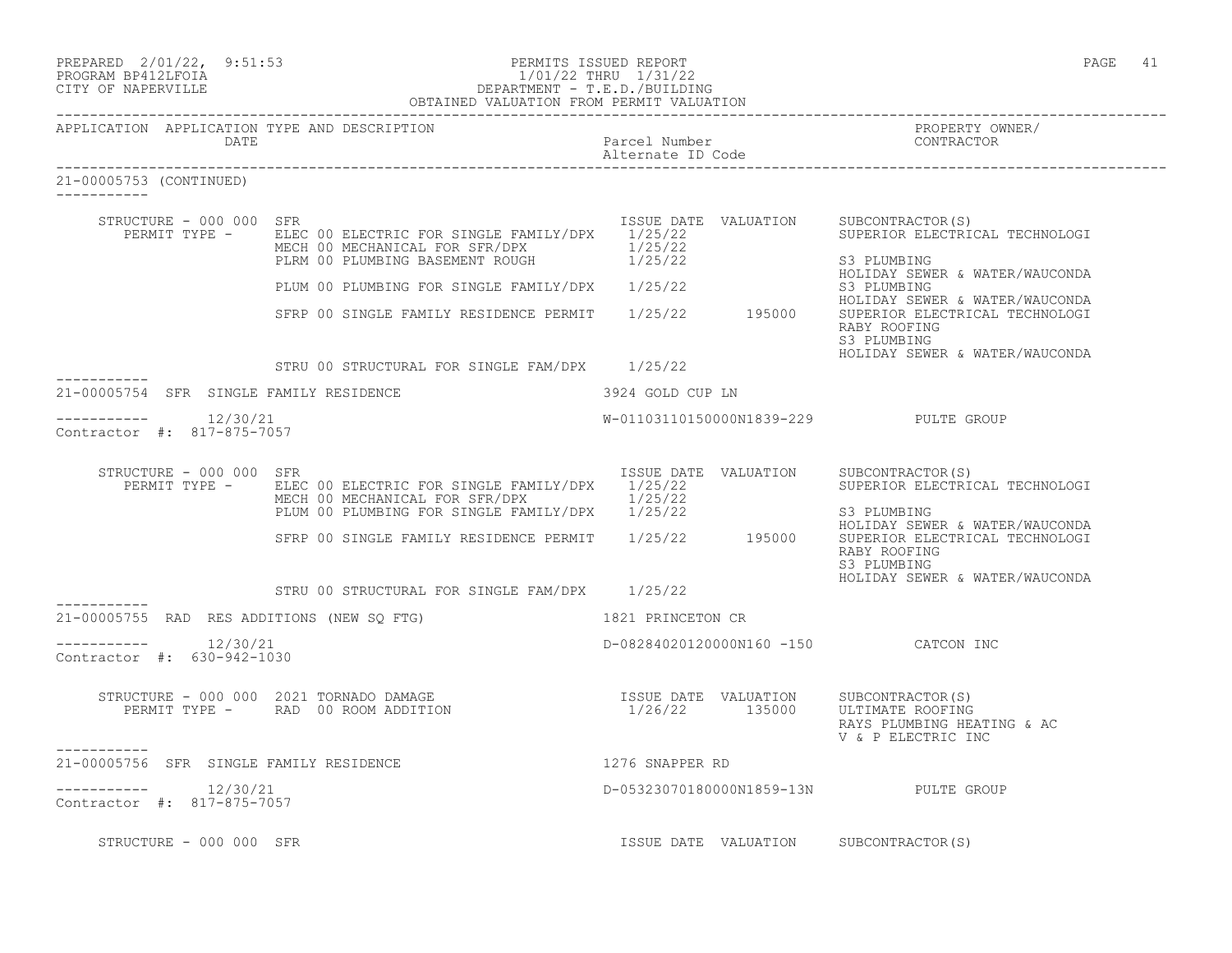PERMITS ISSUED REPORT
1/01/22 THRU 1/31/22
DEPARTMENT - T.E.D./BUILDING
OBTAINED VALUATION FROM PERMIT VALUATION

PREPARED 2/01/22, 9:51:53
PROGRAM BP412LFOIA
CITY OF NAPERVILLE

| APPLICATION | APPLICATION TYPE AND DESCRIPTION DATE | Parcel Number Alternate ID Code | PROPERTY OWNER/ CONTRACTOR |
|---|---|---|---|

**21-00005753 (CONTINUED)**

STRUCTURE - 000 000 SFR

| PERMIT TYPE | ISSUE DATE | VALUATION | SUBCONTRACTOR(S) |
|---|---|---|---|
| ELEC 00 ELECTRIC FOR SINGLE FAMILY/DPX | 1/25/22 | | SUPERIOR ELECTRICAL TECHNOLOGI |
| MECH 00 MECHANICAL FOR SFR/DPX | 1/25/22 | | |
| PLRM 00 PLUMBING BASEMENT ROUGH | 1/25/22 | | S3 PLUMBING<br>HOLIDAY SEWER & WATER/WAUCONDA |
| PLUM 00 PLUMBING FOR SINGLE FAMILY/DPX | 1/25/22 | | S3 PLUMBING<br>HOLIDAY SEWER & WATER/WAUCONDA |
| SFRP 00 SINGLE FAMILY RESIDENCE PERMIT | 1/25/22 | 195000 | SUPERIOR ELECTRICAL TECHNOLOGI<br>RABY ROOFING<br>S3 PLUMBING<br>HOLIDAY SEWER & WATER/WAUCONDA |
| STRU 00 STRUCTURAL FOR SINGLE FAM/DPX | 1/25/22 | | |

---

**21-00005754** SFR SINGLE FAMILY RESIDENCE — 3924 GOLD CUP LN

12/30/21 — W-01103110150000N1839-229 — PULTE GROUP

Contractor #: 817-875-7057

STRUCTURE - 000 000 SFR

| PERMIT TYPE | ISSUE DATE | VALUATION | SUBCONTRACTOR(S) |
|---|---|---|---|
| ELEC 00 ELECTRIC FOR SINGLE FAMILY/DPX | 1/25/22 | | SUPERIOR ELECTRICAL TECHNOLOGI |
| MECH 00 MECHANICAL FOR SFR/DPX | 1/25/22 | | |
| PLUM 00 PLUMBING FOR SINGLE FAMILY/DPX | 1/25/22 | | S3 PLUMBING<br>HOLIDAY SEWER & WATER/WAUCONDA |
| SFRP 00 SINGLE FAMILY RESIDENCE PERMIT | 1/25/22 | 195000 | SUPERIOR ELECTRICAL TECHNOLOGI<br>RABY ROOFING<br>S3 PLUMBING<br>HOLIDAY SEWER & WATER/WAUCONDA |
| STRU 00 STRUCTURAL FOR SINGLE FAM/DPX | 1/25/22 | | |

---

**21-00005755** RAD RES ADDITIONS (NEW SQ FTG) — 1821 PRINCETON CR

12/30/21 — D-08284020120000N160 -150 — CATCON INC

Contractor #: 630-942-1030

STRUCTURE - 000 000 2021 TORNADO DAMAGE

| PERMIT TYPE | ISSUE DATE | VALUATION | SUBCONTRACTOR(S) |
|---|---|---|---|
| RAD 00 ROOM ADDITION | 1/26/22 | 135000 | ULTIMATE ROOFING<br>RAYS PLUMBING HEATING & AC<br>V & P ELECTRIC INC |

---

**21-00005756** SFR SINGLE FAMILY RESIDENCE — 1276 SNAPPER RD

12/30/21 — D-05323070180000N1859-13N — PULTE GROUP

Contractor #: 817-875-7057

STRUCTURE - 000 000 SFR — ISSUE DATE VALUATION SUBCONTRACTOR(S)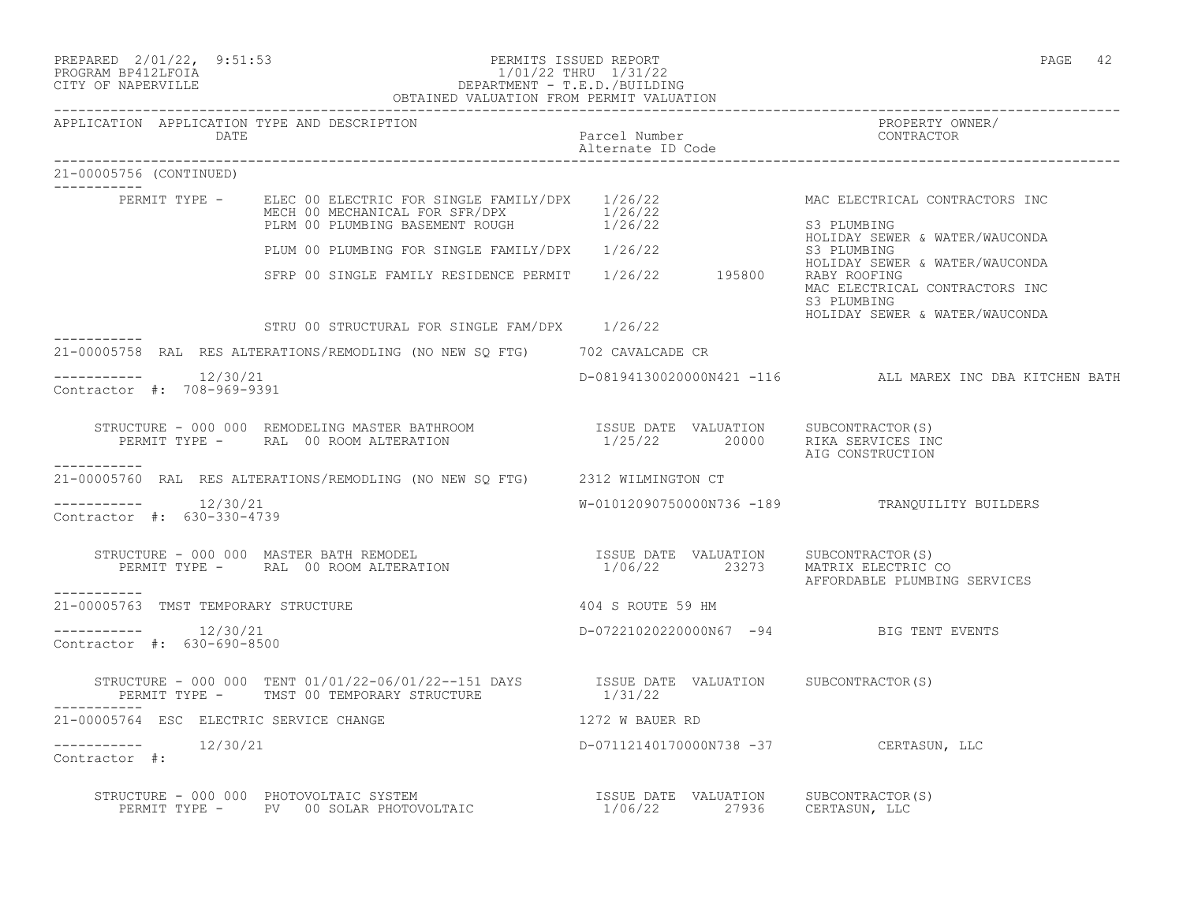| APPLICATION | APPLICATION TYPE AND DESCRIPTION DATE | Parcel Number Alternate ID Code | PROPERTY OWNER/ CONTRACTOR |
|---|---|---|---|

21-00005756 (CONTINUED)

```
        PERMIT TYPE -     ELEC 00 ELECTRIC FOR SINGLE FAMILY/DPX   1/26/22                 MAC ELECTRICAL CONTRACTORS INC
                          MECH 00 MECHANICAL FOR SFR/DPX           1/26/22
                          PLRM 00 PLUMBING BASEMENT ROUGH          1/26/22                 S3 PLUMBING
                                                                                           HOLIDAY SEWER & WATER/WAUCONDA
                          PLUM 00 PLUMBING FOR SINGLE FAMILY/DPX   1/26/22                 S3 PLUMBING
                                                                                           HOLIDAY SEWER & WATER/WAUCONDA
                          SFRP 00 SINGLE FAMILY RESIDENCE PERMIT   1/26/22       195800    RABY ROOFING
                                                                                           MAC ELECTRICAL CONTRACTORS INC
                                                                                           S3 PLUMBING
                                                                                           HOLIDAY SEWER & WATER/WAUCONDA
                          STRU 00 STRUCTURAL FOR SINGLE FAM/DPX    1/26/22
```

---

21-00005758 RAL RES ALTERATIONS/REMODLING (NO NEW SQ FTG) — 702 CAVALCADE CR

12/30/21 — D-08194130020000N421 -116 — ALL MAREX INC DBA KITCHEN BATH

Contractor #: 708-969-9391

```
    STRUCTURE - 000 000  REMODELING MASTER BATHROOM              ISSUE DATE  VALUATION    SUBCONTRACTOR(S)
       PERMIT TYPE -     RAL  00 ROOM ALTERATION                  1/25/22      20000      RIKA SERVICES INC
                                                                                          AIG CONSTRUCTION
```

---

21-00005760 RAL RES ALTERATIONS/REMODLING (NO NEW SQ FTG) — 2312 WILMINGTON CT

12/30/21 — W-01012090750000N736 -189 — TRANQUILITY BUILDERS

Contractor #: 630-330-4739

```
    STRUCTURE - 000 000  MASTER BATH REMODEL                     ISSUE DATE  VALUATION    SUBCONTRACTOR(S)
       PERMIT TYPE -     RAL  00 ROOM ALTERATION                  1/06/22      23273      MATRIX ELECTRIC CO
                                                                                          AFFORDABLE PLUMBING SERVICES
```

---

21-00005763 TMST TEMPORARY STRUCTURE — 404 S ROUTE 59 HM

12/30/21 — D-07221020220000N67 -94 — BIG TENT EVENTS

Contractor #: 630-690-8500

```
    STRUCTURE - 000 000  TENT 01/01/22-06/01/22--151 DAYS        ISSUE DATE  VALUATION    SUBCONTRACTOR(S)
       PERMIT TYPE -     TMST 00 TEMPORARY STRUCTURE              1/31/22
```

---

21-00005764 ESC ELECTRIC SERVICE CHANGE — 1272 W BAUER RD

12/30/21 — D-07112140170000N738 -37 — CERTASUN, LLC

Contractor #:

```
    STRUCTURE - 000 000  PHOTOVOLTAIC SYSTEM                     ISSUE DATE  VALUATION    SUBCONTRACTOR(S)
       PERMIT TYPE -     PV   00 SOLAR PHOTOVOLTAIC               1/06/22      27936      CERTASUN, LLC
```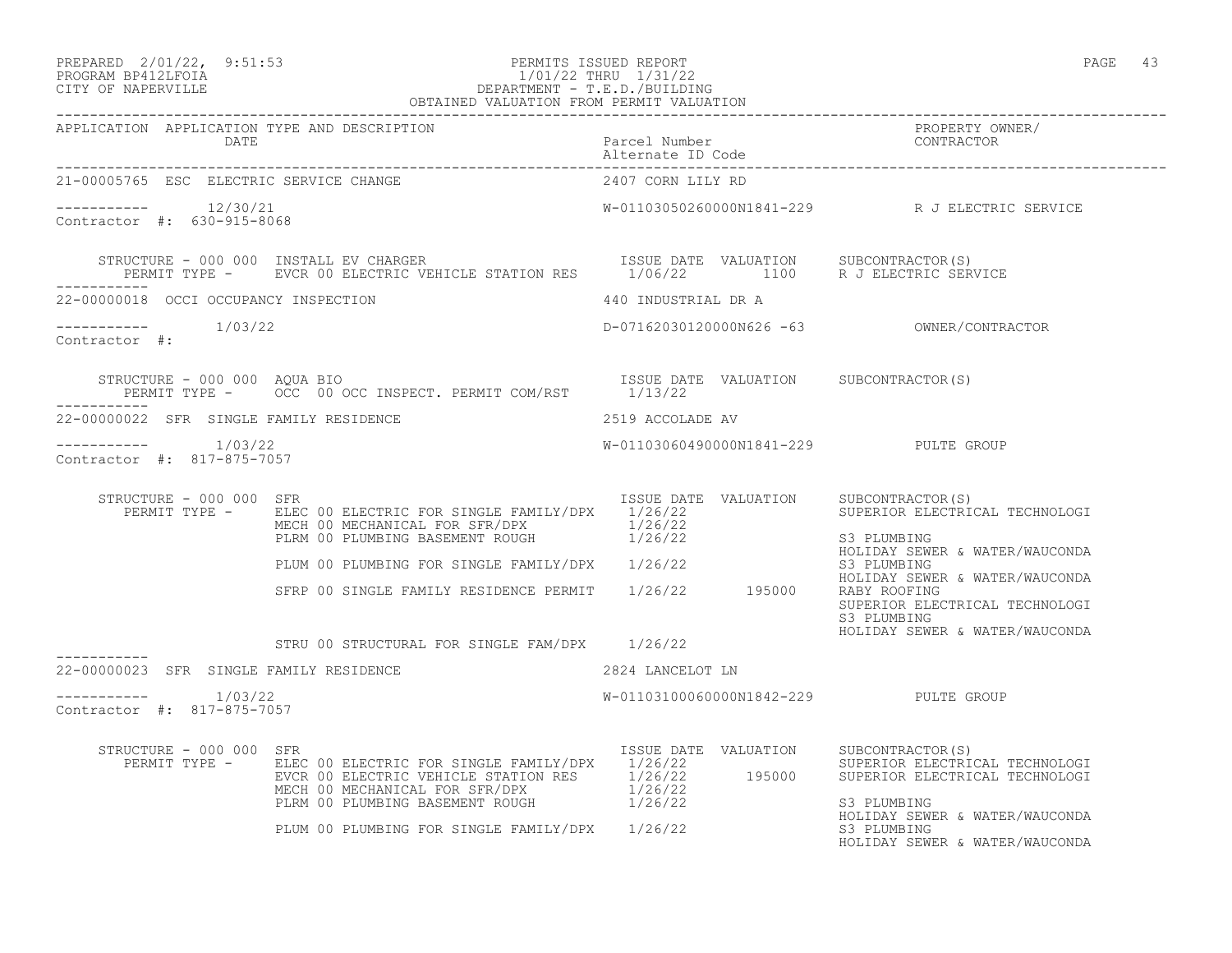OBTAINED VALUATION FROM PERMIT VALUATION

| APPLICATION | APPLICATION TYPE AND DESCRIPTION DATE | Parcel Number / Alternate ID Code | PROPERTY OWNER/ CONTRACTOR |
|---|---|---|---|

**21-00005765 ESC ELECTRIC SERVICE CHANGE** — 2407 CORN LILY RD

----------- 12/30/21 — W-01103050260000N1841-229 — R J ELECTRIC SERVICE
Contractor #: 630-915-8068

STRUCTURE - 000 000 INSTALL EV CHARGER

| PERMIT TYPE | ISSUE DATE | VALUATION | SUBCONTRACTOR(S) |
|---|---|---|---|
| EVCR 00 ELECTRIC VEHICLE STATION RES | 1/06/22 | 1100 | R J ELECTRIC SERVICE |

-----------

**22-00000018 OCCI OCCUPANCY INSPECTION** — 440 INDUSTRIAL DR A

----------- 1/03/22 — D-07162030120000N626 -63 — OWNER/CONTRACTOR
Contractor #:

STRUCTURE - 000 000 AQUA BIO

| PERMIT TYPE | ISSUE DATE | VALUATION | SUBCONTRACTOR(S) |
|---|---|---|---|
| OCC 00 OCC INSPECT. PERMIT COM/RST | 1/13/22 | | |

-----------

**22-00000022 SFR SINGLE FAMILY RESIDENCE** — 2519 ACCOLADE AV

----------- 1/03/22 — W-01103060490000N1841-229 — PULTE GROUP
Contractor #: 817-875-7057

STRUCTURE - 000 000 SFR

| PERMIT TYPE | ISSUE DATE | VALUATION | SUBCONTRACTOR(S) |
|---|---|---|---|
| ELEC 00 ELECTRIC FOR SINGLE FAMILY/DPX | 1/26/22 | | SUPERIOR ELECTRICAL TECHNOLOGI |
| MECH 00 MECHANICAL FOR SFR/DPX | 1/26/22 | | |
| PLRM 00 PLUMBING BASEMENT ROUGH | 1/26/22 | | S3 PLUMBING<br>HOLIDAY SEWER & WATER/WAUCONDA |
| PLUM 00 PLUMBING FOR SINGLE FAMILY/DPX | 1/26/22 | | S3 PLUMBING<br>HOLIDAY SEWER & WATER/WAUCONDA |
| SFRP 00 SINGLE FAMILY RESIDENCE PERMIT | 1/26/22 | 195000 | RABY ROOFING<br>SUPERIOR ELECTRICAL TECHNOLOGI<br>S3 PLUMBING<br>HOLIDAY SEWER & WATER/WAUCONDA |
| STRU 00 STRUCTURAL FOR SINGLE FAM/DPX | 1/26/22 | | |

-----------

**22-00000023 SFR SINGLE FAMILY RESIDENCE** — 2824 LANCELOT LN

----------- 1/03/22 — W-01103100060000N1842-229 — PULTE GROUP
Contractor #: 817-875-7057

STRUCTURE - 000 000 SFR

| PERMIT TYPE | ISSUE DATE | VALUATION | SUBCONTRACTOR(S) |
|---|---|---|---|
| ELEC 00 ELECTRIC FOR SINGLE FAMILY/DPX | 1/26/22 | | SUPERIOR ELECTRICAL TECHNOLOGI |
| EVCR 00 ELECTRIC VEHICLE STATION RES | 1/26/22 | 195000 | SUPERIOR ELECTRICAL TECHNOLOGI |
| MECH 00 MECHANICAL FOR SFR/DPX | 1/26/22 | | |
| PLRM 00 PLUMBING BASEMENT ROUGH | 1/26/22 | | S3 PLUMBING<br>HOLIDAY SEWER & WATER/WAUCONDA |
| PLUM 00 PLUMBING FOR SINGLE FAMILY/DPX | 1/26/22 | | S3 PLUMBING<br>HOLIDAY SEWER & WATER/WAUCONDA |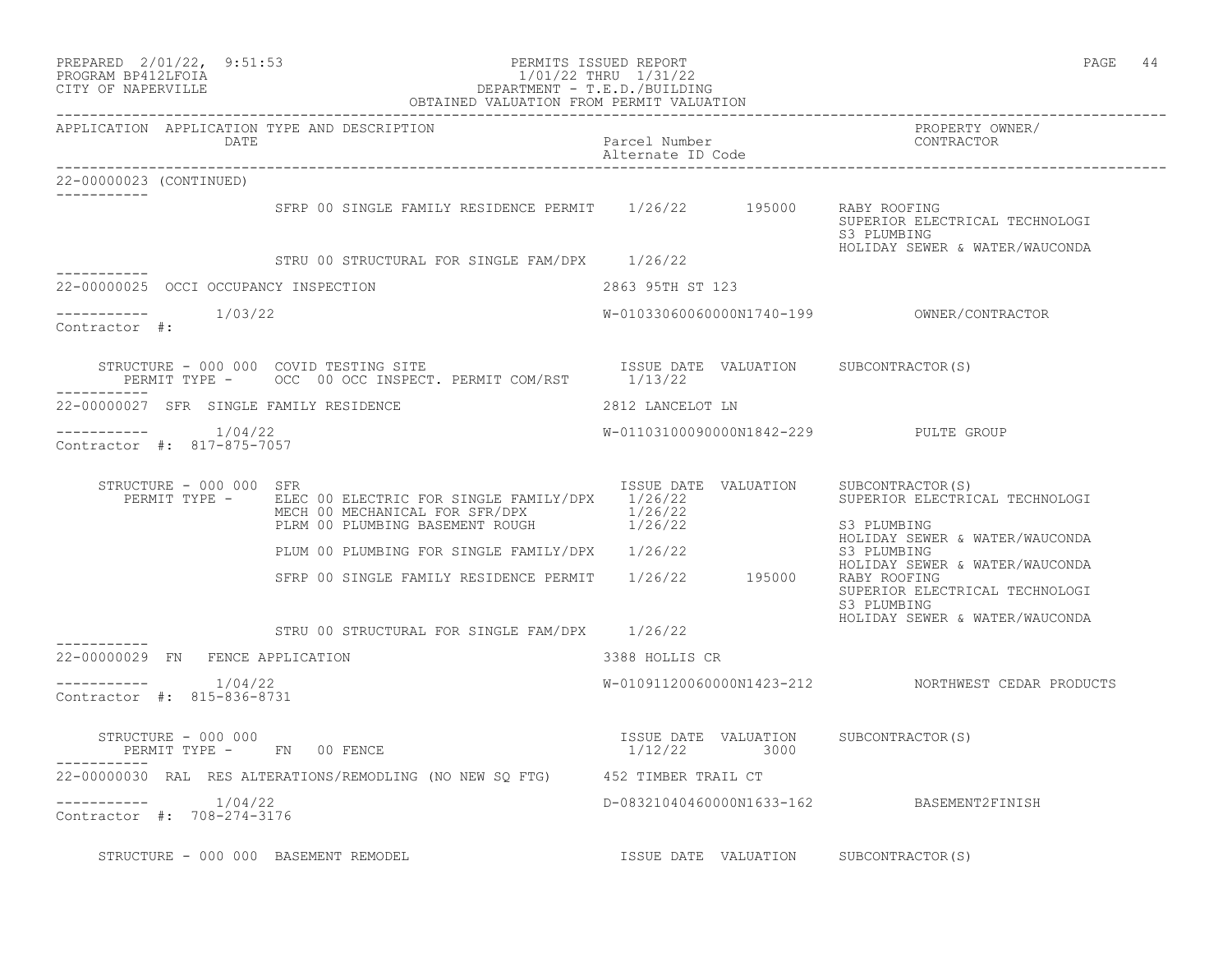PREPARED 2/01/22, 9:51:53 — PERMITS ISSUED REPORT — PROGRAM BP412LFOIA — 1/01/22 THRU 1/31/22 — CITY OF NAPERVILLE — DEPARTMENT - T.E.D./BUILDING — OBTAINED VALUATION FROM PERMIT VALUATION

| APPLICATION | APPLICATION TYPE AND DESCRIPTION / DATE | Parcel Number / Alternate ID Code | PROPERTY OWNER/ CONTRACTOR |
|---|---|---|---|

**22-00000023 (CONTINUED)**

| PERMIT TYPE | ISSUE DATE | VALUATION | SUBCONTRACTOR(S) |
|---|---|---|---|
| SFRP 00 SINGLE FAMILY RESIDENCE PERMIT | 1/26/22 | 195000 | RABY ROOFING<br>SUPERIOR ELECTRICAL TECHNOLOGI<br>S3 PLUMBING<br>HOLIDAY SEWER & WATER/WAUCONDA |
| STRU 00 STRUCTURAL FOR SINGLE FAM/DPX | 1/26/22 | | |

**22-00000025 OCCI OCCUPANCY INSPECTION** — 2863 95TH ST 123

1/03/22 — W-01033060060000N1740-199 — OWNER/CONTRACTOR

Contractor #:

STRUCTURE - 000 000 COVID TESTING SITE

| PERMIT TYPE | ISSUE DATE | VALUATION | SUBCONTRACTOR(S) |
|---|---|---|---|
| OCC 00 OCC INSPECT. PERMIT COM/RST | 1/13/22 | | |

**22-00000027 SFR SINGLE FAMILY RESIDENCE** — 2812 LANCELOT LN

1/04/22 — W-01103100090000N1842-229 — PULTE GROUP

Contractor #: 817-875-7057

STRUCTURE - 000 000 SFR

| PERMIT TYPE | ISSUE DATE | VALUATION | SUBCONTRACTOR(S) |
|---|---|---|---|
| ELEC 00 ELECTRIC FOR SINGLE FAMILY/DPX | 1/26/22 | | SUPERIOR ELECTRICAL TECHNOLOGI |
| MECH 00 MECHANICAL FOR SFR/DPX | 1/26/22 | | |
| PLRM 00 PLUMBING BASEMENT ROUGH | 1/26/22 | | S3 PLUMBING<br>HOLIDAY SEWER & WATER/WAUCONDA |
| PLUM 00 PLUMBING FOR SINGLE FAMILY/DPX | 1/26/22 | | S3 PLUMBING<br>HOLIDAY SEWER & WATER/WAUCONDA |
| SFRP 00 SINGLE FAMILY RESIDENCE PERMIT | 1/26/22 | 195000 | RABY ROOFING<br>SUPERIOR ELECTRICAL TECHNOLOGI<br>S3 PLUMBING<br>HOLIDAY SEWER & WATER/WAUCONDA |
| STRU 00 STRUCTURAL FOR SINGLE FAM/DPX | 1/26/22 | | |

**22-00000029 FN FENCE APPLICATION** — 3388 HOLLIS CR

1/04/22 — W-01091120060000N1423-212 — NORTHWEST CEDAR PRODUCTS

Contractor #: 815-836-8731

STRUCTURE - 000 000

| PERMIT TYPE | ISSUE DATE | VALUATION | SUBCONTRACTOR(S) |
|---|---|---|---|
| FN 00 FENCE | 1/12/22 | 3000 | |

**22-00000030 RAL RES ALTERATIONS/REMODLING (NO NEW SQ FTG)** — 452 TIMBER TRAIL CT

1/04/22 — D-08321040460000N1633-162 — BASEMENT2FINISH

Contractor #: 708-274-3176

STRUCTURE - 000 000 BASEMENT REMODEL — ISSUE DATE — VALUATION — SUBCONTRACTOR(S)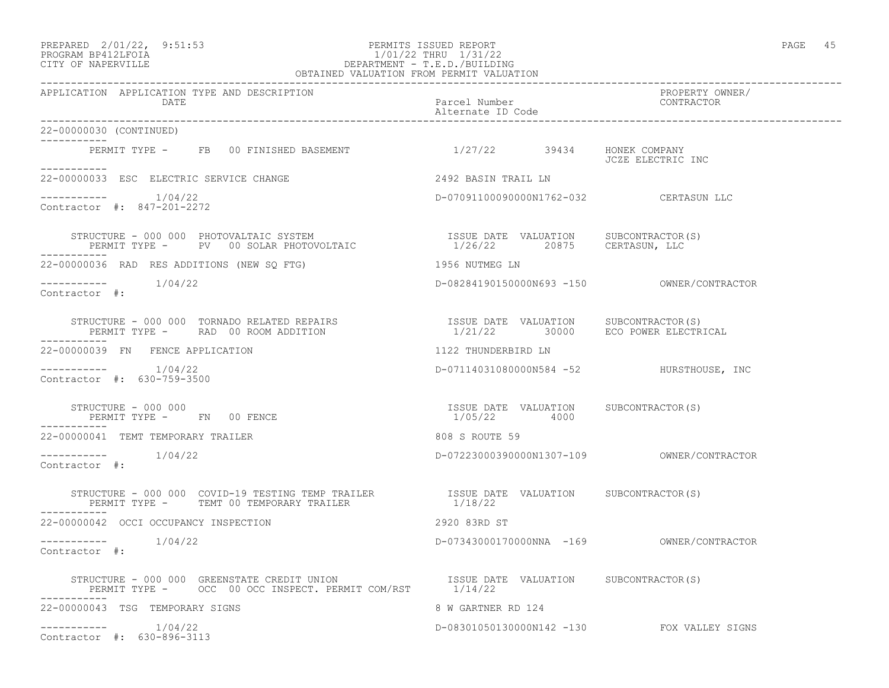PREPARED 2/01/22, 9:51:53
PROGRAM BP412LFOIA
CITY OF NAPERVILLE

PERMITS ISSUED REPORT
1/01/22 THRU 1/31/22
DEPARTMENT - T.E.D./BUILDING
OBTAINED VALUATION FROM PERMIT VALUATION

| APPLICATION | APPLICATION TYPE AND DESCRIPTION / DATE | Parcel Number / Alternate ID Code | PROPERTY OWNER/ CONTRACTOR |
|---|---|---|---|

**22-00000030 (CONTINUED)**

PERMIT TYPE - FB 00 FINISHED BASEMENT — 1/27/22 — 39434 — HONEK COMPANY, JCZE ELECTRIC INC

---

**22-00000033 ESC ELECTRIC SERVICE CHANGE** — 2492 BASIN TRAIL LN

1/04/22 — D-07091100090000N1762-032 — CERTASUN LLC

Contractor #: 847-201-2272

STRUCTURE - 000 000 PHOTOVALTAIC SYSTEM
PERMIT TYPE - PV 00 SOLAR PHOTOVOLTAIC

| ISSUE DATE | VALUATION | SUBCONTRACTOR(S) |
|---|---|---|
| 1/26/22 | 20875 | CERTASUN, LLC |

---

**22-00000036 RAD RES ADDITIONS (NEW SQ FTG)** — 1956 NUTMEG LN

1/04/22 — D-08284190150000N693 -150 — OWNER/CONTRACTOR

Contractor #:

STRUCTURE - 000 000 TORNADO RELATED REPAIRS
PERMIT TYPE - RAD 00 ROOM ADDITION

| ISSUE DATE | VALUATION | SUBCONTRACTOR(S) |
|---|---|---|
| 1/21/22 | 30000 | ECO POWER ELECTRICAL |

---

**22-00000039 FN FENCE APPLICATION** — 1122 THUNDERBIRD LN

1/04/22 — D-07114031080000N584 -52 — HURSTHOUSE, INC

Contractor #: 630-759-3500

STRUCTURE - 000 000
PERMIT TYPE - FN 00 FENCE

| ISSUE DATE | VALUATION | SUBCONTRACTOR(S) |
|---|---|---|
| 1/05/22 | 4000 | |

---

**22-00000041 TEMT TEMPORARY TRAILER** — 808 S ROUTE 59

1/04/22 — D-07223000390000N1307-109 — OWNER/CONTRACTOR

Contractor #:

STRUCTURE - 000 000 COVID-19 TESTING TEMP TRAILER
PERMIT TYPE - TEMT 00 TEMPORARY TRAILER

| ISSUE DATE | VALUATION | SUBCONTRACTOR(S) |
|---|---|---|
| 1/18/22 | | |

---

**22-00000042 OCCI OCCUPANCY INSPECTION** — 2920 83RD ST

1/04/22 — D-07343000170000NNA -169 — OWNER/CONTRACTOR

Contractor #:

STRUCTURE - 000 000 GREENSTATE CREDIT UNION
PERMIT TYPE - OCC 00 OCC INSPECT. PERMIT COM/RST

| ISSUE DATE | VALUATION | SUBCONTRACTOR(S) |
|---|---|---|
| 1/14/22 | | |

---

**22-00000043 TSG TEMPORARY SIGNS** — 8 W GARTNER RD 124

1/04/22 — D-08301050130000N142 -130 — FOX VALLEY SIGNS

Contractor #: 630-896-3113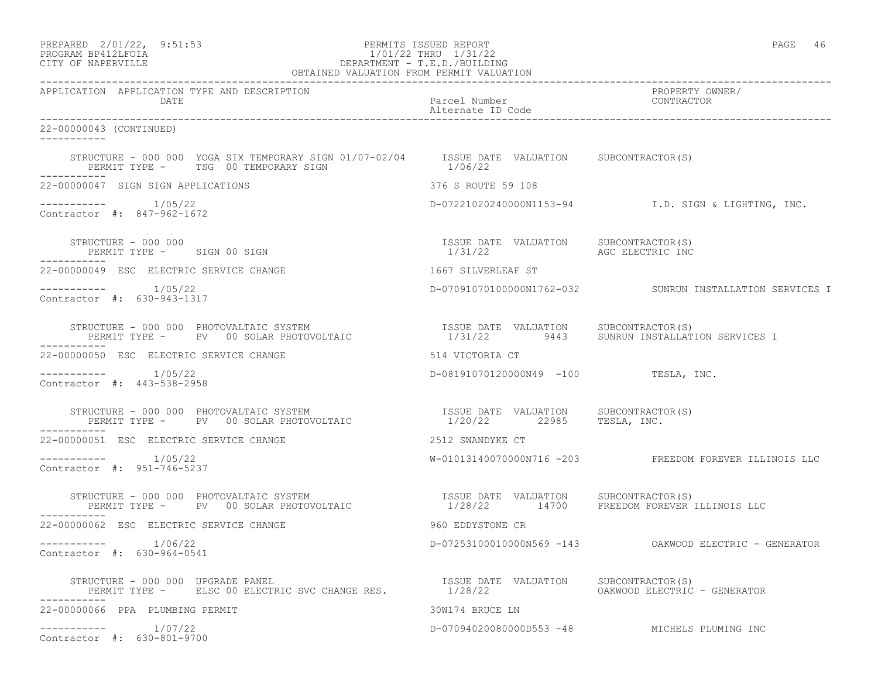PREPARED 2/01/22, 9:51:53 — PERMITS ISSUED REPORT
PROGRAM BP412LFOIA — 1/01/22 THRU 1/31/22
CITY OF NAPERVILLE — DEPARTMENT - T.E.D./BUILDING
OBTAINED VALUATION FROM PERMIT VALUATION

| APPLICATION | APPLICATION TYPE AND DESCRIPTION / DATE | Parcel Number / Alternate ID Code | PROPERTY OWNER/ CONTRACTOR |
|---|---|---|---|

**22-00000043 (CONTINUED)**

STRUCTURE - 000 000 YOGA SIX TEMPORARY SIGN 01/07-02/04 — ISSUE DATE 1/06/22 — VALUATION — SUBCONTRACTOR(S)
PERMIT TYPE - TSG 00 TEMPORARY SIGN

**22-00000047 SIGN SIGN APPLICATIONS** — 376 S ROUTE 59 108
1/05/22 — D-07221020240000N1153-94 — I.D. SIGN & LIGHTING, INC.
Contractor #: 847-962-1672

STRUCTURE - 000 000 — ISSUE DATE 1/31/22 — VALUATION — SUBCONTRACTOR(S) AGC ELECTRIC INC
PERMIT TYPE - SIGN 00 SIGN

**22-00000049 ESC ELECTRIC SERVICE CHANGE** — 1667 SILVERLEAF ST
1/05/22 — D-07091070100000N1762-032 — SUNRUN INSTALLATION SERVICES I
Contractor #: 630-943-1317

STRUCTURE - 000 000 PHOTOVALTAIC SYSTEM — ISSUE DATE 1/31/22 — VALUATION 9443 — SUBCONTRACTOR(S) SUNRUN INSTALLATION SERVICES I
PERMIT TYPE - PV 00 SOLAR PHOTOVOLTAIC

**22-00000050 ESC ELECTRIC SERVICE CHANGE** — 514 VICTORIA CT
1/05/22 — D-08191070120000N49 -100 — TESLA, INC.
Contractor #: 443-538-2958

STRUCTURE - 000 000 PHOTOVALTAIC SYSTEM — ISSUE DATE 1/20/22 — VALUATION 22985 — SUBCONTRACTOR(S) TESLA, INC.
PERMIT TYPE - PV 00 SOLAR PHOTOVOLTAIC

**22-00000051 ESC ELECTRIC SERVICE CHANGE** — 2512 SWANDYKE CT
1/05/22 — W-01013140070000N716 -203 — FREEDOM FOREVER ILLINOIS LLC
Contractor #: 951-746-5237

STRUCTURE - 000 000 PHOTOVALTAIC SYSTEM — ISSUE DATE 1/28/22 — VALUATION 14700 — SUBCONTRACTOR(S) FREEDOM FOREVER ILLINOIS LLC
PERMIT TYPE - PV 00 SOLAR PHOTOVOLTAIC

**22-00000062 ESC ELECTRIC SERVICE CHANGE** — 960 EDDYSTONE CR
1/06/22 — D-07253100010000N569 -143 — OAKWOOD ELECTRIC - GENERATOR
Contractor #: 630-964-0541

STRUCTURE - 000 000 UPGRADE PANEL — ISSUE DATE 1/28/22 — VALUATION — SUBCONTRACTOR(S) OAKWOOD ELECTRIC - GENERATOR
PERMIT TYPE - ELSC 00 ELECTRIC SVC CHANGE RES.

**22-00000066 PPA PLUMBING PERMIT** — 30W174 BRUCE LN
1/07/22 — D-07094020080000D553 -48 — MICHELS PLUMING INC
Contractor #: 630-801-9700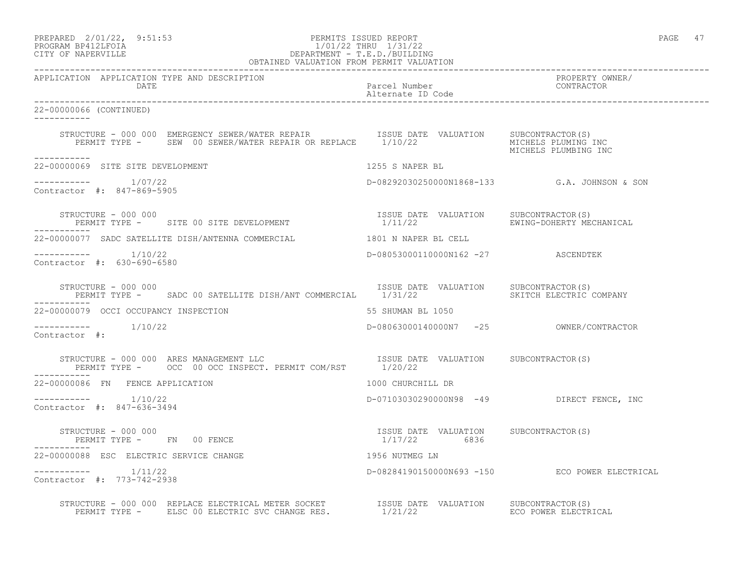| APPLICATION | APPLICATION TYPE AND DESCRIPTION DATE | Parcel Number Alternate ID Code | PROPERTY OWNER/ CONTRACTOR |
|---|---|---|---|

22-00000066 (CONTINUED)

STRUCTURE - 000 000 EMERGENCY SEWER/WATER REPAIR — ISSUE DATE 1/10/22 — VALUATION — SUBCONTRACTOR(S): MICHELS PLUMING INC, MICHELS PLUMBING INC
PERMIT TYPE - SEW 00 SEWER/WATER REPAIR OR REPLACE

22-00000069 SITE SITE DEVELOPMENT — 1255 S NAPER BL
1/07/22 — D-08292030250000N1868-133 — G.A. JOHNSON & SON
Contractor #: 847-869-5905

STRUCTURE - 000 000 — ISSUE DATE 1/11/22 — VALUATION — SUBCONTRACTOR(S): EWING-DOHERTY MECHANICAL
PERMIT TYPE - SITE 00 SITE DEVELOPMENT

22-00000077 SADC SATELLITE DISH/ANTENNA COMMERCIAL — 1801 N NAPER BL CELL
1/10/22 — D-08053000110000N162 -27 — ASCENDTEK
Contractor #: 630-690-6580

STRUCTURE - 000 000 — ISSUE DATE 1/31/22 — VALUATION — SUBCONTRACTOR(S): SKITCH ELECTRIC COMPANY
PERMIT TYPE - SADC 00 SATELLITE DISH/ANT COMMERCIAL

22-00000079 OCCI OCCUPANCY INSPECTION — 55 SHUMAN BL 1050
1/10/22 — D-08063000140000N7 -25 — OWNER/CONTRACTOR
Contractor #:

STRUCTURE - 000 000 ARES MANAGEMENT LLC — ISSUE DATE 1/20/22 — VALUATION — SUBCONTRACTOR(S)
PERMIT TYPE - OCC 00 OCC INSPECT. PERMIT COM/RST

22-00000086 FN FENCE APPLICATION — 1000 CHURCHILL DR
1/10/22 — D-07103030290000N98 -49 — DIRECT FENCE, INC
Contractor #: 847-636-3494

STRUCTURE - 000 000 — ISSUE DATE 1/17/22 — VALUATION 6836 — SUBCONTRACTOR(S)
PERMIT TYPE - FN 00 FENCE

22-00000088 ESC ELECTRIC SERVICE CHANGE — 1956 NUTMEG LN
1/11/22 — D-08284190150000N693 -150 — ECO POWER ELECTRICAL
Contractor #: 773-742-2938

STRUCTURE - 000 000 REPLACE ELECTRICAL METER SOCKET — ISSUE DATE 1/21/22 — VALUATION — SUBCONTRACTOR(S): ECO POWER ELECTRICAL
PERMIT TYPE - ELSC 00 ELECTRIC SVC CHANGE RES.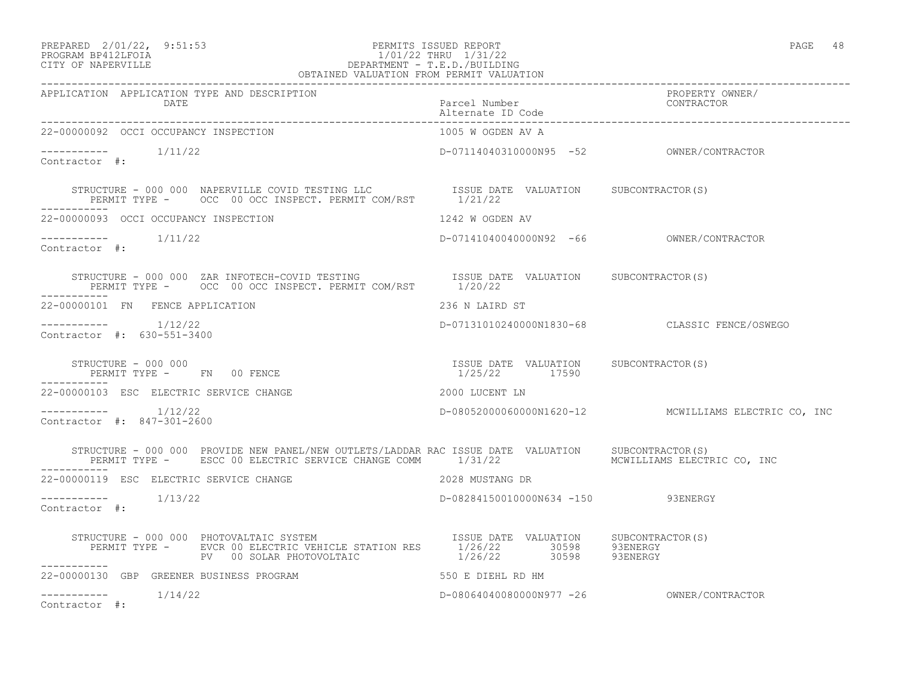PERMITS ISSUED REPORT
1/01/22 THRU 1/31/22
DEPARTMENT - T.E.D./BUILDING
OBTAINED VALUATION FROM PERMIT VALUATION

PREPARED 2/01/22, 9:51:53
PROGRAM BP412LFOIA
CITY OF NAPERVILLE

| APPLICATION | APPLICATION TYPE AND DESCRIPTION / DATE | Parcel Number / Alternate ID Code | PROPERTY OWNER/ CONTRACTOR |
|---|---|---|---|
| 22-00000092 | OCCI OCCUPANCY INSPECTION | 1005 W OGDEN AV A | |
| ----------- | 1/11/22 | D-07114040310000N95 -52 | OWNER/CONTRACTOR |

Contractor #:

STRUCTURE - 000 000 NAPERVILLE COVID TESTING LLC — ISSUE DATE 1/21/22, VALUATION, SUBCONTRACTOR(S)
PERMIT TYPE - OCC 00 OCC INSPECT. PERMIT COM/RST

-----------

| APPLICATION | APPLICATION TYPE AND DESCRIPTION / DATE | Parcel Number / Alternate ID Code | PROPERTY OWNER/ CONTRACTOR |
|---|---|---|---|
| 22-00000093 | OCCI OCCUPANCY INSPECTION | 1242 W OGDEN AV | |
| ----------- | 1/11/22 | D-07141040040000N92 -66 | OWNER/CONTRACTOR |

Contractor #:

STRUCTURE - 000 000 ZAR INFOTECH-COVID TESTING — ISSUE DATE 1/20/22, VALUATION, SUBCONTRACTOR(S)
PERMIT TYPE - OCC 00 OCC INSPECT. PERMIT COM/RST

-----------

| APPLICATION | APPLICATION TYPE AND DESCRIPTION / DATE | Parcel Number / Alternate ID Code | PROPERTY OWNER/ CONTRACTOR |
|---|---|---|---|
| 22-00000101 | FN FENCE APPLICATION | 236 N LAIRD ST | |
| ----------- | 1/12/22 | D-07131010240000N1830-68 | CLASSIC FENCE/OSWEGO |

Contractor #: 630-551-3400

STRUCTURE - 000 000 — ISSUE DATE 1/25/22, VALUATION 17590, SUBCONTRACTOR(S)
PERMIT TYPE - FN 00 FENCE

-----------

| APPLICATION | APPLICATION TYPE AND DESCRIPTION / DATE | Parcel Number / Alternate ID Code | PROPERTY OWNER/ CONTRACTOR |
|---|---|---|---|
| 22-00000103 | ESC ELECTRIC SERVICE CHANGE | 2000 LUCENT LN | |
| ----------- | 1/12/22 | D-08052000060000N1620-12 | MCWILLIAMS ELECTRIC CO, INC |

Contractor #: 847-301-2600

STRUCTURE - 000 000 PROVIDE NEW PANEL/NEW OUTLETS/LADDAR RAC — ISSUE DATE 1/31/22, VALUATION, SUBCONTRACTOR(S) MCWILLIAMS ELECTRIC CO, INC
PERMIT TYPE - ESCC 00 ELECTRIC SERVICE CHANGE COMM

-----------

| APPLICATION | APPLICATION TYPE AND DESCRIPTION / DATE | Parcel Number / Alternate ID Code | PROPERTY OWNER/ CONTRACTOR |
|---|---|---|---|
| 22-00000119 | ESC ELECTRIC SERVICE CHANGE | 2028 MUSTANG DR | |
| ----------- | 1/13/22 | D-08284150010000N634 -150 | 93ENERGY |

Contractor #:

STRUCTURE - 000 000 PHOTOVOLTAIC SYSTEM

| PERMIT TYPE | ISSUE DATE | VALUATION | SUBCONTRACTOR(S) |
|---|---|---|---|
| EVCR 00 ELECTRIC VEHICLE STATION RES | 1/26/22 | 30598 | 93ENERGY |
| PV 00 SOLAR PHOTOVOLTAIC | 1/26/22 | 30598 | 93ENERGY |

-----------

| APPLICATION | APPLICATION TYPE AND DESCRIPTION / DATE | Parcel Number / Alternate ID Code | PROPERTY OWNER/ CONTRACTOR |
|---|---|---|---|
| 22-00000130 | GBP GREENER BUSINESS PROGRAM | 550 E DIEHL RD HM | |
| ----------- | 1/14/22 | D-08064040080000N977 -26 | OWNER/CONTRACTOR |

Contractor #: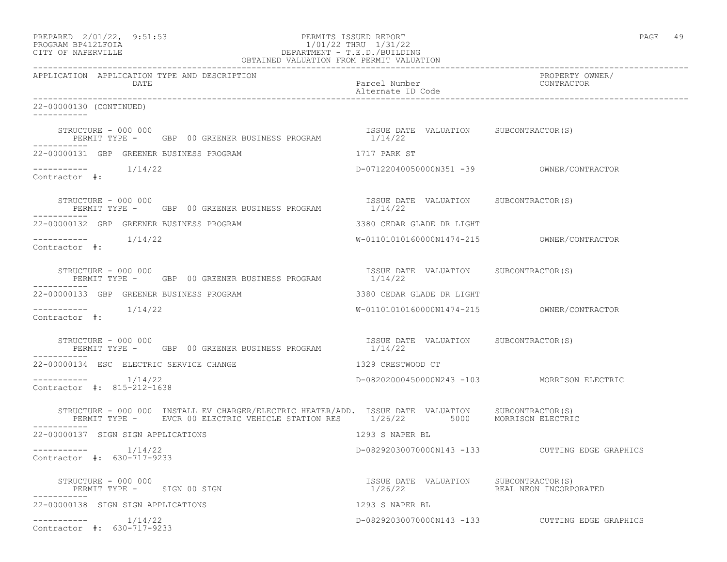OBTAINED VALUATION FROM PERMIT VALUATION

| APPLICATION | APPLICATION TYPE AND DESCRIPTION DATE | Parcel Number Alternate ID Code | PROPERTY OWNER/ CONTRACTOR |
|---|---|---|---|

22-00000130 (CONTINUED)

STRUCTURE - 000 000 | ISSUE DATE VALUATION SUBCONTRACTOR(S)
PERMIT TYPE - GBP 00 GREENER BUSINESS PROGRAM | 1/14/22

22-00000131 GBP GREENER BUSINESS PROGRAM | 1717 PARK ST
1/14/22 | D-07122040050000N351 -39 | OWNER/CONTRACTOR
Contractor #:

STRUCTURE - 000 000 | ISSUE DATE VALUATION SUBCONTRACTOR(S)
PERMIT TYPE - GBP 00 GREENER BUSINESS PROGRAM | 1/14/22

22-00000132 GBP GREENER BUSINESS PROGRAM | 3380 CEDAR GLADE DR LIGHT
1/14/22 | W-01101010160000N1474-215 | OWNER/CONTRACTOR
Contractor #:

STRUCTURE - 000 000 | ISSUE DATE VALUATION SUBCONTRACTOR(S)
PERMIT TYPE - GBP 00 GREENER BUSINESS PROGRAM | 1/14/22

22-00000133 GBP GREENER BUSINESS PROGRAM | 3380 CEDAR GLADE DR LIGHT
1/14/22 | W-01101010160000N1474-215 | OWNER/CONTRACTOR
Contractor #:

STRUCTURE - 000 000 | ISSUE DATE VALUATION SUBCONTRACTOR(S)
PERMIT TYPE - GBP 00 GREENER BUSINESS PROGRAM | 1/14/22

22-00000134 ESC ELECTRIC SERVICE CHANGE | 1329 CRESTWOOD CT
1/14/22 | D-08202000450000N243 -103 | MORRISON ELECTRIC
Contractor #: 815-212-1638

STRUCTURE - 000 000 INSTALL EV CHARGER/ELECTRIC HEATER/ADD. | ISSUE DATE VALUATION SUBCONTRACTOR(S)
PERMIT TYPE - EVCR 00 ELECTRIC VEHICLE STATION RES | 1/26/22 5000 MORRISON ELECTRIC

22-00000137 SIGN SIGN APPLICATIONS | 1293 S NAPER BL
1/14/22 | D-08292030070000N143 -133 | CUTTING EDGE GRAPHICS
Contractor #: 630-717-9233

STRUCTURE - 000 000 | ISSUE DATE VALUATION SUBCONTRACTOR(S)
PERMIT TYPE - SIGN 00 SIGN | 1/26/22 REAL NEON INCORPORATED

22-00000138 SIGN SIGN APPLICATIONS | 1293 S NAPER BL
1/14/22 | D-08292030070000N143 -133 | CUTTING EDGE GRAPHICS
Contractor #: 630-717-9233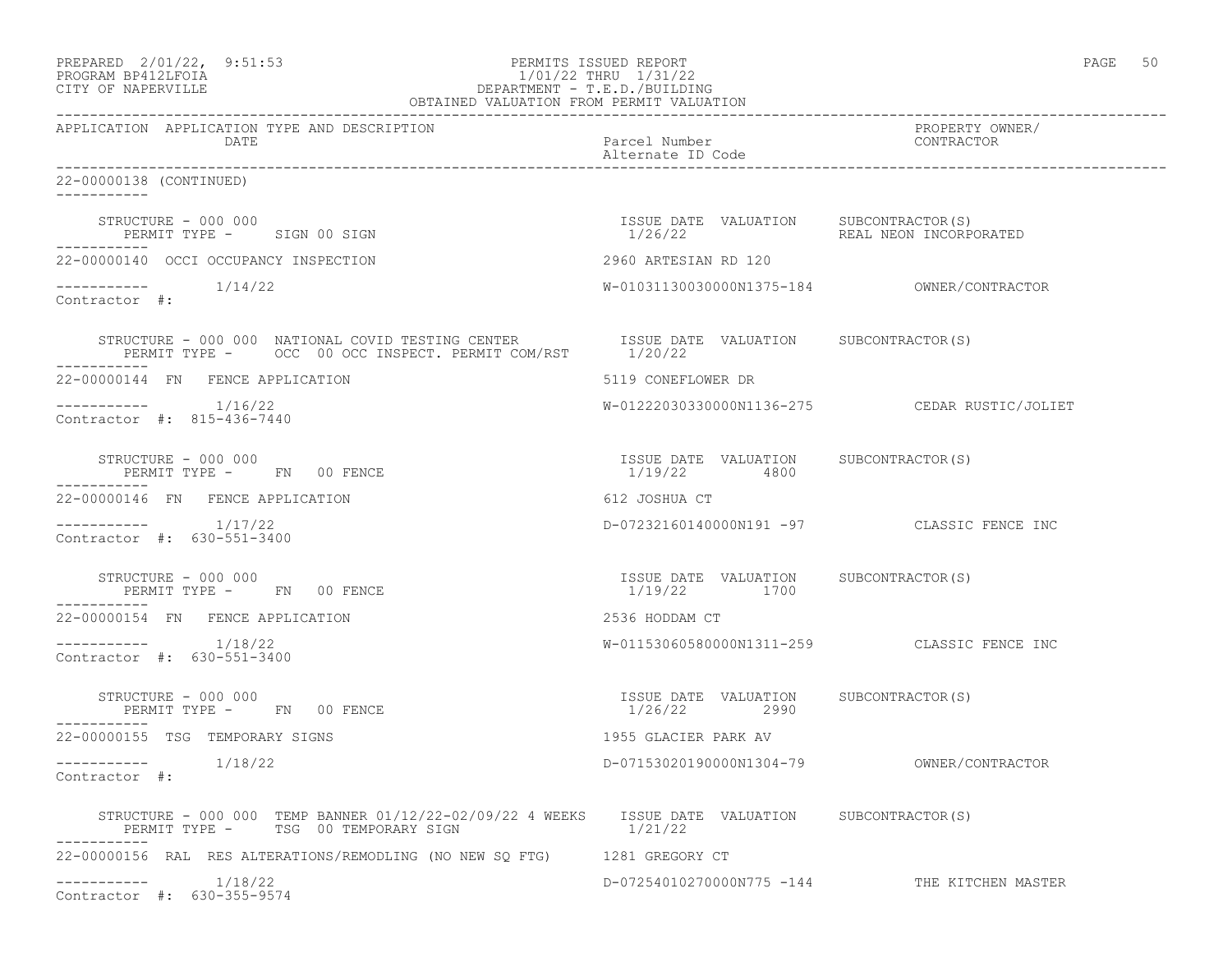PREPARED 2/01/22, 9:51:53 PERMITS ISSUED REPORT
PROGRAM BP412LFOIA 1/01/22 THRU 1/31/22
CITY OF NAPERVILLE DEPARTMENT - T.E.D./BUILDING
OBTAINED VALUATION FROM PERMIT VALUATION

| APPLICATION | APPLICATION TYPE AND DESCRIPTION / DATE | Parcel Number / Alternate ID Code | PROPERTY OWNER/ CONTRACTOR |
|---|---|---|---|

22-00000138 (CONTINUED)

STRUCTURE - 000 000 | ISSUE DATE 1/26/22 | VALUATION | SUBCONTRACTOR(S) REAL NEON INCORPORATED
PERMIT TYPE - SIGN 00 SIGN

22-00000140 OCCI OCCUPANCY INSPECTION — 2960 ARTESIAN RD 120
1/14/22 — W-01031130030000N1375-184 — OWNER/CONTRACTOR
Contractor #:

STRUCTURE - 000 000 NATIONAL COVID TESTING CENTER | ISSUE DATE 1/20/22 | VALUATION | SUBCONTRACTOR(S)
PERMIT TYPE - OCC 00 OCC INSPECT. PERMIT COM/RST

22-00000144 FN FENCE APPLICATION — 5119 CONEFLOWER DR
1/16/22 — W-01222030330000N1136-275 — CEDAR RUSTIC/JOLIET
Contractor #: 815-436-7440

STRUCTURE - 000 000 | ISSUE DATE 1/19/22 | VALUATION 4800 | SUBCONTRACTOR(S)
PERMIT TYPE - FN 00 FENCE

22-00000146 FN FENCE APPLICATION — 612 JOSHUA CT
1/17/22 — D-07232160140000N191 -97 — CLASSIC FENCE INC
Contractor #: 630-551-3400

STRUCTURE - 000 000 | ISSUE DATE 1/19/22 | VALUATION 1700 | SUBCONTRACTOR(S)
PERMIT TYPE - FN 00 FENCE

22-00000154 FN FENCE APPLICATION — 2536 HODDAM CT
1/18/22 — W-01153060580000N1311-259 — CLASSIC FENCE INC
Contractor #: 630-551-3400

STRUCTURE - 000 000 | ISSUE DATE 1/26/22 | VALUATION 2990 | SUBCONTRACTOR(S)
PERMIT TYPE - FN 00 FENCE

22-00000155 TSG TEMPORARY SIGNS — 1955 GLACIER PARK AV
1/18/22 — D-07153020190000N1304-79 — OWNER/CONTRACTOR
Contractor #:

STRUCTURE - 000 000 TEMP BANNER 01/12/22-02/09/22 4 WEEKS | ISSUE DATE 1/21/22 | VALUATION | SUBCONTRACTOR(S)
PERMIT TYPE - TSG 00 TEMPORARY SIGN

22-00000156 RAL RES ALTERATIONS/REMODLING (NO NEW SQ FTG) — 1281 GREGORY CT
1/18/22 — D-07254010270000N775 -144 — THE KITCHEN MASTER
Contractor #: 630-355-9574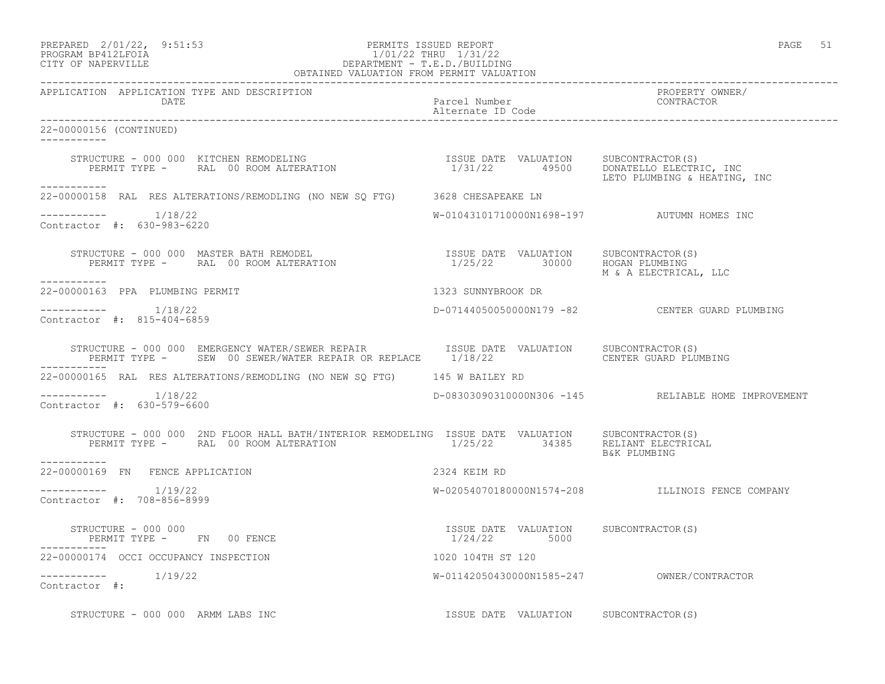PREPARED 2/01/22, 9:51:53
PROGRAM BP412LFOIA
CITY OF NAPERVILLE

PERMITS ISSUED REPORT
1/01/22 THRU 1/31/22
DEPARTMENT - T.E.D./BUILDING
OBTAINED VALUATION FROM PERMIT VALUATION

| APPLICATION | APPLICATION TYPE AND DESCRIPTION / DATE | Parcel Number / Alternate ID Code | PROPERTY OWNER/ CONTRACTOR |
|---|---|---|---|

22-00000156 (CONTINUED)

STRUCTURE - 000 000 KITCHEN REMODELING
PERMIT TYPE - RAL 00 ROOM ALTERATION
ISSUE DATE 1/31/22 VALUATION 49500
SUBCONTRACTOR(S): DONATELLO ELECTRIC, INC; LETO PLUMBING & HEATING, INC

---

22-00000158 RAL RES ALTERATIONS/REMODLING (NO NEW SQ FTG) 3628 CHESAPEAKE LN
1/18/22 W-01043101710000N1698-197 AUTUMN HOMES INC
Contractor #: 630-983-6220

STRUCTURE - 000 000 MASTER BATH REMODEL
PERMIT TYPE - RAL 00 ROOM ALTERATION
ISSUE DATE 1/25/22 VALUATION 30000
SUBCONTRACTOR(S): HOGAN PLUMBING; M & A ELECTRICAL, LLC

---

22-00000163 PPA PLUMBING PERMIT 1323 SUNNYBROOK DR
1/18/22 D-07144050050000N179 -82 CENTER GUARD PLUMBING
Contractor #: 815-404-6859

STRUCTURE - 000 000 EMERGENCY WATER/SEWER REPAIR
PERMIT TYPE - SEW 00 SEWER/WATER REPAIR OR REPLACE
ISSUE DATE 1/18/22 VALUATION
SUBCONTRACTOR(S): CENTER GUARD PLUMBING

---

22-00000165 RAL RES ALTERATIONS/REMODLING (NO NEW SQ FTG) 145 W BAILEY RD
1/18/22 D-08303090310000N306 -145 RELIABLE HOME IMPROVEMENT
Contractor #: 630-579-6600

STRUCTURE - 000 000 2ND FLOOR HALL BATH/INTERIOR REMODELING
PERMIT TYPE - RAL 00 ROOM ALTERATION
ISSUE DATE 1/25/22 VALUATION 34385
SUBCONTRACTOR(S): RELIANT ELECTRICAL; B&K PLUMBING

---

22-00000169 FN FENCE APPLICATION 2324 KEIM RD
1/19/22 W-02054070180000N1574-208 ILLINOIS FENCE COMPANY
Contractor #: 708-856-8999

STRUCTURE - 000 000
PERMIT TYPE - FN 00 FENCE
ISSUE DATE 1/24/22 VALUATION 5000
SUBCONTRACTOR(S)

---

22-00000174 OCCI OCCUPANCY INSPECTION 1020 104TH ST 120
1/19/22 W-01142050430000N1585-247 OWNER/CONTRACTOR
Contractor #:

STRUCTURE - 000 000 ARMM LABS INC
ISSUE DATE VALUATION SUBCONTRACTOR(S)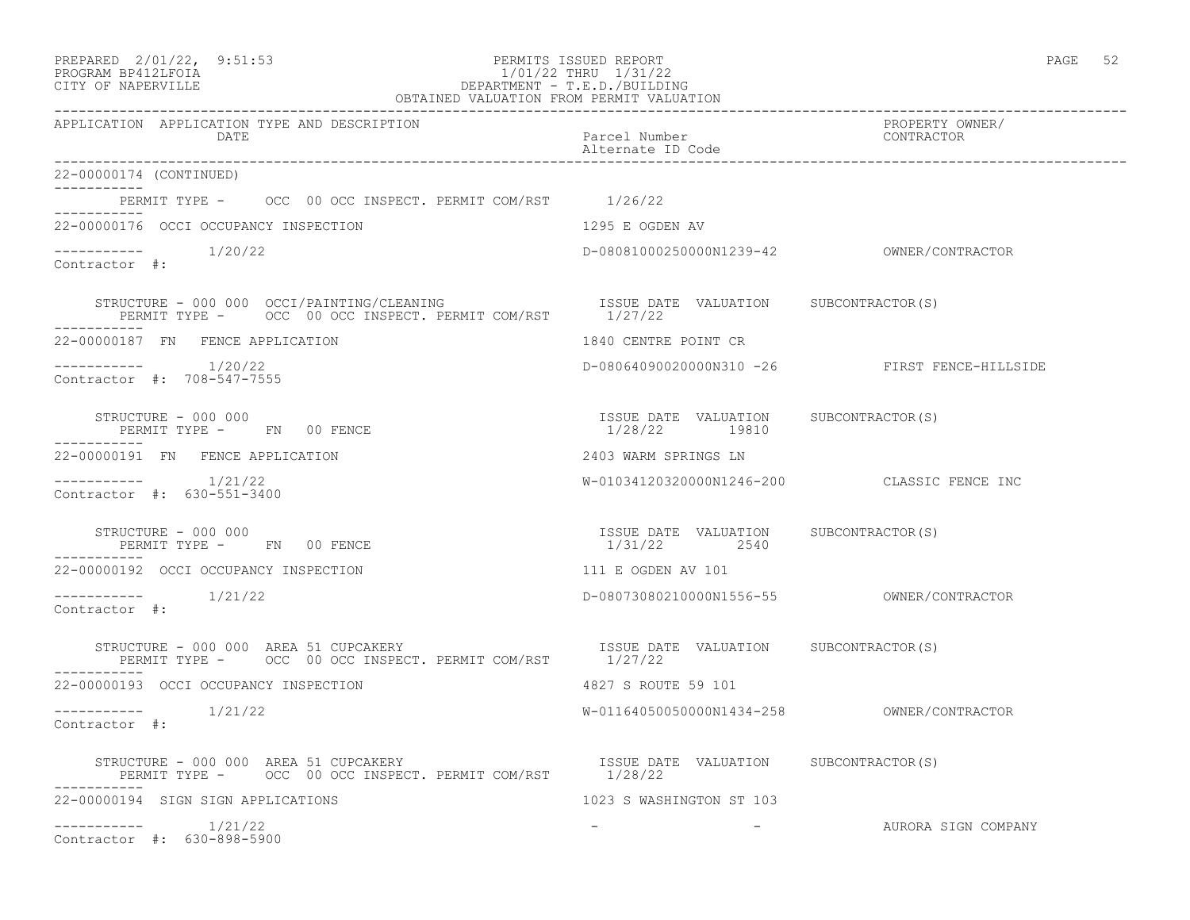PREPARED 2/01/22, 9:51:53
PROGRAM BP412LFOIA
CITY OF NAPERVILLE

PERMITS ISSUED REPORT
1/01/22 THRU 1/31/22
DEPARTMENT - T.E.D./BUILDING
OBTAINED VALUATION FROM PERMIT VALUATION

| APPLICATION | APPLICATION TYPE AND DESCRIPTION / DATE | Parcel Number / Alternate ID Code | PROPERTY OWNER/ CONTRACTOR |
|---|---|---|---|

22-00000174 (CONTINUED)

PERMIT TYPE - OCC 00 OCC INSPECT. PERMIT COM/RST 1/26/22

---

22-00000176 OCCI OCCUPANCY INSPECTION — 1295 E OGDEN AV

1/20/22 — D-08081000250000N1239-42 — OWNER/CONTRACTOR

Contractor #:

STRUCTURE - 000 000 OCCI/PAINTING/CLEANING
PERMIT TYPE - OCC 00 OCC INSPECT. PERMIT COM/RST

| ISSUE DATE | VALUATION | SUBCONTRACTOR(S) |
|---|---|---|
| 1/27/22 | | |

---

22-00000187 FN FENCE APPLICATION — 1840 CENTRE POINT CR

1/20/22 — D-08064090020000N310 -26 — FIRST FENCE-HILLSIDE

Contractor #: 708-547-7555

STRUCTURE - 000 000
PERMIT TYPE - FN 00 FENCE

| ISSUE DATE | VALUATION | SUBCONTRACTOR(S) |
|---|---|---|
| 1/28/22 | 19810 | |

---

22-00000191 FN FENCE APPLICATION — 2403 WARM SPRINGS LN

1/21/22 — W-01034120320000N1246-200 — CLASSIC FENCE INC

Contractor #: 630-551-3400

STRUCTURE - 000 000
PERMIT TYPE - FN 00 FENCE

| ISSUE DATE | VALUATION | SUBCONTRACTOR(S) |
|---|---|---|
| 1/31/22 | 2540 | |

---

22-00000192 OCCI OCCUPANCY INSPECTION — 111 E OGDEN AV 101

1/21/22 — D-08073080210000N1556-55 — OWNER/CONTRACTOR

Contractor #:

STRUCTURE - 000 000 AREA 51 CUPCAKERY
PERMIT TYPE - OCC 00 OCC INSPECT. PERMIT COM/RST

| ISSUE DATE | VALUATION | SUBCONTRACTOR(S) |
|---|---|---|
| 1/27/22 | | |

---

22-00000193 OCCI OCCUPANCY INSPECTION — 4827 S ROUTE 59 101

1/21/22 — W-01164050050000N1434-258 — OWNER/CONTRACTOR

Contractor #:

STRUCTURE - 000 000 AREA 51 CUPCAKERY
PERMIT TYPE - OCC 00 OCC INSPECT. PERMIT COM/RST

| ISSUE DATE | VALUATION | SUBCONTRACTOR(S) |
|---|---|---|
| 1/28/22 | | |

---

22-00000194 SIGN SIGN APPLICATIONS — 1023 S WASHINGTON ST 103

1/21/22 — - - — AURORA SIGN COMPANY

Contractor #: 630-898-5900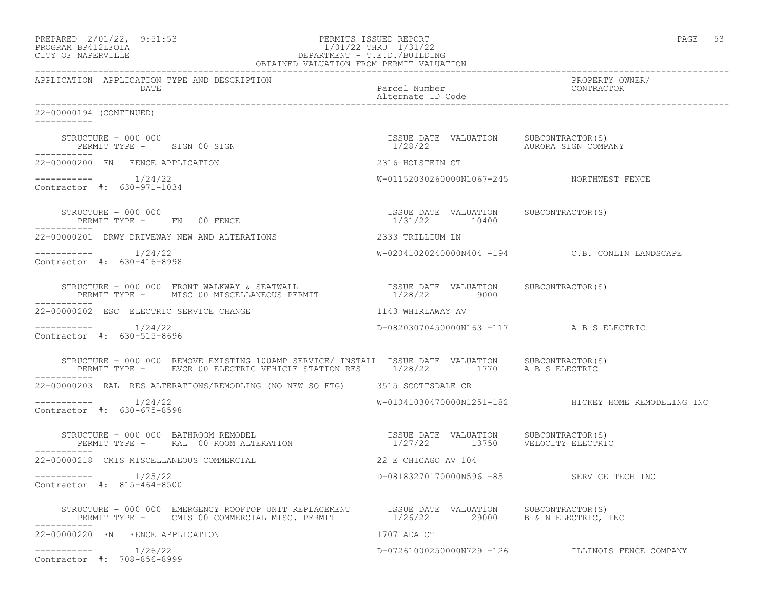| APPLICATION | APPLICATION TYPE AND DESCRIPTION DATE | Parcel Number Alternate ID Code | PROPERTY OWNER/ CONTRACTOR |
|---|---|---|---|

22-00000194 (CONTINUED)

STRUCTURE - 000 000
PERMIT TYPE - SIGN 00 SIGN
ISSUE DATE 1/28/22 VALUATION SUBCONTRACTOR(S) AURORA SIGN COMPANY

22-00000200 FN FENCE APPLICATION — 2316 HOLSTEIN CT

1/24/22 — W-01152030260000N1067-245 — NORTHWEST FENCE
Contractor #: 630-971-1034

STRUCTURE - 000 000
PERMIT TYPE - FN 00 FENCE
ISSUE DATE 1/31/22 VALUATION 10400 SUBCONTRACTOR(S)

22-00000201 DRWY DRIVEWAY NEW AND ALTERATIONS — 2333 TRILLIUM LN

1/24/22 — W-02041020240000N404 -194 — C.B. CONLIN LANDSCAPE
Contractor #: 630-416-8998

STRUCTURE - 000 000 FRONT WALKWAY & SEATWALL
PERMIT TYPE - MISC 00 MISCELLANEOUS PERMIT
ISSUE DATE 1/28/22 VALUATION 9000 SUBCONTRACTOR(S)

22-00000202 ESC ELECTRIC SERVICE CHANGE — 1143 WHIRLAWAY AV

1/24/22 — D-08203070450000N163 -117 — A B S ELECTRIC
Contractor #: 630-515-8696

STRUCTURE - 000 000 REMOVE EXISTING 100AMP SERVICE/ INSTALL
PERMIT TYPE - EVCR 00 ELECTRIC VEHICLE STATION RES
ISSUE DATE 1/28/22 VALUATION 1770 SUBCONTRACTOR(S) A B S ELECTRIC

22-00000203 RAL RES ALTERATIONS/REMODLING (NO NEW SQ FTG) — 3515 SCOTTSDALE CR

1/24/22 — W-01041030470000N1251-182 — HICKEY HOME REMODELING INC
Contractor #: 630-675-8598

STRUCTURE - 000 000 BATHROOM REMODEL
PERMIT TYPE - RAL 00 ROOM ALTERATION
ISSUE DATE 1/27/22 VALUATION 13750 SUBCONTRACTOR(S) VELOCITY ELECTRIC

22-00000218 CMIS MISCELLANEOUS COMMERCIAL — 22 E CHICAGO AV 104

1/25/22 — D-08183270170000N596 -85 — SERVICE TECH INC
Contractor #: 815-464-8500

STRUCTURE - 000 000 EMERGENCY ROOFTOP UNIT REPLACEMENT
PERMIT TYPE - CMIS 00 COMMERCIAL MISC. PERMIT
ISSUE DATE 1/26/22 VALUATION 29000 SUBCONTRACTOR(S) B & N ELECTRIC, INC

22-00000220 FN FENCE APPLICATION — 1707 ADA CT

1/26/22 — D-07261000250000N729 -126 — ILLINOIS FENCE COMPANY
Contractor #: 708-856-8999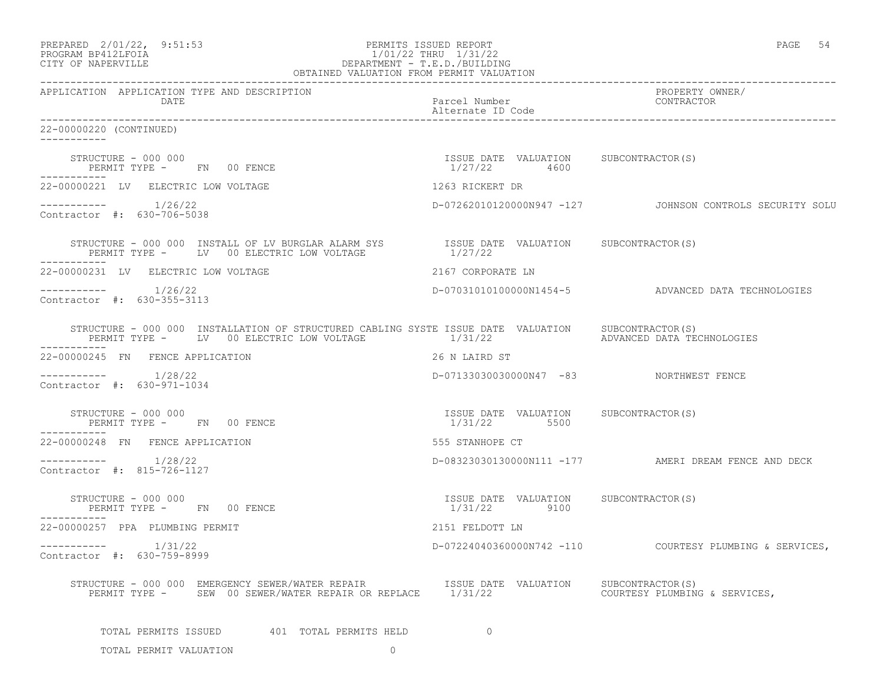PREPARED 2/01/22, 9:51:53 PERMITS ISSUED REPORT
PROGRAM BP412LFOIA 1/01/22 THRU 1/31/22
CITY OF NAPERVILLE DEPARTMENT - T.E.D./BUILDING
OBTAINED VALUATION FROM PERMIT VALUATION

| APPLICATION | APPLICATION TYPE AND DESCRIPTION / DATE | Parcel Number / Alternate ID Code | PROPERTY OWNER/ CONTRACTOR |
|---|---|---|---|

22-00000220 (CONTINUED)

STRUCTURE - 000 000
PERMIT TYPE - FN 00 FENCE
ISSUE DATE 1/27/22 VALUATION 4600 SUBCONTRACTOR(S)

---

22-00000221 LV ELECTRIC LOW VOLTAGE — 1263 RICKERT DR
1/26/22 — D-07262010120000N947 -127 — JOHNSON CONTROLS SECURITY SOLU
Contractor #: 630-706-5038

STRUCTURE - 000 000 INSTALL OF LV BURGLAR ALARM SYS
PERMIT TYPE - LV 00 ELECTRIC LOW VOLTAGE
ISSUE DATE 1/27/22 VALUATION SUBCONTRACTOR(S)

---

22-00000231 LV ELECTRIC LOW VOLTAGE — 2167 CORPORATE LN
1/26/22 — D-07031010100000N1454-5 — ADVANCED DATA TECHNOLOGIES
Contractor #: 630-355-3113

STRUCTURE - 000 000 INSTALLATION OF STRUCTURED CABLING SYSTE
PERMIT TYPE - LV 00 ELECTRIC LOW VOLTAGE
ISSUE DATE 1/31/22 VALUATION SUBCONTRACTOR(S) ADVANCED DATA TECHNOLOGIES

---

22-00000245 FN FENCE APPLICATION — 26 N LAIRD ST
1/28/22 — D-07133030030000N47 -83 — NORTHWEST FENCE
Contractor #: 630-971-1034

STRUCTURE - 000 000
PERMIT TYPE - FN 00 FENCE
ISSUE DATE 1/31/22 VALUATION 5500 SUBCONTRACTOR(S)

---

22-00000248 FN FENCE APPLICATION — 555 STANHOPE CT
1/28/22 — D-08323030130000N111 -177 — AMERI DREAM FENCE AND DECK
Contractor #: 815-726-1127

STRUCTURE - 000 000
PERMIT TYPE - FN 00 FENCE
ISSUE DATE 1/31/22 VALUATION 9100 SUBCONTRACTOR(S)

---

22-00000257 PPA PLUMBING PERMIT — 2151 FELDOTT LN
1/31/22 — D-07224040360000N742 -110 — COURTESY PLUMBING & SERVICES,
Contractor #: 630-759-8999

STRUCTURE - 000 000 EMERGENCY SEWER/WATER REPAIR
PERMIT TYPE - SEW 00 SEWER/WATER REPAIR OR REPLACE
ISSUE DATE 1/31/22 VALUATION SUBCONTRACTOR(S) COURTESY PLUMBING & SERVICES,

TOTAL PERMITS ISSUED 401 TOTAL PERMITS HELD 0

TOTAL PERMIT VALUATION 0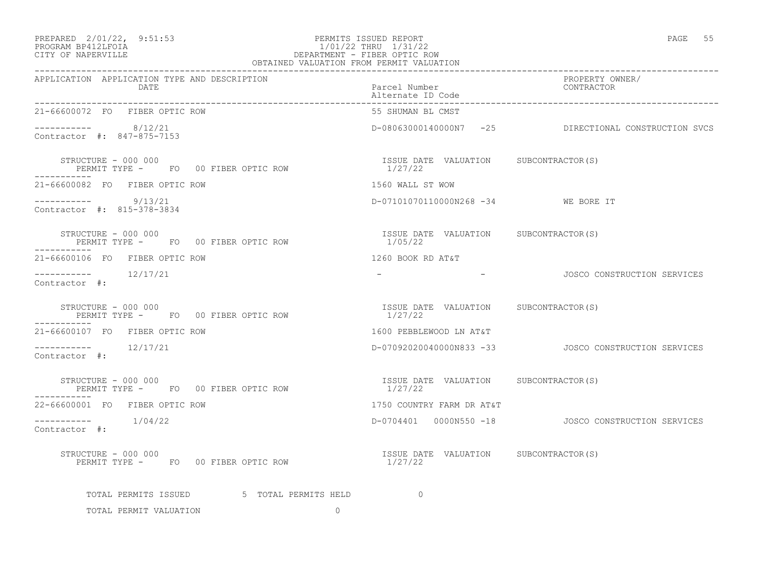PREPARED 2/01/22, 9:51:53 PERMITS ISSUED REPORT
PROGRAM BP412LFOIA 1/01/22 THRU 1/31/22
CITY OF NAPERVILLE DEPARTMENT - FIBER OPTIC ROW
OBTAINED VALUATION FROM PERMIT VALUATION

| APPLICATION | APPLICATION TYPE AND DESCRIPTION / DATE | Parcel Number / Alternate ID Code | PROPERTY OWNER/ CONTRACTOR |
|---|---|---|---|
| 21-66600072 | FO FIBER OPTIC ROW | 55 SHUMAN BL CMST | |
| ----------- | 8/12/21 | D-08063000140000N7 -25 | DIRECTIONAL CONSTRUCTION SVCS |
| Contractor #: 847-875-7153 | | | |
| STRUCTURE - 000 000 | PERMIT TYPE - FO 00 FIBER OPTIC ROW | ISSUE DATE 1/27/22 VALUATION | SUBCONTRACTOR(S) |
| 21-66600082 | FO FIBER OPTIC ROW | 1560 WALL ST WOW | |
| ----------- | 9/13/21 | D-07101070110000N268 -34 | WE BORE IT |
| Contractor #: 815-378-3834 | | | |
| STRUCTURE - 000 000 | PERMIT TYPE - FO 00 FIBER OPTIC ROW | ISSUE DATE 1/05/22 VALUATION | SUBCONTRACTOR(S) |
| 21-66600106 | FO FIBER OPTIC ROW | 1260 BOOK RD AT&T | |
| ----------- | 12/17/21 | - - | JOSCO CONSTRUCTION SERVICES |
| Contractor #: | | | |
| STRUCTURE - 000 000 | PERMIT TYPE - FO 00 FIBER OPTIC ROW | ISSUE DATE 1/27/22 VALUATION | SUBCONTRACTOR(S) |
| 21-66600107 | FO FIBER OPTIC ROW | 1600 PEBBLEWOOD LN AT&T | |
| ----------- | 12/17/21 | D-07092020040000N833 -33 | JOSCO CONSTRUCTION SERVICES |
| Contractor #: | | | |
| STRUCTURE - 000 000 | PERMIT TYPE - FO 00 FIBER OPTIC ROW | ISSUE DATE 1/27/22 VALUATION | SUBCONTRACTOR(S) |
| 22-66600001 | FO FIBER OPTIC ROW | 1750 COUNTRY FARM DR AT&T | |
| ----------- | 1/04/22 | D-0704401 0000N550 -18 | JOSCO CONSTRUCTION SERVICES |
| Contractor #: | | | |
| STRUCTURE - 000 000 | PERMIT TYPE - FO 00 FIBER OPTIC ROW | ISSUE DATE 1/27/22 VALUATION | SUBCONTRACTOR(S) |

TOTAL PERMITS ISSUED 5 TOTAL PERMITS HELD 0

TOTAL PERMIT VALUATION 0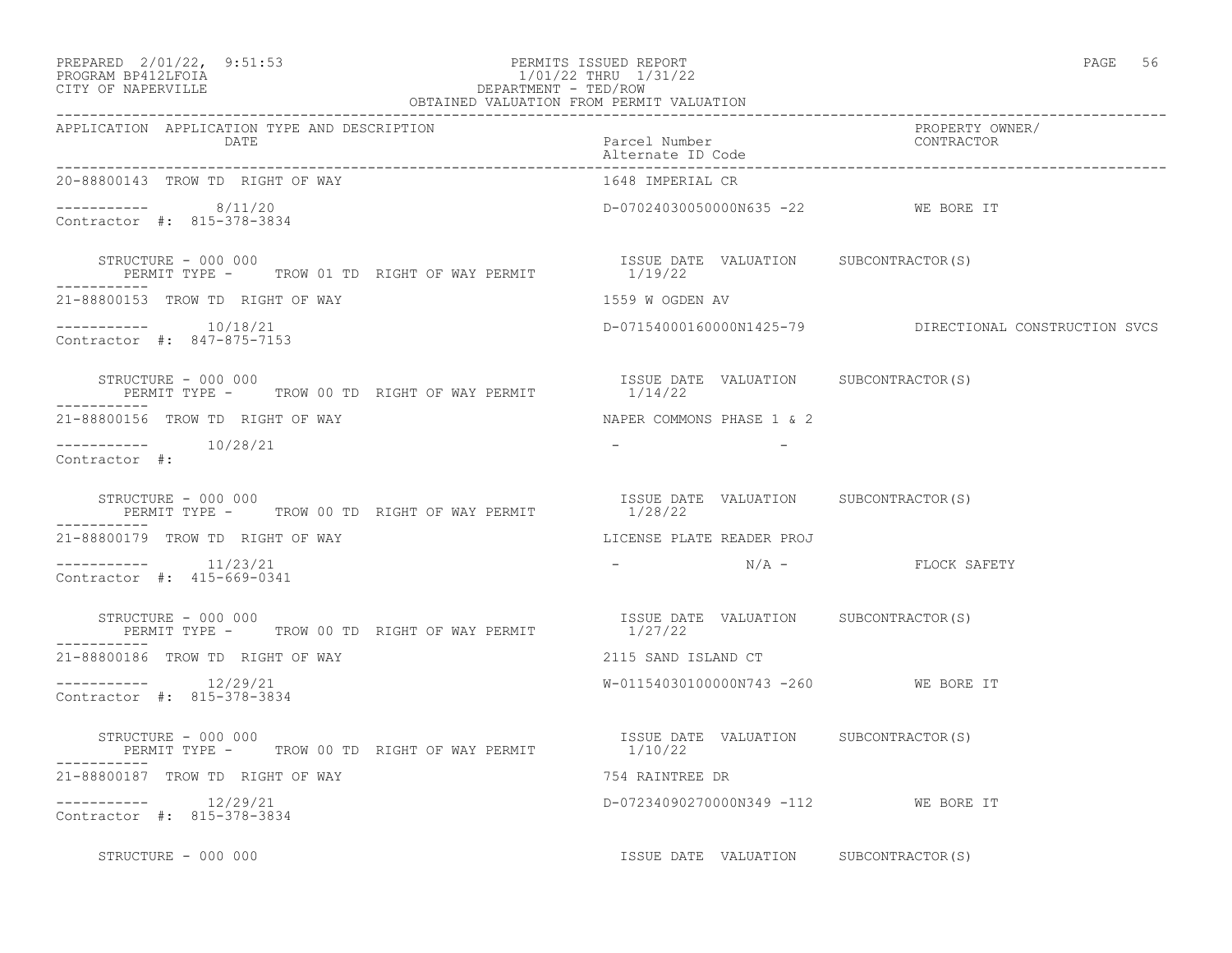PREPARED 2/01/22, 9:51:53 — PERMITS ISSUED REPORT
PROGRAM BP412LFOIA — 1/01/22 THRU 1/31/22
CITY OF NAPERVILLE — DEPARTMENT - TED/ROW
OBTAINED VALUATION FROM PERMIT VALUATION

| APPLICATION | APPLICATION TYPE AND DESCRIPTION / DATE | Parcel Number / Alternate ID Code | PROPERTY OWNER/ CONTRACTOR |
|---|---|---|---|
| 20-88800143 | TROW TD RIGHT OF WAY | 1648 IMPERIAL CR | |
| ----------- | 8/11/20 | D-07024030050000N635 -22 | WE BORE IT |
| Contractor #: 815-378-3834 | | | |
| STRUCTURE - 000 000 | PERMIT TYPE - TROW 01 TD RIGHT OF WAY PERMIT | ISSUE DATE 1/19/22 VALUATION | SUBCONTRACTOR(S) |
| 21-88800153 | TROW TD RIGHT OF WAY | 1559 W OGDEN AV | |
| ----------- | 10/18/21 | D-07154000160000N1425-79 | DIRECTIONAL CONSTRUCTION SVCS |
| Contractor #: 847-875-7153 | | | |
| STRUCTURE - 000 000 | PERMIT TYPE - TROW 00 TD RIGHT OF WAY PERMIT | ISSUE DATE 1/14/22 VALUATION | SUBCONTRACTOR(S) |
| 21-88800156 | TROW TD RIGHT OF WAY | NAPER COMMONS PHASE 1 & 2 | |
| ----------- | 10/28/21 | - - | |
| Contractor #: | | | |
| STRUCTURE - 000 000 | PERMIT TYPE - TROW 00 TD RIGHT OF WAY PERMIT | ISSUE DATE 1/28/22 VALUATION | SUBCONTRACTOR(S) |
| 21-88800179 | TROW TD RIGHT OF WAY | LICENSE PLATE READER PROJ | |
| ----------- | 11/23/21 | - N/A - | FLOCK SAFETY |
| Contractor #: 415-669-0341 | | | |
| STRUCTURE - 000 000 | PERMIT TYPE - TROW 00 TD RIGHT OF WAY PERMIT | ISSUE DATE 1/27/22 VALUATION | SUBCONTRACTOR(S) |
| 21-88800186 | TROW TD RIGHT OF WAY | 2115 SAND ISLAND CT | |
| ----------- | 12/29/21 | W-01154030100000N743 -260 | WE BORE IT |
| Contractor #: 815-378-3834 | | | |
| STRUCTURE - 000 000 | PERMIT TYPE - TROW 00 TD RIGHT OF WAY PERMIT | ISSUE DATE 1/10/22 VALUATION | SUBCONTRACTOR(S) |
| 21-88800187 | TROW TD RIGHT OF WAY | 754 RAINTREE DR | |
| ----------- | 12/29/21 | D-07234090270000N349 -112 | WE BORE IT |
| Contractor #: 815-378-3834 | | | |
| STRUCTURE - 000 000 | | ISSUE DATE VALUATION | SUBCONTRACTOR(S) |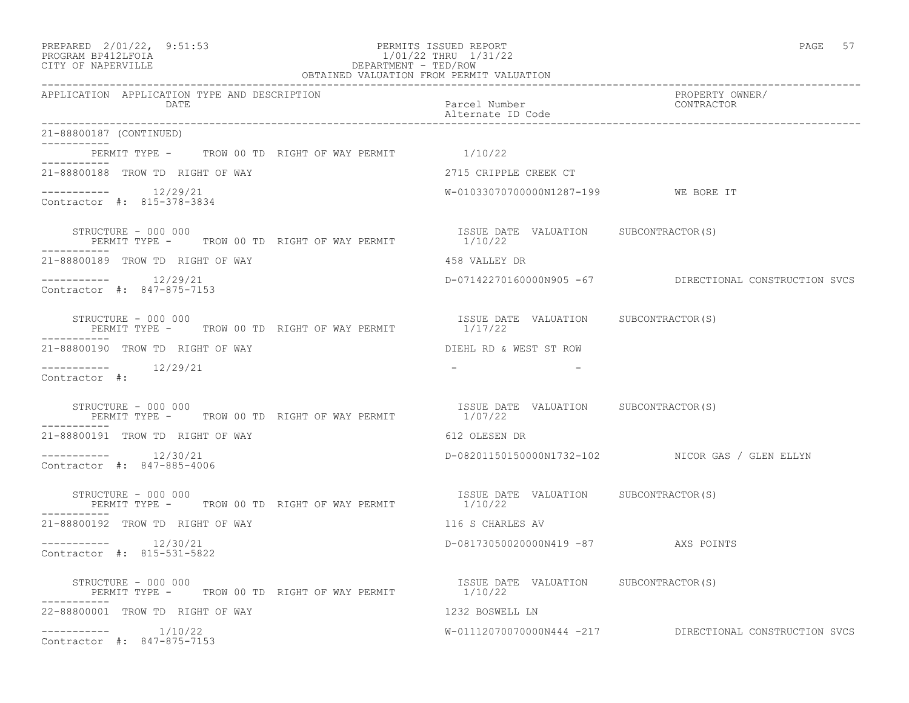PREPARED 2/01/22, 9:51:53 PERMITS ISSUED REPORT
PROGRAM BP412LFOIA 1/01/22 THRU 1/31/22
CITY OF NAPERVILLE DEPARTMENT - TED/ROW
OBTAINED VALUATION FROM PERMIT VALUATION

| APPLICATION | APPLICATION TYPE AND DESCRIPTION DATE | Parcel Number Alternate ID Code | PROPERTY OWNER/ CONTRACTOR |
|---|---|---|---|

21-88800187 (CONTINUED)

PERMIT TYPE - TROW 00 TD RIGHT OF WAY PERMIT 1/10/22

---

21-88800188 TROW TD RIGHT OF WAY — 2715 CRIPPLE CREEK CT

12/29/21 — W-01033070700000N1287-199 — WE BORE IT

Contractor #: 815-378-3834

STRUCTURE - 000 000 — ISSUE DATE VALUATION SUBCONTRACTOR(S)
PERMIT TYPE - TROW 00 TD RIGHT OF WAY PERMIT 1/10/22

---

21-88800189 TROW TD RIGHT OF WAY — 458 VALLEY DR

12/29/21 — D-07142270160000N905 -67 — DIRECTIONAL CONSTRUCTION SVCS

Contractor #: 847-875-7153

STRUCTURE - 000 000 — ISSUE DATE VALUATION SUBCONTRACTOR(S)
PERMIT TYPE - TROW 00 TD RIGHT OF WAY PERMIT 1/17/22

---

21-88800190 TROW TD RIGHT OF WAY — DIEHL RD & WEST ST ROW

12/29/21 — - -

Contractor #:

STRUCTURE - 000 000 — ISSUE DATE VALUATION SUBCONTRACTOR(S)
PERMIT TYPE - TROW 00 TD RIGHT OF WAY PERMIT 1/07/22

---

21-88800191 TROW TD RIGHT OF WAY — 612 OLESEN DR

12/30/21 — D-08201150150000N1732-102 — NICOR GAS / GLEN ELLYN

Contractor #: 847-885-4006

STRUCTURE - 000 000 — ISSUE DATE VALUATION SUBCONTRACTOR(S)
PERMIT TYPE - TROW 00 TD RIGHT OF WAY PERMIT 1/10/22

---

21-88800192 TROW TD RIGHT OF WAY — 116 S CHARLES AV

12/30/21 — D-08173050020000N419 -87 — AXS POINTS

Contractor #: 815-531-5822

STRUCTURE - 000 000 — ISSUE DATE VALUATION SUBCONTRACTOR(S)
PERMIT TYPE - TROW 00 TD RIGHT OF WAY PERMIT 1/10/22

---

22-88800001 TROW TD RIGHT OF WAY — 1232 BOSWELL LN

1/10/22 — W-01112070070000N444 -217 — DIRECTIONAL CONSTRUCTION SVCS

Contractor #: 847-875-7153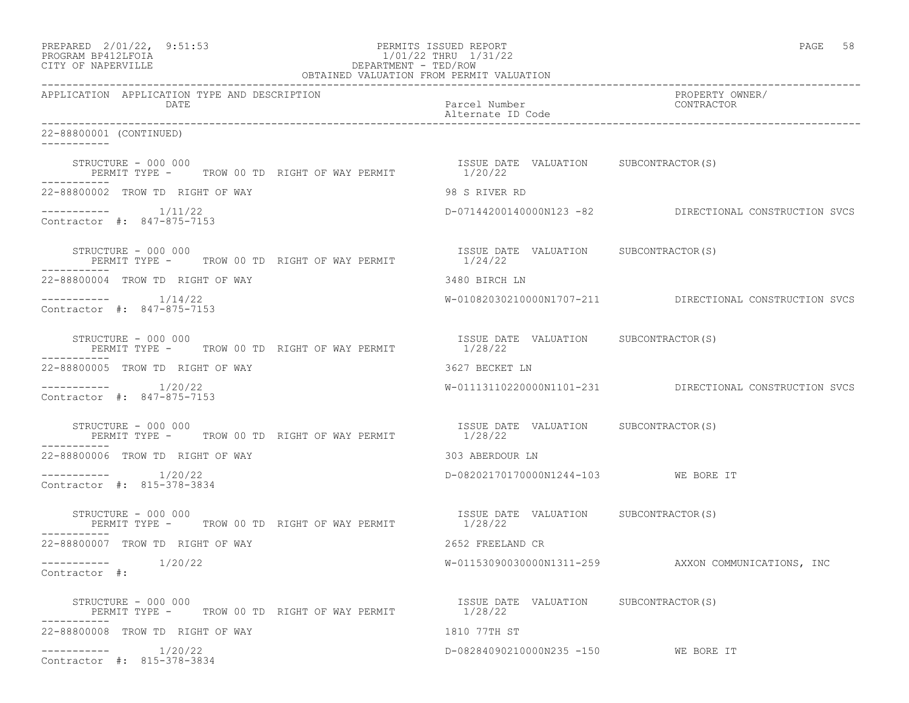PREPARED 2/01/22, 9:51:53 PERMITS ISSUED REPORT
PROGRAM BP412LFOIA 1/01/22 THRU 1/31/22
CITY OF NAPERVILLE DEPARTMENT - TED/ROW
OBTAINED VALUATION FROM PERMIT VALUATION

| APPLICATION | APPLICATION TYPE AND DESCRIPTION / DATE | Parcel Number / Alternate ID Code | PROPERTY OWNER/ CONTRACTOR |
|---|---|---|---|

22-88800001 (CONTINUED)

STRUCTURE - 000 000
PERMIT TYPE - TROW 00 TD RIGHT OF WAY PERMIT — ISSUE DATE 1/20/22, VALUATION, SUBCONTRACTOR(S)

22-88800002 TROW TD RIGHT OF WAY — 98 S RIVER RD
1/11/22 — D-07144200140000N123 -82 — DIRECTIONAL CONSTRUCTION SVCS
Contractor #: 847-875-7153

STRUCTURE - 000 000
PERMIT TYPE - TROW 00 TD RIGHT OF WAY PERMIT — ISSUE DATE 1/24/22, VALUATION, SUBCONTRACTOR(S)

22-88800004 TROW TD RIGHT OF WAY — 3480 BIRCH LN
1/14/22 — W-01082030210000N1707-211 — DIRECTIONAL CONSTRUCTION SVCS
Contractor #: 847-875-7153

STRUCTURE - 000 000
PERMIT TYPE - TROW 00 TD RIGHT OF WAY PERMIT — ISSUE DATE 1/28/22, VALUATION, SUBCONTRACTOR(S)

22-88800005 TROW TD RIGHT OF WAY — 3627 BECKET LN
1/20/22 — W-01113110220000N1101-231 — DIRECTIONAL CONSTRUCTION SVCS
Contractor #: 847-875-7153

STRUCTURE - 000 000
PERMIT TYPE - TROW 00 TD RIGHT OF WAY PERMIT — ISSUE DATE 1/28/22, VALUATION, SUBCONTRACTOR(S)

22-88800006 TROW TD RIGHT OF WAY — 303 ABERDOUR LN
1/20/22 — D-08202170170000N1244-103 — WE BORE IT
Contractor #: 815-378-3834

STRUCTURE - 000 000
PERMIT TYPE - TROW 00 TD RIGHT OF WAY PERMIT — ISSUE DATE 1/28/22, VALUATION, SUBCONTRACTOR(S)

22-88800007 TROW TD RIGHT OF WAY — 2652 FREELAND CR
1/20/22 — W-01153090030000N1311-259 — AXXON COMMUNICATIONS, INC
Contractor #:

STRUCTURE - 000 000
PERMIT TYPE - TROW 00 TD RIGHT OF WAY PERMIT — ISSUE DATE 1/28/22, VALUATION, SUBCONTRACTOR(S)

22-88800008 TROW TD RIGHT OF WAY — 1810 77TH ST
1/20/22 — D-08284090210000N235 -150 — WE BORE IT
Contractor #: 815-378-3834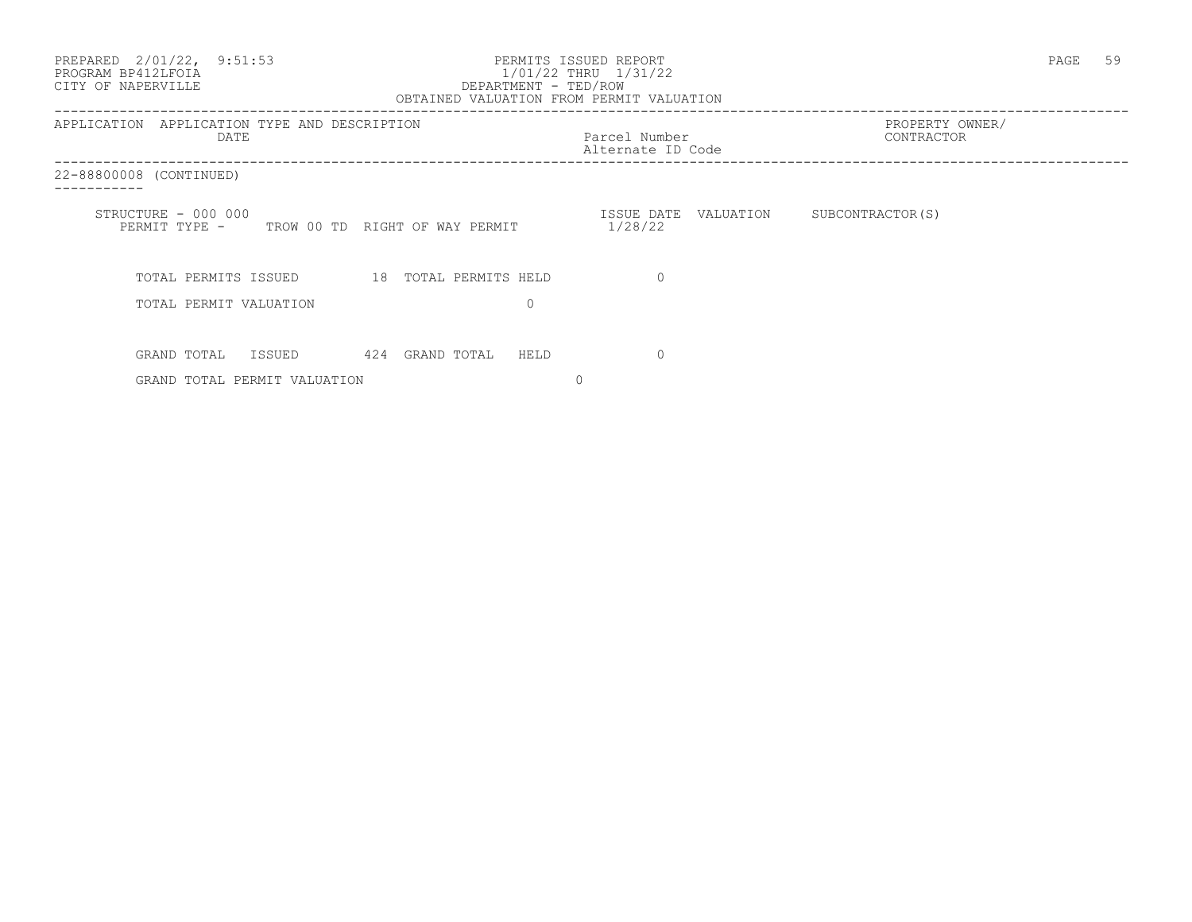PREPARED 2/01/22, 9:51:53
PROGRAM BP412LFOIA
CITY OF NAPERVILLE

PERMITS ISSUED REPORT
1/01/22 THRU 1/31/22
DEPARTMENT - TED/ROW
OBTAINED VALUATION FROM PERMIT VALUATION

| APPLICATION | APPLICATION TYPE AND DESCRIPTION DATE | Parcel Number Alternate ID Code | PROPERTY OWNER/ CONTRACTOR |
|---|---|---|---|

22-88800008 (CONTINUED)

STRUCTURE - 000 000
PERMIT TYPE - TROW 00 TD RIGHT OF WAY PERMIT

ISSUE DATE VALUATION SUBCONTRACTOR(S)
1/28/22

TOTAL PERMITS ISSUED 18 TOTAL PERMITS HELD 0

TOTAL PERMIT VALUATION 0

GRAND TOTAL ISSUED 424 GRAND TOTAL HELD 0

GRAND TOTAL PERMIT VALUATION 0